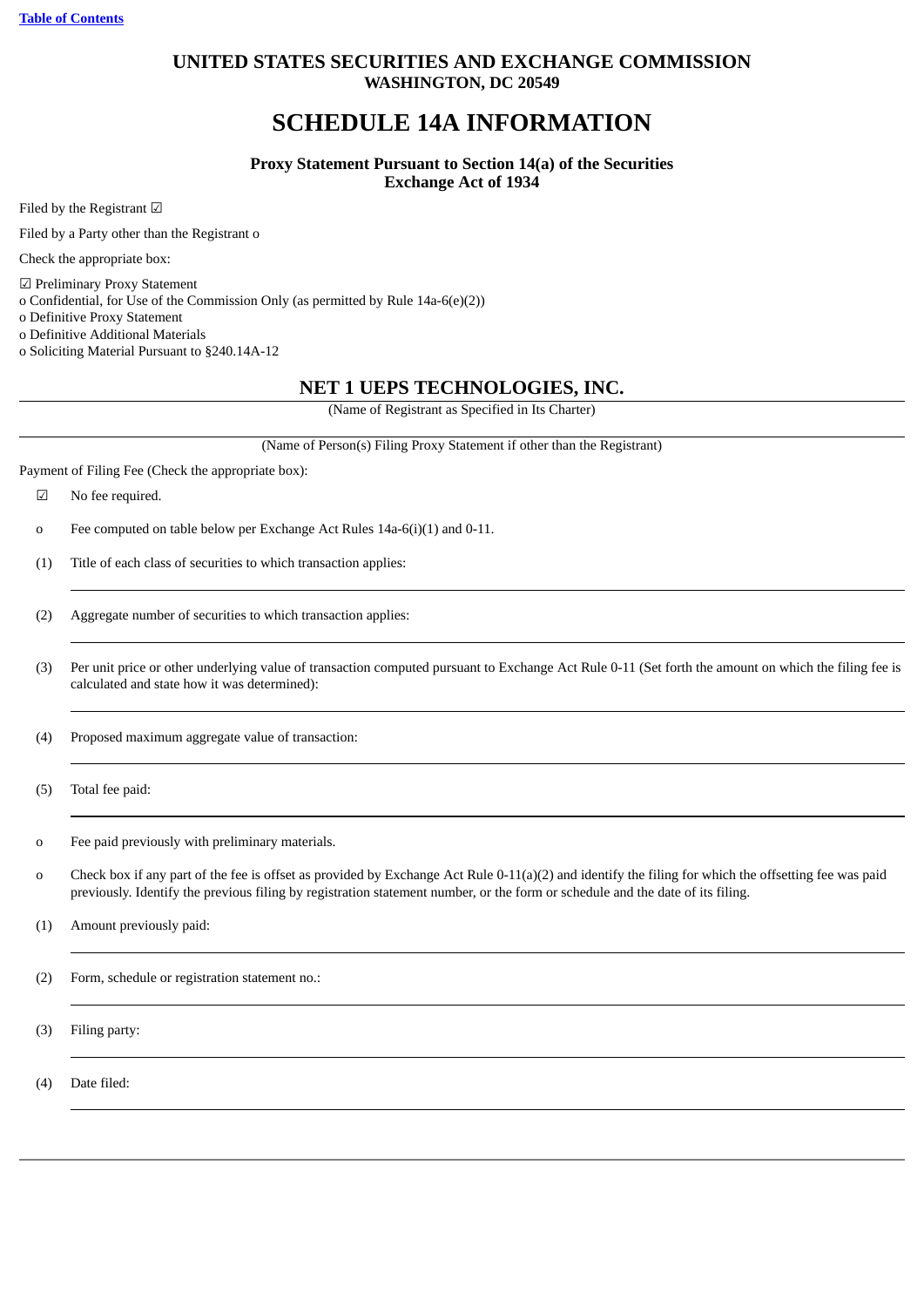[Table of Contents](#)

# UNITED STATES SECURITIES AND EXCHANGE COMMISSION
**WASHINGTON, DC 20549**

# SCHEDULE 14A INFORMATION

**Proxy Statement Pursuant to Section 14(a) of the Securities Exchange Act of 1934**

Filed by the Registrant ☑

Filed by a Party other than the Registrant o

Check the appropriate box:

☑ Preliminary Proxy Statement
o Confidential, for Use of the Commission Only (as permitted by Rule 14a-6(e)(2))
o Definitive Proxy Statement
o Definitive Additional Materials
o Soliciting Material Pursuant to §240.14A-12

## NET 1 UEPS TECHNOLOGIES, INC.

(Name of Registrant as Specified in Its Charter)

(Name of Person(s) Filing Proxy Statement if other than the Registrant)

Payment of Filing Fee (Check the appropriate box):

☑ No fee required.

o Fee computed on table below per Exchange Act Rules 14a-6(i)(1) and 0-11.

(1) Title of each class of securities to which transaction applies:

(2) Aggregate number of securities to which transaction applies:

(3) Per unit price or other underlying value of transaction computed pursuant to Exchange Act Rule 0-11 (Set forth the amount on which the filing fee is calculated and state how it was determined):

(4) Proposed maximum aggregate value of transaction:

(5) Total fee paid:

o Fee paid previously with preliminary materials.

o Check box if any part of the fee is offset as provided by Exchange Act Rule 0-11(a)(2) and identify the filing for which the offsetting fee was paid previously. Identify the previous filing by registration statement number, or the form or schedule and the date of its filing.

(1) Amount previously paid:

(2) Form, schedule or registration statement no.:

(3) Filing party:

(4) Date filed: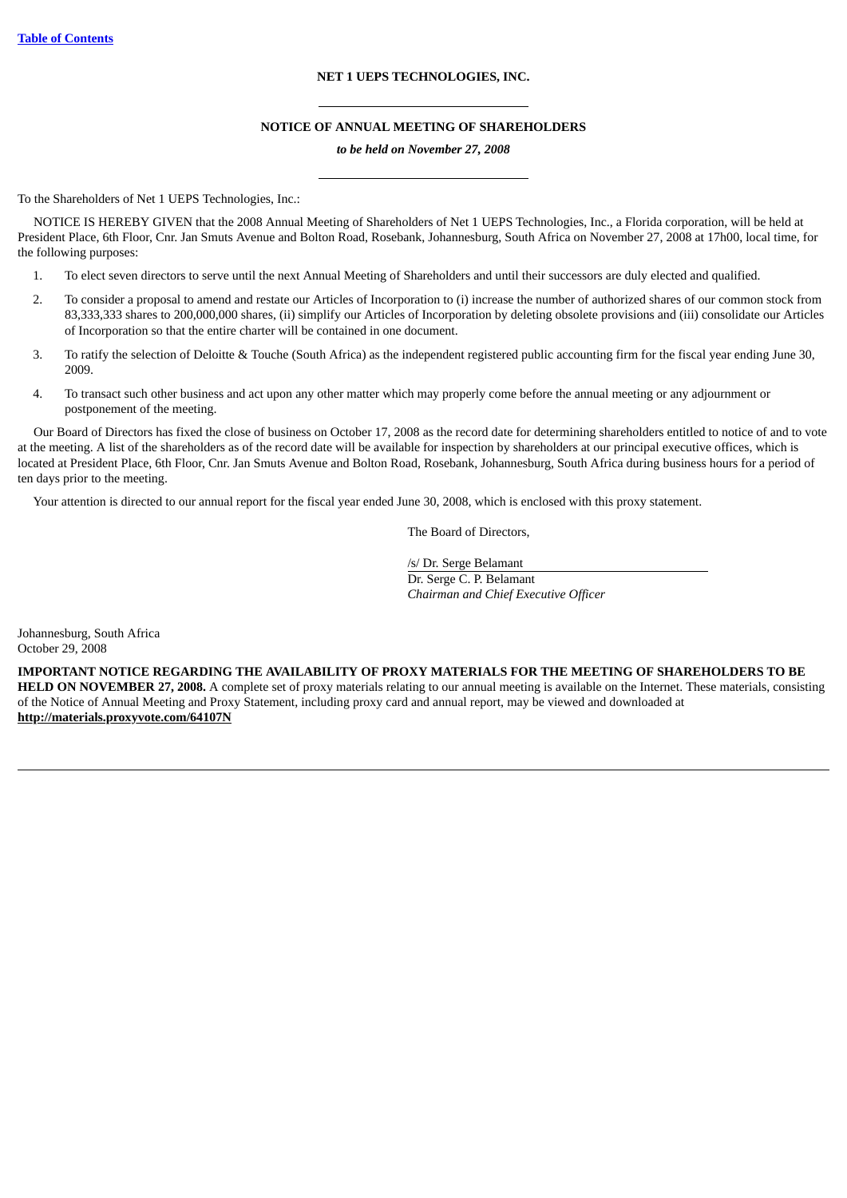**NET 1 UEPS TECHNOLOGIES, INC.**

---

**NOTICE OF ANNUAL MEETING OF SHAREHOLDERS**

***to be held on November 27, 2008***

---

To the Shareholders of Net 1 UEPS Technologies, Inc.:

NOTICE IS HEREBY GIVEN that the 2008 Annual Meeting of Shareholders of Net 1 UEPS Technologies, Inc., a Florida corporation, will be held at President Place, 6th Floor, Cnr. Jan Smuts Avenue and Bolton Road, Rosebank, Johannesburg, South Africa on November 27, 2008 at 17h00, local time, for the following purposes:

1. To elect seven directors to serve until the next Annual Meeting of Shareholders and until their successors are duly elected and qualified.
2. To consider a proposal to amend and restate our Articles of Incorporation to (i) increase the number of authorized shares of our common stock from 83,333,333 shares to 200,000,000 shares, (ii) simplify our Articles of Incorporation by deleting obsolete provisions and (iii) consolidate our Articles of Incorporation so that the entire charter will be contained in one document.
3. To ratify the selection of Deloitte & Touche (South Africa) as the independent registered public accounting firm for the fiscal year ending June 30, 2009.
4. To transact such other business and act upon any other matter which may properly come before the annual meeting or any adjournment or postponement of the meeting.

Our Board of Directors has fixed the close of business on October 17, 2008 as the record date for determining shareholders entitled to notice of and to vote at the meeting. A list of the shareholders as of the record date will be available for inspection by shareholders at our principal executive offices, which is located at President Place, 6th Floor, Cnr. Jan Smuts Avenue and Bolton Road, Rosebank, Johannesburg, South Africa during business hours for a period of ten days prior to the meeting.

Your attention is directed to our annual report for the fiscal year ended June 30, 2008, which is enclosed with this proxy statement.

The Board of Directors,

/s/ Dr. Serge Belamant
Dr. Serge C. P. Belamant
*Chairman and Chief Executive Officer*

Johannesburg, South Africa
October 29, 2008

**IMPORTANT NOTICE REGARDING THE AVAILABILITY OF PROXY MATERIALS FOR THE MEETING OF SHAREHOLDERS TO BE HELD ON NOVEMBER 27, 2008.** A complete set of proxy materials relating to our annual meeting is available on the Internet. These materials, consisting of the Notice of Annual Meeting and Proxy Statement, including proxy card and annual report, may be viewed and downloaded at **http://materials.proxyvote.com/64107N**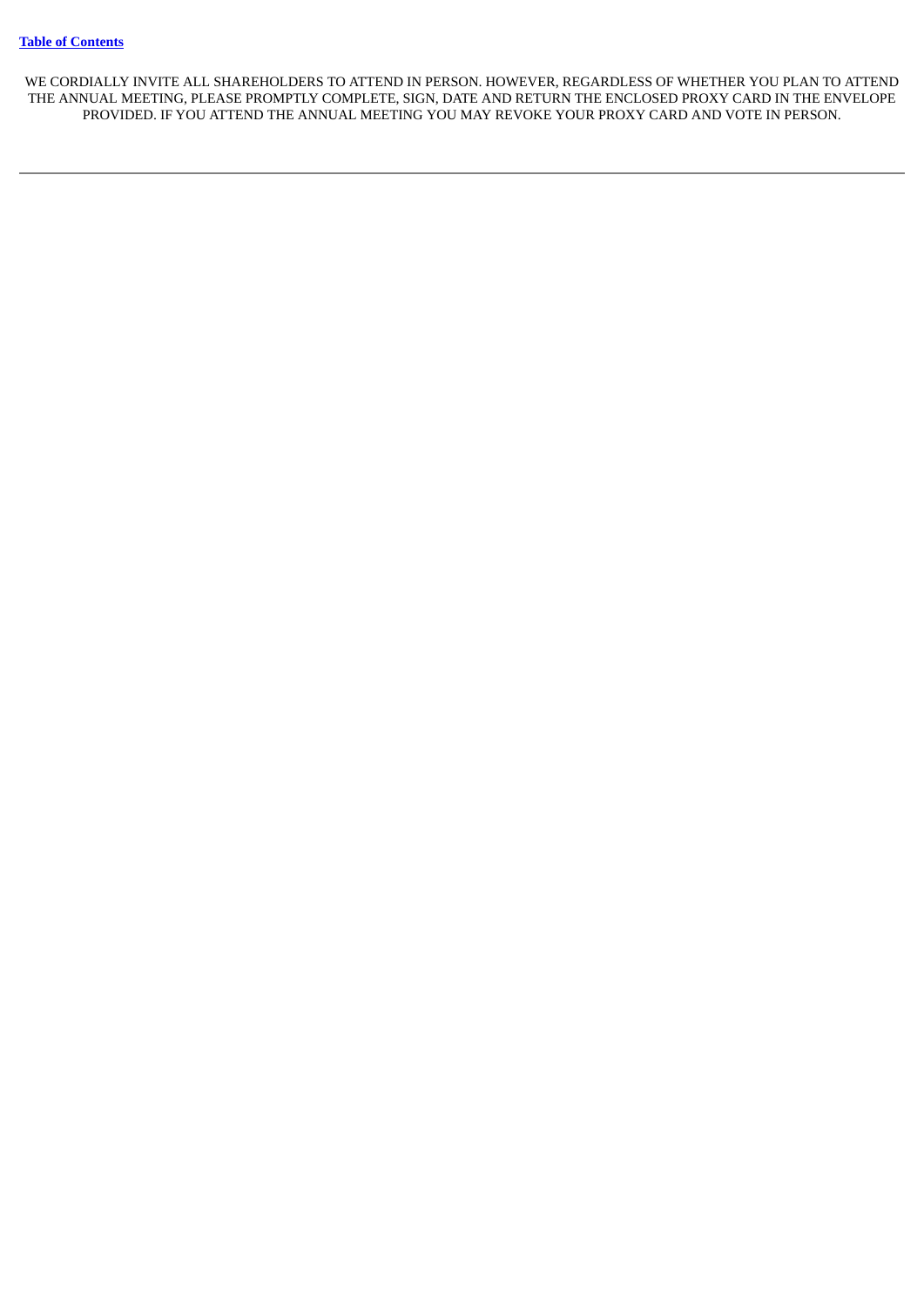WE CORDIALLY INVITE ALL SHAREHOLDERS TO ATTEND IN PERSON. HOWEVER, REGARDLESS OF WHETHER YOU PLAN TO ATTEND THE ANNUAL MEETING, PLEASE PROMPTLY COMPLETE, SIGN, DATE AND RETURN THE ENCLOSED PROXY CARD IN THE ENVELOPE PROVIDED. IF YOU ATTEND THE ANNUAL MEETING YOU MAY REVOKE YOUR PROXY CARD AND VOTE IN PERSON.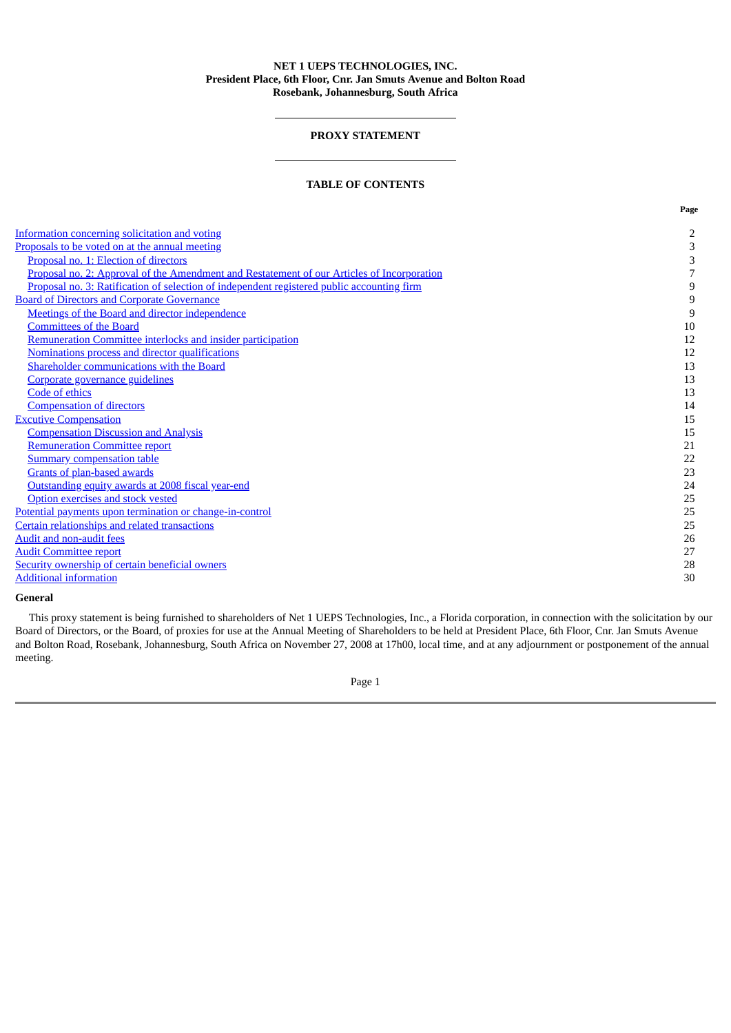**NET 1 UEPS TECHNOLOGIES, INC.**
**President Place, 6th Floor, Cnr. Jan Smuts Avenue and Bolton Road**
**Rosebank, Johannesburg, South Africa**

## PROXY STATEMENT

### TABLE OF CONTENTS

| | Page |
|---|---|
| Information concerning solicitation and voting | 2 |
| Proposals to be voted on at the annual meeting | 3 |
| Proposal no. 1: Election of directors | 3 |
| Proposal no. 2: Approval of the Amendment and Restatement of our Articles of Incorporation | 7 |
| Proposal no. 3: Ratification of selection of independent registered public accounting firm | 9 |
| Board of Directors and Corporate Governance | 9 |
| Meetings of the Board and director independence | 9 |
| Committees of the Board | 10 |
| Remuneration Committee interlocks and insider participation | 12 |
| Nominations process and director qualifications | 12 |
| Shareholder communications with the Board | 13 |
| Corporate governance guidelines | 13 |
| Code of ethics | 13 |
| Compensation of directors | 14 |
| Excutive Compensation | 15 |
| Compensation Discussion and Analysis | 15 |
| Remuneration Committee report | 21 |
| Summary compensation table | 22 |
| Grants of plan-based awards | 23 |
| Outstanding equity awards at 2008 fiscal year-end | 24 |
| Option exercises and stock vested | 25 |
| Potential payments upon termination or change-in-control | 25 |
| Certain relationships and related transactions | 25 |
| Audit and non-audit fees | 26 |
| Audit Committee report | 27 |
| Security ownership of certain beneficial owners | 28 |
| Additional information | 30 |

**General**

This proxy statement is being furnished to shareholders of Net 1 UEPS Technologies, Inc., a Florida corporation, in connection with the solicitation by our Board of Directors, or the Board, of proxies for use at the Annual Meeting of Shareholders to be held at President Place, 6th Floor, Cnr. Jan Smuts Avenue and Bolton Road, Rosebank, Johannesburg, South Africa on November 27, 2008 at 17h00, local time, and at any adjournment or postponement of the annual meeting.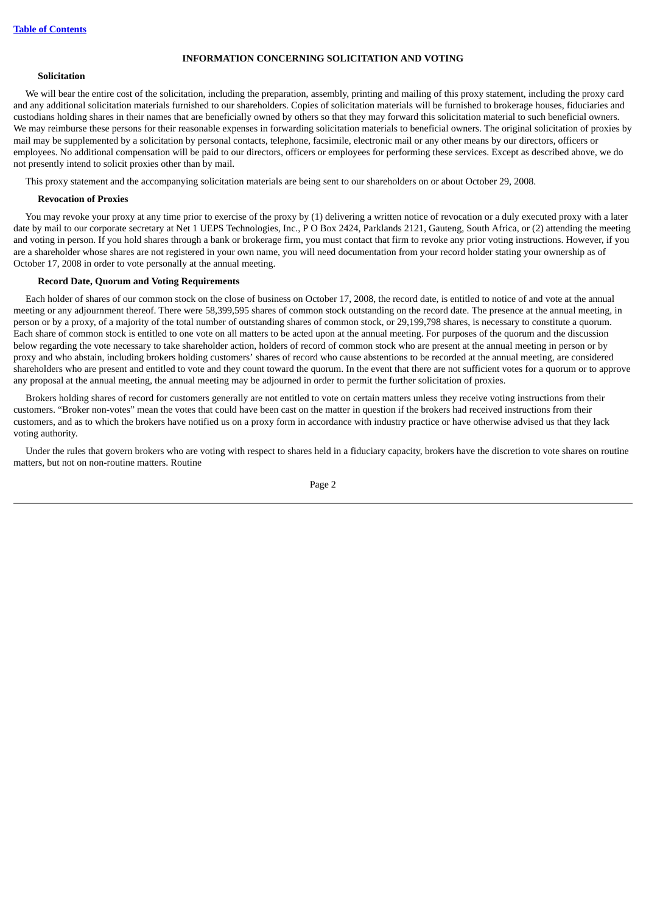## INFORMATION CONCERNING SOLICITATION AND VOTING

### Solicitation

We will bear the entire cost of the solicitation, including the preparation, assembly, printing and mailing of this proxy statement, including the proxy card and any additional solicitation materials furnished to our shareholders. Copies of solicitation materials will be furnished to brokerage houses, fiduciaries and custodians holding shares in their names that are beneficially owned by others so that they may forward this solicitation material to such beneficial owners. We may reimburse these persons for their reasonable expenses in forwarding solicitation materials to beneficial owners. The original solicitation of proxies by mail may be supplemented by a solicitation by personal contacts, telephone, facsimile, electronic mail or any other means by our directors, officers or employees. No additional compensation will be paid to our directors, officers or employees for performing these services. Except as described above, we do not presently intend to solicit proxies other than by mail.

This proxy statement and the accompanying solicitation materials are being sent to our shareholders on or about October 29, 2008.

### Revocation of Proxies

You may revoke your proxy at any time prior to exercise of the proxy by (1) delivering a written notice of revocation or a duly executed proxy with a later date by mail to our corporate secretary at Net 1 UEPS Technologies, Inc., P O Box 2424, Parklands 2121, Gauteng, South Africa, or (2) attending the meeting and voting in person. If you hold shares through a bank or brokerage firm, you must contact that firm to revoke any prior voting instructions. However, if you are a shareholder whose shares are not registered in your own name, you will need documentation from your record holder stating your ownership as of October 17, 2008 in order to vote personally at the annual meeting.

### Record Date, Quorum and Voting Requirements

Each holder of shares of our common stock on the close of business on October 17, 2008, the record date, is entitled to notice of and vote at the annual meeting or any adjournment thereof. There were 58,399,595 shares of common stock outstanding on the record date. The presence at the annual meeting, in person or by a proxy, of a majority of the total number of outstanding shares of common stock, or 29,199,798 shares, is necessary to constitute a quorum. Each share of common stock is entitled to one vote on all matters to be acted upon at the annual meeting. For purposes of the quorum and the discussion below regarding the vote necessary to take shareholder action, holders of record of common stock who are present at the annual meeting in person or by proxy and who abstain, including brokers holding customers' shares of record who cause abstentions to be recorded at the annual meeting, are considered shareholders who are present and entitled to vote and they count toward the quorum. In the event that there are not sufficient votes for a quorum or to approve any proposal at the annual meeting, the annual meeting may be adjourned in order to permit the further solicitation of proxies.

Brokers holding shares of record for customers generally are not entitled to vote on certain matters unless they receive voting instructions from their customers. "Broker non-votes" mean the votes that could have been cast on the matter in question if the brokers had received instructions from their customers, and as to which the brokers have notified us on a proxy form in accordance with industry practice or have otherwise advised us that they lack voting authority.

Under the rules that govern brokers who are voting with respect to shares held in a fiduciary capacity, brokers have the discretion to vote shares on routine matters, but not on non-routine matters. Routine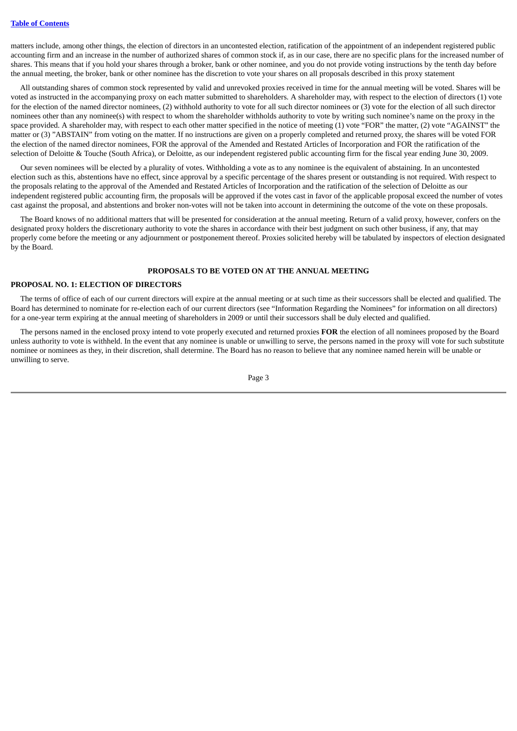matters include, among other things, the election of directors in an uncontested election, ratification of the appointment of an independent registered public accounting firm and an increase in the number of authorized shares of common stock if, as in our case, there are no specific plans for the increased number of shares. This means that if you hold your shares through a broker, bank or other nominee, and you do not provide voting instructions by the tenth day before the annual meeting, the broker, bank or other nominee has the discretion to vote your shares on all proposals described in this proxy statement

All outstanding shares of common stock represented by valid and unrevoked proxies received in time for the annual meeting will be voted. Shares will be voted as instructed in the accompanying proxy on each matter submitted to shareholders. A shareholder may, with respect to the election of directors (1) vote for the election of the named director nominees, (2) withhold authority to vote for all such director nominees or (3) vote for the election of all such director nominees other than any nominee(s) with respect to whom the shareholder withholds authority to vote by writing such nominee's name on the proxy in the space provided. A shareholder may, with respect to each other matter specified in the notice of meeting (1) vote "FOR" the matter, (2) vote "AGAINST" the matter or (3) "ABSTAIN" from voting on the matter. If no instructions are given on a properly completed and returned proxy, the shares will be voted FOR the election of the named director nominees, FOR the approval of the Amended and Restated Articles of Incorporation and FOR the ratification of the selection of Deloitte & Touche (South Africa), or Deloitte, as our independent registered public accounting firm for the fiscal year ending June 30, 2009.

Our seven nominees will be elected by a plurality of votes. Withholding a vote as to any nominee is the equivalent of abstaining. In an uncontested election such as this, abstentions have no effect, since approval by a specific percentage of the shares present or outstanding is not required. With respect to the proposals relating to the approval of the Amended and Restated Articles of Incorporation and the ratification of the selection of Deloitte as our independent registered public accounting firm, the proposals will be approved if the votes cast in favor of the applicable proposal exceed the number of votes cast against the proposal, and abstentions and broker non-votes will not be taken into account in determining the outcome of the vote on these proposals.

The Board knows of no additional matters that will be presented for consideration at the annual meeting. Return of a valid proxy, however, confers on the designated proxy holders the discretionary authority to vote the shares in accordance with their best judgment on such other business, if any, that may properly come before the meeting or any adjournment or postponement thereof. Proxies solicited hereby will be tabulated by inspectors of election designated by the Board.

## PROPOSALS TO BE VOTED ON AT THE ANNUAL MEETING

### PROPOSAL NO. 1: ELECTION OF DIRECTORS

The terms of office of each of our current directors will expire at the annual meeting or at such time as their successors shall be elected and qualified. The Board has determined to nominate for re-election each of our current directors (see "Information Regarding the Nominees" for information on all directors) for a one-year term expiring at the annual meeting of shareholders in 2009 or until their successors shall be duly elected and qualified.

The persons named in the enclosed proxy intend to vote properly executed and returned proxies **FOR** the election of all nominees proposed by the Board unless authority to vote is withheld. In the event that any nominee is unable or unwilling to serve, the persons named in the proxy will vote for such substitute nominee or nominees as they, in their discretion, shall determine. The Board has no reason to believe that any nominee named herein will be unable or unwilling to serve.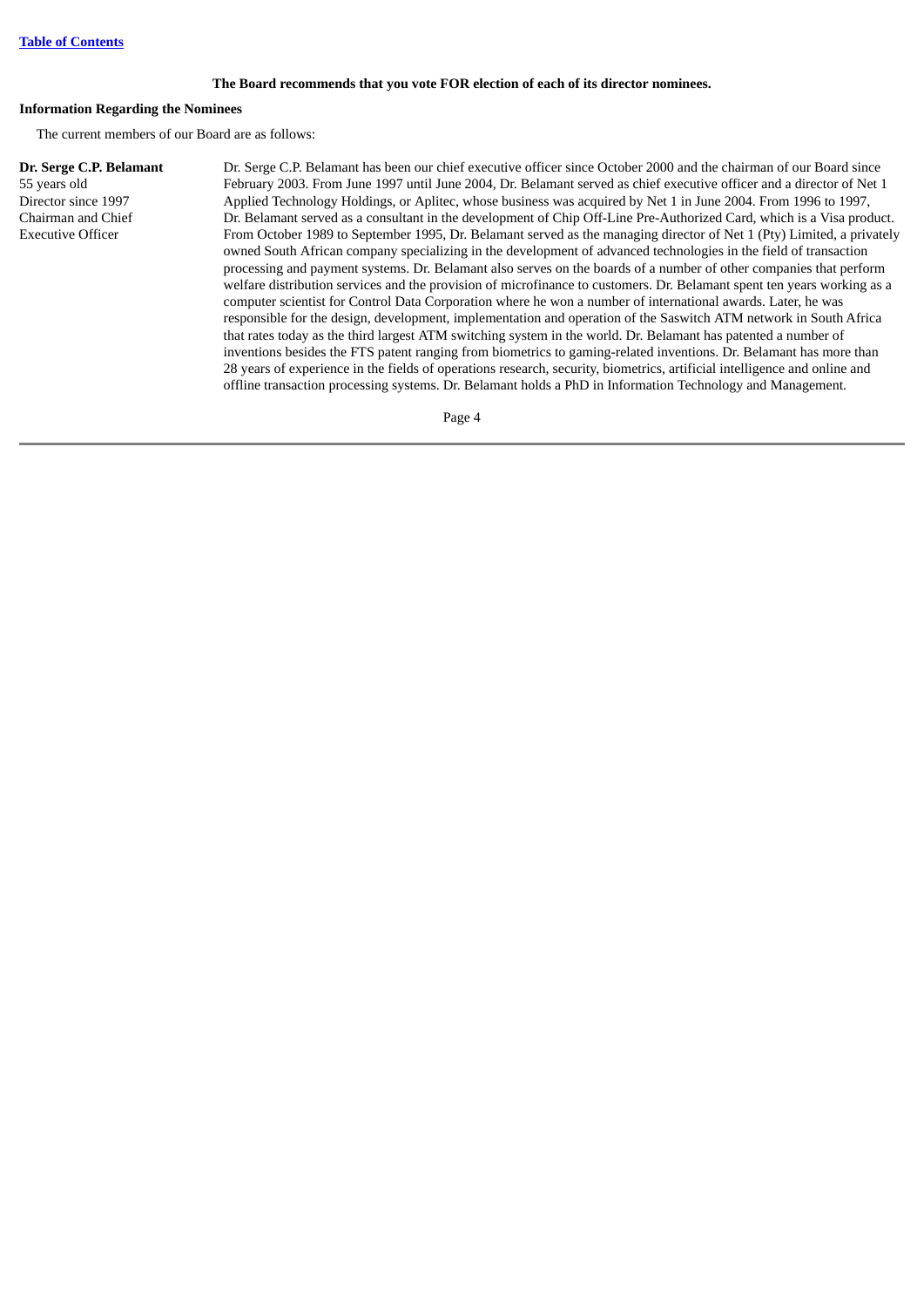**The Board recommends that you vote FOR election of each of its director nominees.**

**Information Regarding the Nominees**

The current members of our Board are as follows:

| | |
|---|---|
| **Dr. Serge C.P. Belamant**<br>55 years old<br>Director since 1997<br>Chairman and Chief Executive Officer | Dr. Serge C.P. Belamant has been our chief executive officer since October 2000 and the chairman of our Board since February 2003. From June 1997 until June 2004, Dr. Belamant served as chief executive officer and a director of Net 1 Applied Technology Holdings, or Aplitec, whose business was acquired by Net 1 in June 2004. From 1996 to 1997, Dr. Belamant served as a consultant in the development of Chip Off-Line Pre-Authorized Card, which is a Visa product. From October 1989 to September 1995, Dr. Belamant served as the managing director of Net 1 (Pty) Limited, a privately owned South African company specializing in the development of advanced technologies in the field of transaction processing and payment systems. Dr. Belamant also serves on the boards of a number of other companies that perform welfare distribution services and the provision of microfinance to customers. Dr. Belamant spent ten years working as a computer scientist for Control Data Corporation where he won a number of international awards. Later, he was responsible for the design, development, implementation and operation of the Saswitch ATM network in South Africa that rates today as the third largest ATM switching system in the world. Dr. Belamant has patented a number of inventions besides the FTS patent ranging from biometrics to gaming-related inventions. Dr. Belamant has more than 28 years of experience in the fields of operations research, security, biometrics, artificial intelligence and online and offline transaction processing systems. Dr. Belamant holds a PhD in Information Technology and Management. |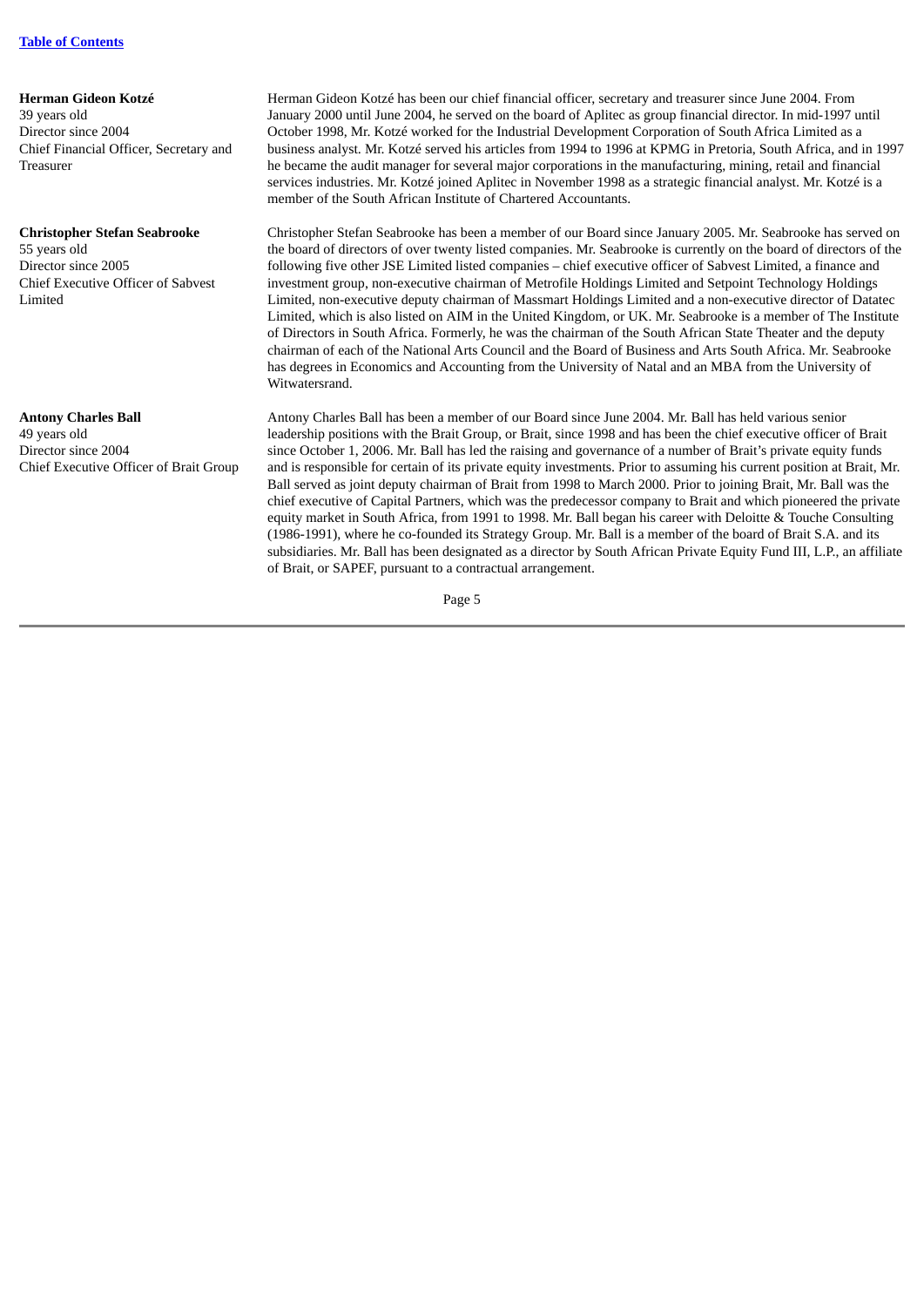**Herman Gideon Kotzé**
39 years old
Director since 2004
Chief Financial Officer, Secretary and Treasurer

Herman Gideon Kotzé has been our chief financial officer, secretary and treasurer since June 2004. From January 2000 until June 2004, he served on the board of Aplitec as group financial director. In mid-1997 until October 1998, Mr. Kotzé worked for the Industrial Development Corporation of South Africa Limited as a business analyst. Mr. Kotzé served his articles from 1994 to 1996 at KPMG in Pretoria, South Africa, and in 1997 he became the audit manager for several major corporations in the manufacturing, mining, retail and financial services industries. Mr. Kotzé joined Aplitec in November 1998 as a strategic financial analyst. Mr. Kotzé is a member of the South African Institute of Chartered Accountants.

**Christopher Stefan Seabrooke**
55 years old
Director since 2005
Chief Executive Officer of Sabvest Limited

Christopher Stefan Seabrooke has been a member of our Board since January 2005. Mr. Seabrooke has served on the board of directors of over twenty listed companies. Mr. Seabrooke is currently on the board of directors of the following five other JSE Limited listed companies – chief executive officer of Sabvest Limited, a finance and investment group, non-executive chairman of Metrofile Holdings Limited and Setpoint Technology Holdings Limited, non-executive deputy chairman of Massmart Holdings Limited and a non-executive director of Datatec Limited, which is also listed on AIM in the United Kingdom, or UK. Mr. Seabrooke is a member of The Institute of Directors in South Africa. Formerly, he was the chairman of the South African State Theater and the deputy chairman of each of the National Arts Council and the Board of Business and Arts South Africa. Mr. Seabrooke has degrees in Economics and Accounting from the University of Natal and an MBA from the University of Witwatersrand.

**Antony Charles Ball**
49 years old
Director since 2004
Chief Executive Officer of Brait Group

Antony Charles Ball has been a member of our Board since June 2004. Mr. Ball has held various senior leadership positions with the Brait Group, or Brait, since 1998 and has been the chief executive officer of Brait since October 1, 2006. Mr. Ball has led the raising and governance of a number of Brait's private equity funds and is responsible for certain of its private equity investments. Prior to assuming his current position at Brait, Mr. Ball served as joint deputy chairman of Brait from 1998 to March 2000. Prior to joining Brait, Mr. Ball was the chief executive of Capital Partners, which was the predecessor company to Brait and which pioneered the private equity market in South Africa, from 1991 to 1998. Mr. Ball began his career with Deloitte & Touche Consulting (1986-1991), where he co-founded its Strategy Group. Mr. Ball is a member of the board of Brait S.A. and its subsidiaries. Mr. Ball has been designated as a director by South African Private Equity Fund III, L.P., an affiliate of Brait, or SAPEF, pursuant to a contractual arrangement.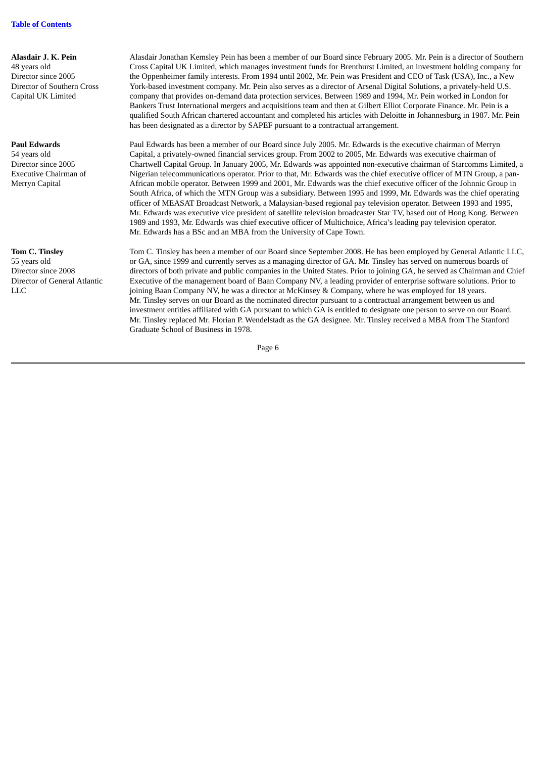**Alasdair J. K. Pein**
48 years old
Director since 2005
Director of Southern Cross Capital UK Limited

Alasdair Jonathan Kemsley Pein has been a member of our Board since February 2005. Mr. Pein is a director of Southern Cross Capital UK Limited, which manages investment funds for Brenthurst Limited, an investment holding company for the Oppenheimer family interests. From 1994 until 2002, Mr. Pein was President and CEO of Task (USA), Inc., a New York-based investment company. Mr. Pein also serves as a director of Arsenal Digital Solutions, a privately-held U.S. company that provides on-demand data protection services. Between 1989 and 1994, Mr. Pein worked in London for Bankers Trust International mergers and acquisitions team and then at Gilbert Elliot Corporate Finance. Mr. Pein is a qualified South African chartered accountant and completed his articles with Deloitte in Johannesburg in 1987. Mr. Pein has been designated as a director by SAPEF pursuant to a contractual arrangement.

**Paul Edwards**
54 years old
Director since 2005
Executive Chairman of Merryn Capital

Paul Edwards has been a member of our Board since July 2005. Mr. Edwards is the executive chairman of Merryn Capital, a privately-owned financial services group. From 2002 to 2005, Mr. Edwards was executive chairman of Chartwell Capital Group. In January 2005, Mr. Edwards was appointed non-executive chairman of Starcomms Limited, a Nigerian telecommunications operator. Prior to that, Mr. Edwards was the chief executive officer of MTN Group, a pan-African mobile operator. Between 1999 and 2001, Mr. Edwards was the chief executive officer of the Johnnic Group in South Africa, of which the MTN Group was a subsidiary. Between 1995 and 1999, Mr. Edwards was the chief operating officer of MEASAT Broadcast Network, a Malaysian-based regional pay television operator. Between 1993 and 1995, Mr. Edwards was executive vice president of satellite television broadcaster Star TV, based out of Hong Kong. Between 1989 and 1993, Mr. Edwards was chief executive officer of Multichoice, Africa's leading pay television operator. Mr. Edwards has a BSc and an MBA from the University of Cape Town.

**Tom C. Tinsley**
55 years old
Director since 2008
Director of General Atlantic LLC

Tom C. Tinsley has been a member of our Board since September 2008. He has been employed by General Atlantic LLC, or GA, since 1999 and currently serves as a managing director of GA. Mr. Tinsley has served on numerous boards of directors of both private and public companies in the United States. Prior to joining GA, he served as Chairman and Chief Executive of the management board of Baan Company NV, a leading provider of enterprise software solutions. Prior to joining Baan Company NV, he was a director at McKinsey & Company, where he was employed for 18 years. Mr. Tinsley serves on our Board as the nominated director pursuant to a contractual arrangement between us and investment entities affiliated with GA pursuant to which GA is entitled to designate one person to serve on our Board. Mr. Tinsley replaced Mr. Florian P. Wendelstadt as the GA designee. Mr. Tinsley received a MBA from The Stanford Graduate School of Business in 1978.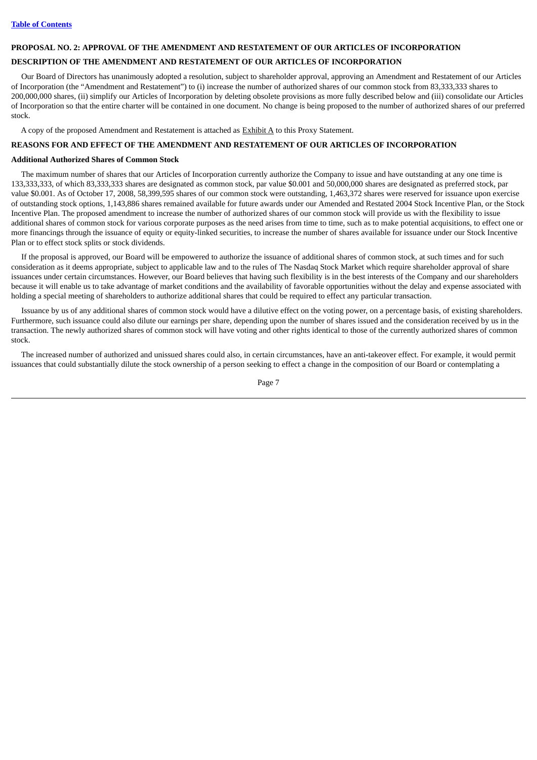## PROPOSAL NO. 2: APPROVAL OF THE AMENDMENT AND RESTATEMENT OF OUR ARTICLES OF INCORPORATION

## DESCRIPTION OF THE AMENDMENT AND RESTATEMENT OF OUR ARTICLES OF INCORPORATION

Our Board of Directors has unanimously adopted a resolution, subject to shareholder approval, approving an Amendment and Restatement of our Articles of Incorporation (the "Amendment and Restatement") to (i) increase the number of authorized shares of our common stock from 83,333,333 shares to 200,000,000 shares, (ii) simplify our Articles of Incorporation by deleting obsolete provisions as more fully described below and (iii) consolidate our Articles of Incorporation so that the entire charter will be contained in one document. No change is being proposed to the number of authorized shares of our preferred stock.

A copy of the proposed Amendment and Restatement is attached as Exhibit A to this Proxy Statement.

## REASONS FOR AND EFFECT OF THE AMENDMENT AND RESTATEMENT OF OUR ARTICLES OF INCORPORATION

### Additional Authorized Shares of Common Stock

The maximum number of shares that our Articles of Incorporation currently authorize the Company to issue and have outstanding at any one time is 133,333,333, of which 83,333,333 shares are designated as common stock, par value $0.001 and 50,000,000 shares are designated as preferred stock, par value $0.001. As of October 17, 2008, 58,399,595 shares of our common stock were outstanding, 1,463,372 shares were reserved for issuance upon exercise of outstanding stock options, 1,143,886 shares remained available for future awards under our Amended and Restated 2004 Stock Incentive Plan, or the Stock Incentive Plan. The proposed amendment to increase the number of authorized shares of our common stock will provide us with the flexibility to issue additional shares of common stock for various corporate purposes as the need arises from time to time, such as to make potential acquisitions, to effect one or more financings through the issuance of equity or equity-linked securities, to increase the number of shares available for issuance under our Stock Incentive Plan or to effect stock splits or stock dividends.

If the proposal is approved, our Board will be empowered to authorize the issuance of additional shares of common stock, at such times and for such consideration as it deems appropriate, subject to applicable law and to the rules of The Nasdaq Stock Market which require shareholder approval of share issuances under certain circumstances. However, our Board believes that having such flexibility is in the best interests of the Company and our shareholders because it will enable us to take advantage of market conditions and the availability of favorable opportunities without the delay and expense associated with holding a special meeting of shareholders to authorize additional shares that could be required to effect any particular transaction.

Issuance by us of any additional shares of common stock would have a dilutive effect on the voting power, on a percentage basis, of existing shareholders. Furthermore, such issuance could also dilute our earnings per share, depending upon the number of shares issued and the consideration received by us in the transaction. The newly authorized shares of common stock will have voting and other rights identical to those of the currently authorized shares of common stock.

The increased number of authorized and unissued shares could also, in certain circumstances, have an anti-takeover effect. For example, it would permit issuances that could substantially dilute the stock ownership of a person seeking to effect a change in the composition of our Board or contemplating a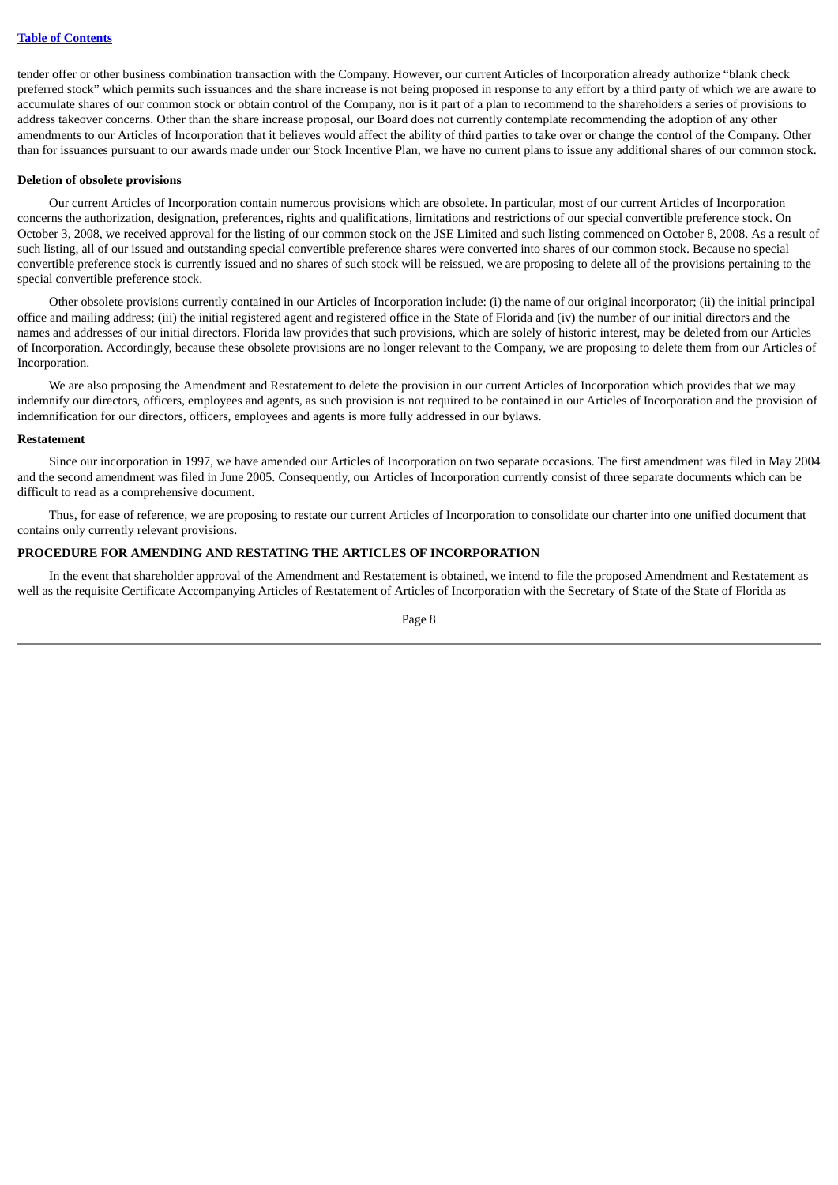tender offer or other business combination transaction with the Company. However, our current Articles of Incorporation already authorize "blank check preferred stock" which permits such issuances and the share increase is not being proposed in response to any effort by a third party of which we are aware to accumulate shares of our common stock or obtain control of the Company, nor is it part of a plan to recommend to the shareholders a series of provisions to address takeover concerns. Other than the share increase proposal, our Board does not currently contemplate recommending the adoption of any other amendments to our Articles of Incorporation that it believes would affect the ability of third parties to take over or change the control of the Company. Other than for issuances pursuant to our awards made under our Stock Incentive Plan, we have no current plans to issue any additional shares of our common stock.

**Deletion of obsolete provisions**

Our current Articles of Incorporation contain numerous provisions which are obsolete. In particular, most of our current Articles of Incorporation concerns the authorization, designation, preferences, rights and qualifications, limitations and restrictions of our special convertible preference stock. On October 3, 2008, we received approval for the listing of our common stock on the JSE Limited and such listing commenced on October 8, 2008. As a result of such listing, all of our issued and outstanding special convertible preference shares were converted into shares of our common stock. Because no special convertible preference stock is currently issued and no shares of such stock will be reissued, we are proposing to delete all of the provisions pertaining to the special convertible preference stock.

Other obsolete provisions currently contained in our Articles of Incorporation include: (i) the name of our original incorporator; (ii) the initial principal office and mailing address; (iii) the initial registered agent and registered office in the State of Florida and (iv) the number of our initial directors and the names and addresses of our initial directors. Florida law provides that such provisions, which are solely of historic interest, may be deleted from our Articles of Incorporation. Accordingly, because these obsolete provisions are no longer relevant to the Company, we are proposing to delete them from our Articles of Incorporation.

We are also proposing the Amendment and Restatement to delete the provision in our current Articles of Incorporation which provides that we may indemnify our directors, officers, employees and agents, as such provision is not required to be contained in our Articles of Incorporation and the provision of indemnification for our directors, officers, employees and agents is more fully addressed in our bylaws.

**Restatement**

Since our incorporation in 1997, we have amended our Articles of Incorporation on two separate occasions. The first amendment was filed in May 2004 and the second amendment was filed in June 2005. Consequently, our Articles of Incorporation currently consist of three separate documents which can be difficult to read as a comprehensive document.

Thus, for ease of reference, we are proposing to restate our current Articles of Incorporation to consolidate our charter into one unified document that contains only currently relevant provisions.

## PROCEDURE FOR AMENDING AND RESTATING THE ARTICLES OF INCORPORATION

In the event that shareholder approval of the Amendment and Restatement is obtained, we intend to file the proposed Amendment and Restatement as well as the requisite Certificate Accompanying Articles of Restatement of Articles of Incorporation with the Secretary of State of the State of Florida as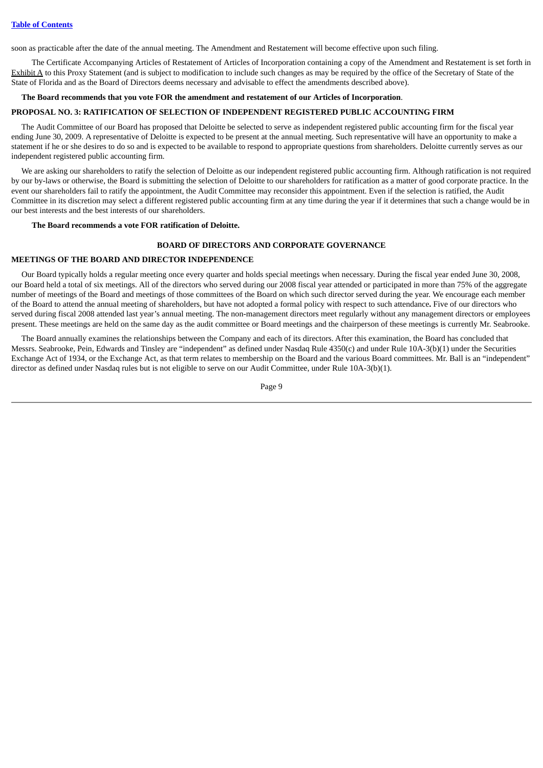soon as practicable after the date of the annual meeting. The Amendment and Restatement will become effective upon such filing.

The Certificate Accompanying Articles of Restatement of Articles of Incorporation containing a copy of the Amendment and Restatement is set forth in Exhibit A to this Proxy Statement (and is subject to modification to include such changes as may be required by the office of the Secretary of State of the State of Florida and as the Board of Directors deems necessary and advisable to effect the amendments described above).

**The Board recommends that you vote FOR the amendment and restatement of our Articles of Incorporation**.

## PROPOSAL NO. 3: RATIFICATION OF SELECTION OF INDEPENDENT REGISTERED PUBLIC ACCOUNTING FIRM

The Audit Committee of our Board has proposed that Deloitte be selected to serve as independent registered public accounting firm for the fiscal year ending June 30, 2009. A representative of Deloitte is expected to be present at the annual meeting. Such representative will have an opportunity to make a statement if he or she desires to do so and is expected to be available to respond to appropriate questions from shareholders. Deloitte currently serves as our independent registered public accounting firm.

We are asking our shareholders to ratify the selection of Deloitte as our independent registered public accounting firm. Although ratification is not required by our by-laws or otherwise, the Board is submitting the selection of Deloitte to our shareholders for ratification as a matter of good corporate practice. In the event our shareholders fail to ratify the appointment, the Audit Committee may reconsider this appointment. Even if the selection is ratified, the Audit Committee in its discretion may select a different registered public accounting firm at any time during the year if it determines that such a change would be in our best interests and the best interests of our shareholders.

**The Board recommends a vote FOR ratification of Deloitte.**

# BOARD OF DIRECTORS AND CORPORATE GOVERNANCE

## MEETINGS OF THE BOARD AND DIRECTOR INDEPENDENCE

Our Board typically holds a regular meeting once every quarter and holds special meetings when necessary. During the fiscal year ended June 30, 2008, our Board held a total of six meetings. All of the directors who served during our 2008 fiscal year attended or participated in more than 75% of the aggregate number of meetings of the Board and meetings of those committees of the Board on which such director served during the year. We encourage each member of the Board to attend the annual meeting of shareholders, but have not adopted a formal policy with respect to such attendance. Five of our directors who served during fiscal 2008 attended last year's annual meeting. The non-management directors meet regularly without any management directors or employees present. These meetings are held on the same day as the audit committee or Board meetings and the chairperson of these meetings is currently Mr. Seabrooke.

The Board annually examines the relationships between the Company and each of its directors. After this examination, the Board has concluded that Messrs. Seabrooke, Pein, Edwards and Tinsley are "independent" as defined under Nasdaq Rule 4350(c) and under Rule 10A-3(b)(1) under the Securities Exchange Act of 1934, or the Exchange Act, as that term relates to membership on the Board and the various Board committees. Mr. Ball is an "independent" director as defined under Nasdaq rules but is not eligible to serve on our Audit Committee, under Rule 10A-3(b)(1).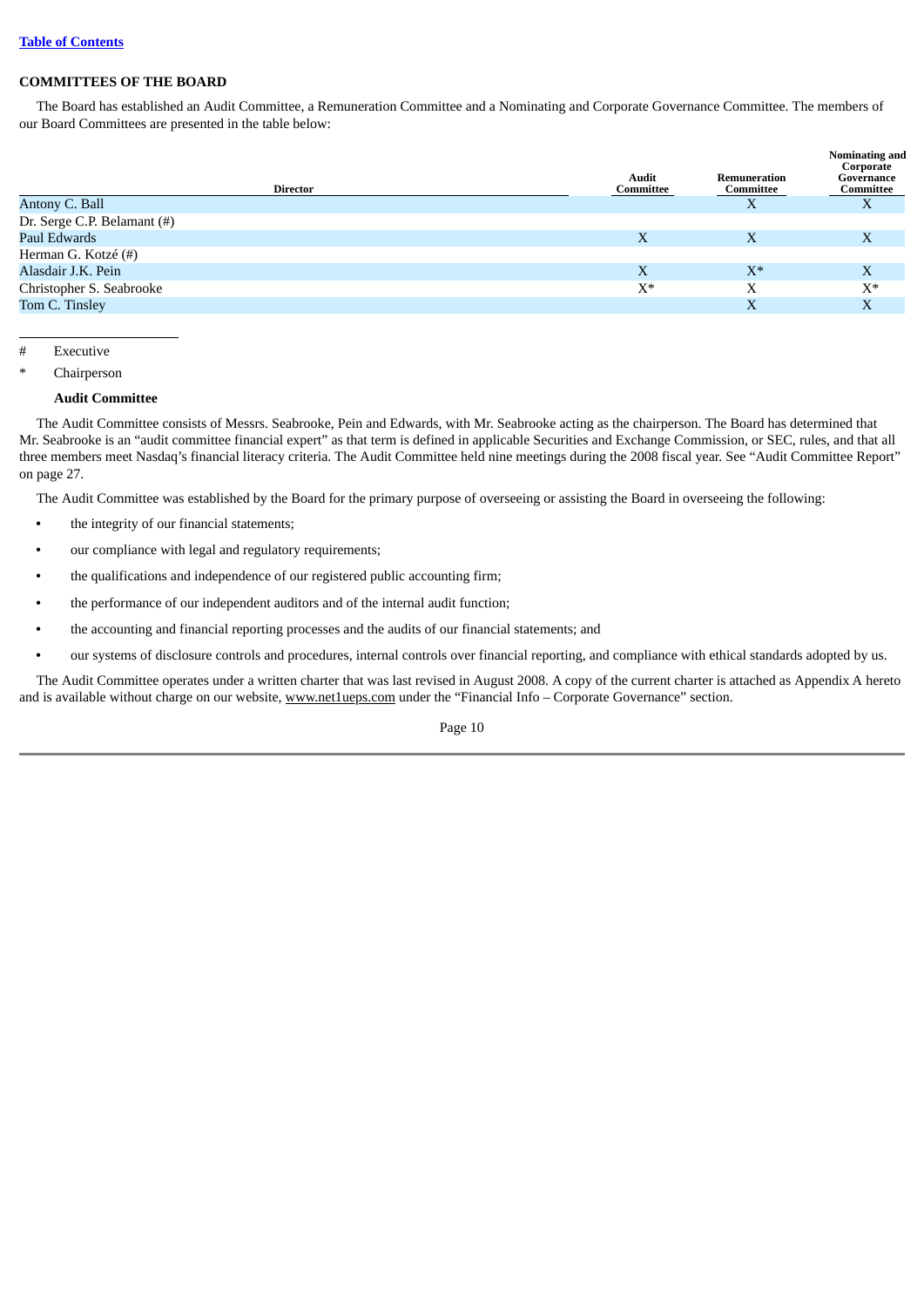[Table of Contents](#)

## COMMITTEES OF THE BOARD

The Board has established an Audit Committee, a Remuneration Committee and a Nominating and Corporate Governance Committee. The members of our Board Committees are presented in the table below:

| Director | Audit Committee | Remuneration Committee | Nominating and Corporate Governance Committee |
|---|---|---|---|
| Antony C. Ball | | X | X |
| Dr. Serge C.P. Belamant (#) | | | |
| Paul Edwards | X | X | X |
| Herman G. Kotzé (#) | | | |
| Alasdair J.K. Pein | X | X* | X |
| Christopher S. Seabrooke | X* | X | X* |
| Tom C. Tinsley | | X | X |

# Executive

\* Chairperson

### Audit Committee

The Audit Committee consists of Messrs. Seabrooke, Pein and Edwards, with Mr. Seabrooke acting as the chairperson. The Board has determined that Mr. Seabrooke is an "audit committee financial expert" as that term is defined in applicable Securities and Exchange Commission, or SEC, rules, and that all three members meet Nasdaq's financial literacy criteria. The Audit Committee held nine meetings during the 2008 fiscal year. See "Audit Committee Report" on page 27.

The Audit Committee was established by the Board for the primary purpose of overseeing or assisting the Board in overseeing the following:

- the integrity of our financial statements;
- our compliance with legal and regulatory requirements;
- the qualifications and independence of our registered public accounting firm;
- the performance of our independent auditors and of the internal audit function;
- the accounting and financial reporting processes and the audits of our financial statements; and
- our systems of disclosure controls and procedures, internal controls over financial reporting, and compliance with ethical standards adopted by us.

The Audit Committee operates under a written charter that was last revised in August 2008. A copy of the current charter is attached as Appendix A hereto and is available without charge on our website, www.net1ueps.com under the "Financial Info – Corporate Governance" section.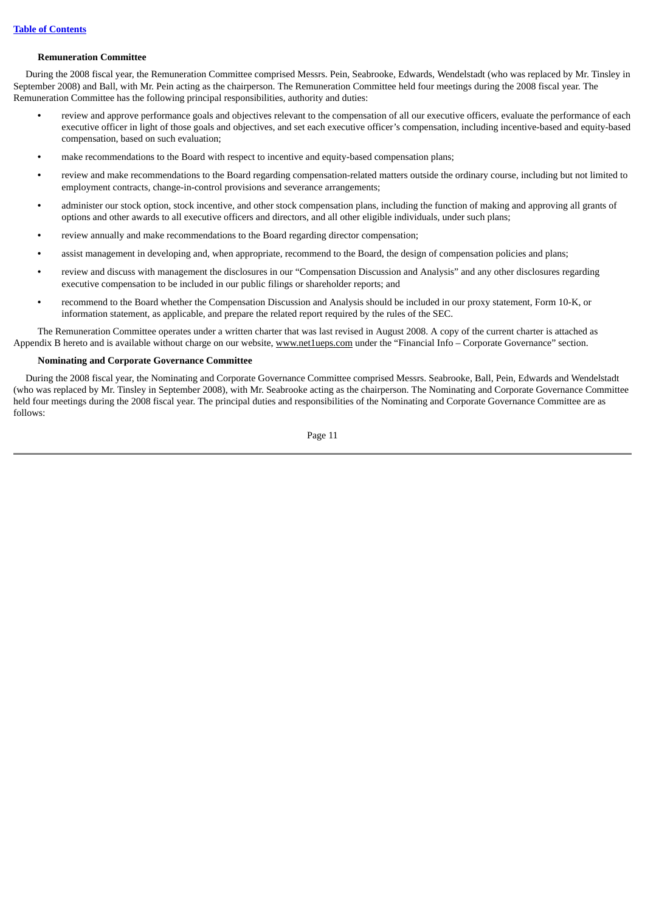**Remuneration Committee**

During the 2008 fiscal year, the Remuneration Committee comprised Messrs. Pein, Seabrooke, Edwards, Wendelstadt (who was replaced by Mr. Tinsley in September 2008) and Ball, with Mr. Pein acting as the chairperson. The Remuneration Committee held four meetings during the 2008 fiscal year. The Remuneration Committee has the following principal responsibilities, authority and duties:

- review and approve performance goals and objectives relevant to the compensation of all our executive officers, evaluate the performance of each executive officer in light of those goals and objectives, and set each executive officer's compensation, including incentive-based and equity-based compensation, based on such evaluation;
- make recommendations to the Board with respect to incentive and equity-based compensation plans;
- review and make recommendations to the Board regarding compensation-related matters outside the ordinary course, including but not limited to employment contracts, change-in-control provisions and severance arrangements;
- administer our stock option, stock incentive, and other stock compensation plans, including the function of making and approving all grants of options and other awards to all executive officers and directors, and all other eligible individuals, under such plans;
- review annually and make recommendations to the Board regarding director compensation;
- assist management in developing and, when appropriate, recommend to the Board, the design of compensation policies and plans;
- review and discuss with management the disclosures in our "Compensation Discussion and Analysis" and any other disclosures regarding executive compensation to be included in our public filings or shareholder reports; and
- recommend to the Board whether the Compensation Discussion and Analysis should be included in our proxy statement, Form 10-K, or information statement, as applicable, and prepare the related report required by the rules of the SEC.

The Remuneration Committee operates under a written charter that was last revised in August 2008. A copy of the current charter is attached as Appendix B hereto and is available without charge on our website, www.net1ueps.com under the "Financial Info – Corporate Governance" section.

**Nominating and Corporate Governance Committee**

During the 2008 fiscal year, the Nominating and Corporate Governance Committee comprised Messrs. Seabrooke, Ball, Pein, Edwards and Wendelstadt (who was replaced by Mr. Tinsley in September 2008), with Mr. Seabrooke acting as the chairperson. The Nominating and Corporate Governance Committee held four meetings during the 2008 fiscal year. The principal duties and responsibilities of the Nominating and Corporate Governance Committee are as follows: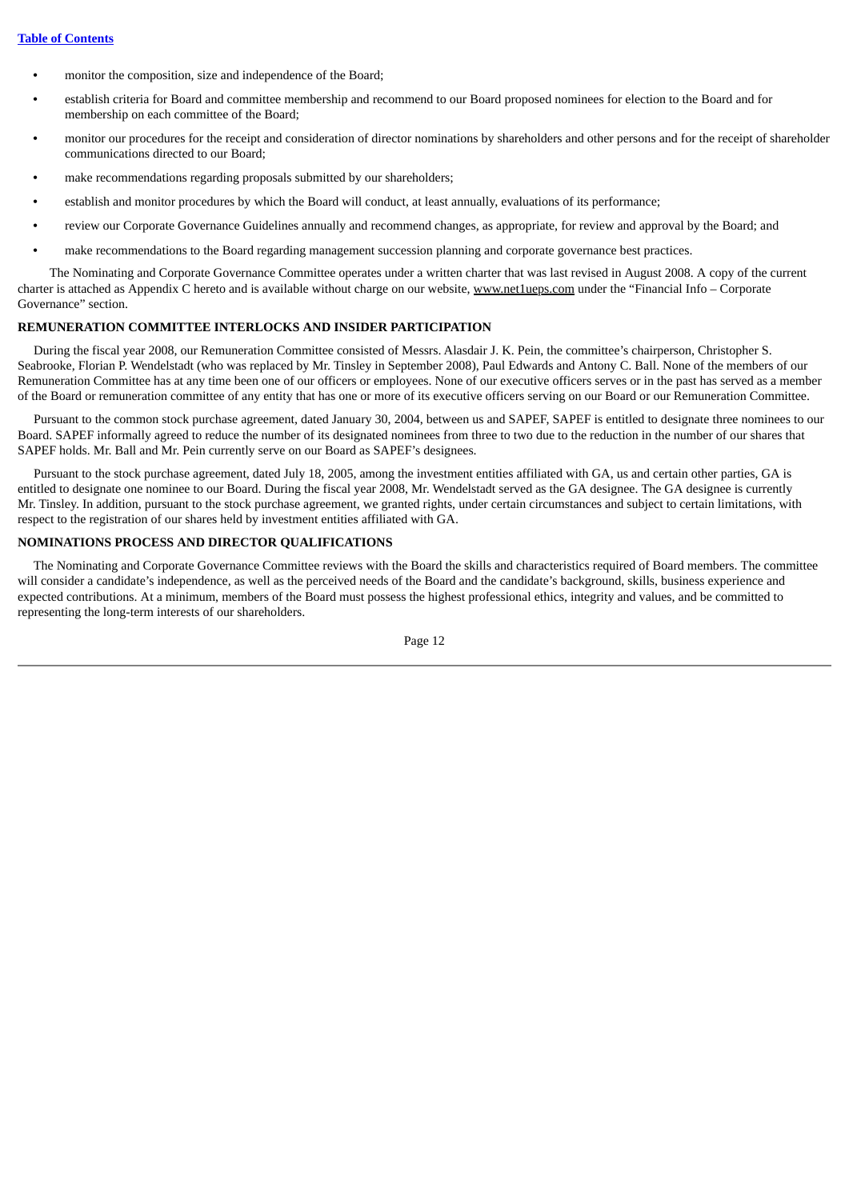- monitor the composition, size and independence of the Board;
- establish criteria for Board and committee membership and recommend to our Board proposed nominees for election to the Board and for membership on each committee of the Board;
- monitor our procedures for the receipt and consideration of director nominations by shareholders and other persons and for the receipt of shareholder communications directed to our Board;
- make recommendations regarding proposals submitted by our shareholders;
- establish and monitor procedures by which the Board will conduct, at least annually, evaluations of its performance;
- review our Corporate Governance Guidelines annually and recommend changes, as appropriate, for review and approval by the Board; and
- make recommendations to the Board regarding management succession planning and corporate governance best practices.

The Nominating and Corporate Governance Committee operates under a written charter that was last revised in August 2008. A copy of the current charter is attached as Appendix C hereto and is available without charge on our website, www.net1ueps.com under the "Financial Info – Corporate Governance" section.

## REMUNERATION COMMITTEE INTERLOCKS AND INSIDER PARTICIPATION

During the fiscal year 2008, our Remuneration Committee consisted of Messrs. Alasdair J. K. Pein, the committee's chairperson, Christopher S. Seabrooke, Florian P. Wendelstadt (who was replaced by Mr. Tinsley in September 2008), Paul Edwards and Antony C. Ball. None of the members of our Remuneration Committee has at any time been one of our officers or employees. None of our executive officers serves or in the past has served as a member of the Board or remuneration committee of any entity that has one or more of its executive officers serving on our Board or our Remuneration Committee.

Pursuant to the common stock purchase agreement, dated January 30, 2004, between us and SAPEF, SAPEF is entitled to designate three nominees to our Board. SAPEF informally agreed to reduce the number of its designated nominees from three to two due to the reduction in the number of our shares that SAPEF holds. Mr. Ball and Mr. Pein currently serve on our Board as SAPEF's designees.

Pursuant to the stock purchase agreement, dated July 18, 2005, among the investment entities affiliated with GA, us and certain other parties, GA is entitled to designate one nominee to our Board. During the fiscal year 2008, Mr. Wendelstadt served as the GA designee. The GA designee is currently Mr. Tinsley. In addition, pursuant to the stock purchase agreement, we granted rights, under certain circumstances and subject to certain limitations, with respect to the registration of our shares held by investment entities affiliated with GA.

## NOMINATIONS PROCESS AND DIRECTOR QUALIFICATIONS

The Nominating and Corporate Governance Committee reviews with the Board the skills and characteristics required of Board members. The committee will consider a candidate's independence, as well as the perceived needs of the Board and the candidate's background, skills, business experience and expected contributions. At a minimum, members of the Board must possess the highest professional ethics, integrity and values, and be committed to representing the long-term interests of our shareholders.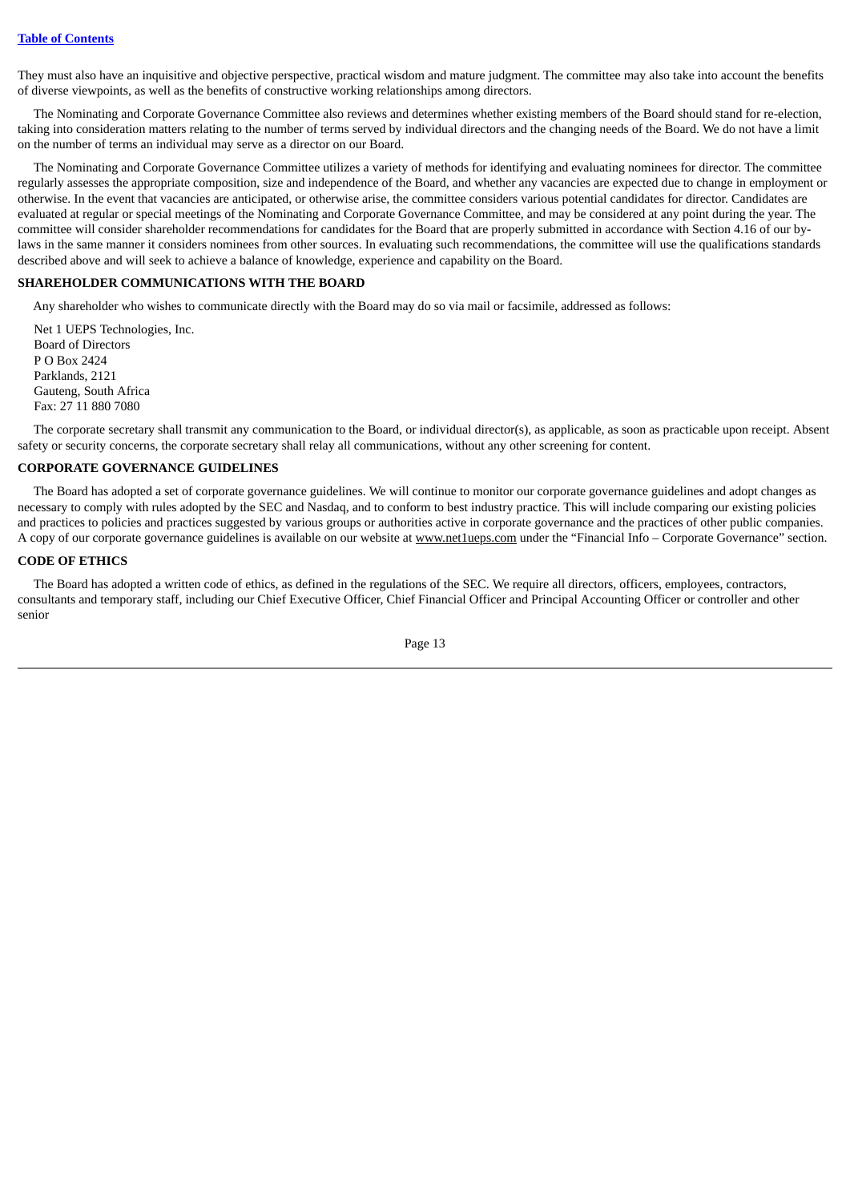They must also have an inquisitive and objective perspective, practical wisdom and mature judgment. The committee may also take into account the benefits of diverse viewpoints, as well as the benefits of constructive working relationships among directors.

The Nominating and Corporate Governance Committee also reviews and determines whether existing members of the Board should stand for re-election, taking into consideration matters relating to the number of terms served by individual directors and the changing needs of the Board. We do not have a limit on the number of terms an individual may serve as a director on our Board.

The Nominating and Corporate Governance Committee utilizes a variety of methods for identifying and evaluating nominees for director. The committee regularly assesses the appropriate composition, size and independence of the Board, and whether any vacancies are expected due to change in employment or otherwise. In the event that vacancies are anticipated, or otherwise arise, the committee considers various potential candidates for director. Candidates are evaluated at regular or special meetings of the Nominating and Corporate Governance Committee, and may be considered at any point during the year. The committee will consider shareholder recommendations for candidates for the Board that are properly submitted in accordance with Section 4.16 of our by-laws in the same manner it considers nominees from other sources. In evaluating such recommendations, the committee will use the qualifications standards described above and will seek to achieve a balance of knowledge, experience and capability on the Board.

## SHAREHOLDER COMMUNICATIONS WITH THE BOARD

Any shareholder who wishes to communicate directly with the Board may do so via mail or facsimile, addressed as follows:

Net 1 UEPS Technologies, Inc.  
Board of Directors  
P O Box 2424  
Parklands, 2121  
Gauteng, South Africa  
Fax: 27 11 880 7080

The corporate secretary shall transmit any communication to the Board, or individual director(s), as applicable, as soon as practicable upon receipt. Absent safety or security concerns, the corporate secretary shall relay all communications, without any other screening for content.

## CORPORATE GOVERNANCE GUIDELINES

The Board has adopted a set of corporate governance guidelines. We will continue to monitor our corporate governance guidelines and adopt changes as necessary to comply with rules adopted by the SEC and Nasdaq, and to conform to best industry practice. This will include comparing our existing policies and practices to policies and practices suggested by various groups or authorities active in corporate governance and the practices of other public companies. A copy of our corporate governance guidelines is available on our website at www.net1ueps.com under the "Financial Info – Corporate Governance" section.

## CODE OF ETHICS

The Board has adopted a written code of ethics, as defined in the regulations of the SEC. We require all directors, officers, employees, contractors, consultants and temporary staff, including our Chief Executive Officer, Chief Financial Officer and Principal Accounting Officer or controller and other senior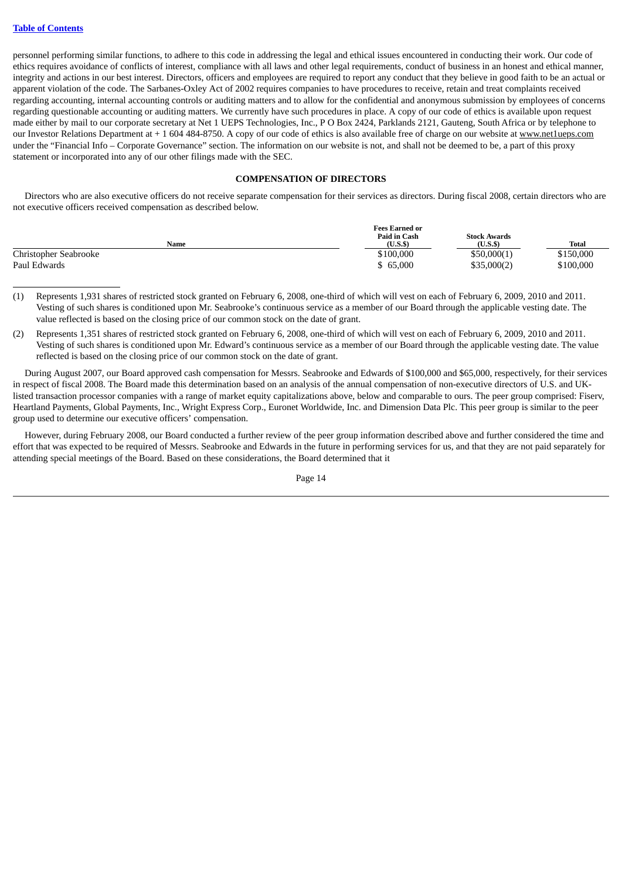personnel performing similar functions, to adhere to this code in addressing the legal and ethical issues encountered in conducting their work. Our code of ethics requires avoidance of conflicts of interest, compliance with all laws and other legal requirements, conduct of business in an honest and ethical manner, integrity and actions in our best interest. Directors, officers and employees are required to report any conduct that they believe in good faith to be an actual or apparent violation of the code. The Sarbanes-Oxley Act of 2002 requires companies to have procedures to receive, retain and treat complaints received regarding accounting, internal accounting controls or auditing matters and to allow for the confidential and anonymous submission by employees of concerns regarding questionable accounting or auditing matters. We currently have such procedures in place. A copy of our code of ethics is available upon request made either by mail to our corporate secretary at Net 1 UEPS Technologies, Inc., P O Box 2424, Parklands 2121, Gauteng, South Africa or by telephone to our Investor Relations Department at + 1 604 484-8750. A copy of our code of ethics is also available free of charge on our website at www.net1ueps.com under the "Financial Info – Corporate Governance" section. The information on our website is not, and shall not be deemed to be, a part of this proxy statement or incorporated into any of our other filings made with the SEC.

## COMPENSATION OF DIRECTORS

Directors who are also executive officers do not receive separate compensation for their services as directors. During fiscal 2008, certain directors who are not executive officers received compensation as described below.

| Name | Fees Earned or Paid in Cash (U.S.$) | Stock Awards (U.S.$) | Total |
|---|---|---|---|
| Christopher Seabrooke | $100,000 | $50,000(1) | $150,000 |
| Paul Edwards | $ 65,000 | $35,000(2) | $100,000 |

(1) Represents 1,931 shares of restricted stock granted on February 6, 2008, one-third of which will vest on each of February 6, 2009, 2010 and 2011. Vesting of such shares is conditioned upon Mr. Seabrooke's continuous service as a member of our Board through the applicable vesting date. The value reflected is based on the closing price of our common stock on the date of grant.

(2) Represents 1,351 shares of restricted stock granted on February 6, 2008, one-third of which will vest on each of February 6, 2009, 2010 and 2011. Vesting of such shares is conditioned upon Mr. Edward's continuous service as a member of our Board through the applicable vesting date. The value reflected is based on the closing price of our common stock on the date of grant.

During August 2007, our Board approved cash compensation for Messrs. Seabrooke and Edwards of $100,000 and $65,000, respectively, for their services in respect of fiscal 2008. The Board made this determination based on an analysis of the annual compensation of non-executive directors of U.S. and UK-listed transaction processor companies with a range of market equity capitalizations above, below and comparable to ours. The peer group comprised: Fiserv, Heartland Payments, Global Payments, Inc., Wright Express Corp., Euronet Worldwide, Inc. and Dimension Data Plc. This peer group is similar to the peer group used to determine our executive officers' compensation.

However, during February 2008, our Board conducted a further review of the peer group information described above and further considered the time and effort that was expected to be required of Messrs. Seabrooke and Edwards in the future in performing services for us, and that they are not paid separately for attending special meetings of the Board. Based on these considerations, the Board determined that it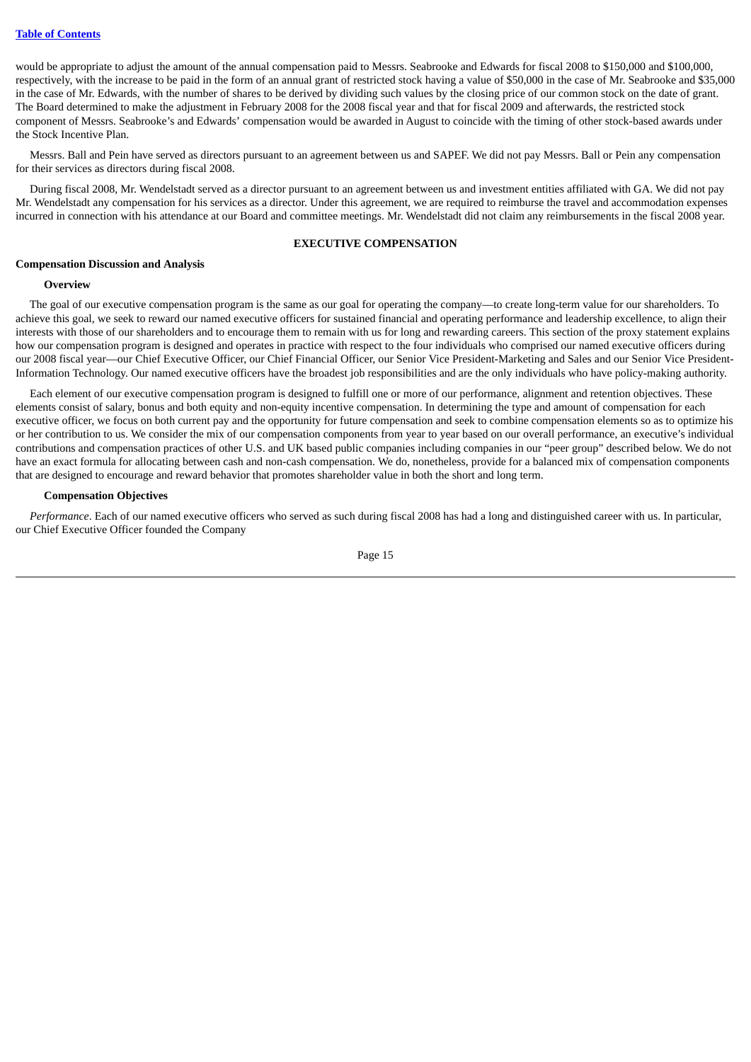would be appropriate to adjust the amount of the annual compensation paid to Messrs. Seabrooke and Edwards for fiscal 2008 to $150,000 and $100,000, respectively, with the increase to be paid in the form of an annual grant of restricted stock having a value of $50,000 in the case of Mr. Seabrooke and $35,000 in the case of Mr. Edwards, with the number of shares to be derived by dividing such values by the closing price of our common stock on the date of grant. The Board determined to make the adjustment in February 2008 for the 2008 fiscal year and that for fiscal 2009 and afterwards, the restricted stock component of Messrs. Seabrooke's and Edwards' compensation would be awarded in August to coincide with the timing of other stock-based awards under the Stock Incentive Plan.

Messrs. Ball and Pein have served as directors pursuant to an agreement between us and SAPEF. We did not pay Messrs. Ball or Pein any compensation for their services as directors during fiscal 2008.

During fiscal 2008, Mr. Wendelstadt served as a director pursuant to an agreement between us and investment entities affiliated with GA. We did not pay Mr. Wendelstadt any compensation for his services as a director. Under this agreement, we are required to reimburse the travel and accommodation expenses incurred in connection with his attendance at our Board and committee meetings. Mr. Wendelstadt did not claim any reimbursements in the fiscal 2008 year.

## EXECUTIVE COMPENSATION

### Compensation Discussion and Analysis

#### Overview

The goal of our executive compensation program is the same as our goal for operating the company—to create long-term value for our shareholders. To achieve this goal, we seek to reward our named executive officers for sustained financial and operating performance and leadership excellence, to align their interests with those of our shareholders and to encourage them to remain with us for long and rewarding careers. This section of the proxy statement explains how our compensation program is designed and operates in practice with respect to the four individuals who comprised our named executive officers during our 2008 fiscal year—our Chief Executive Officer, our Chief Financial Officer, our Senior Vice President-Marketing and Sales and our Senior Vice President-Information Technology. Our named executive officers have the broadest job responsibilities and are the only individuals who have policy-making authority.

Each element of our executive compensation program is designed to fulfill one or more of our performance, alignment and retention objectives. These elements consist of salary, bonus and both equity and non-equity incentive compensation. In determining the type and amount of compensation for each executive officer, we focus on both current pay and the opportunity for future compensation and seek to combine compensation elements so as to optimize his or her contribution to us. We consider the mix of our compensation components from year to year based on our overall performance, an executive's individual contributions and compensation practices of other U.S. and UK based public companies including companies in our "peer group" described below. We do not have an exact formula for allocating between cash and non-cash compensation. We do, nonetheless, provide for a balanced mix of compensation components that are designed to encourage and reward behavior that promotes shareholder value in both the short and long term.

#### Compensation Objectives

*Performance*. Each of our named executive officers who served as such during fiscal 2008 has had a long and distinguished career with us. In particular, our Chief Executive Officer founded the Company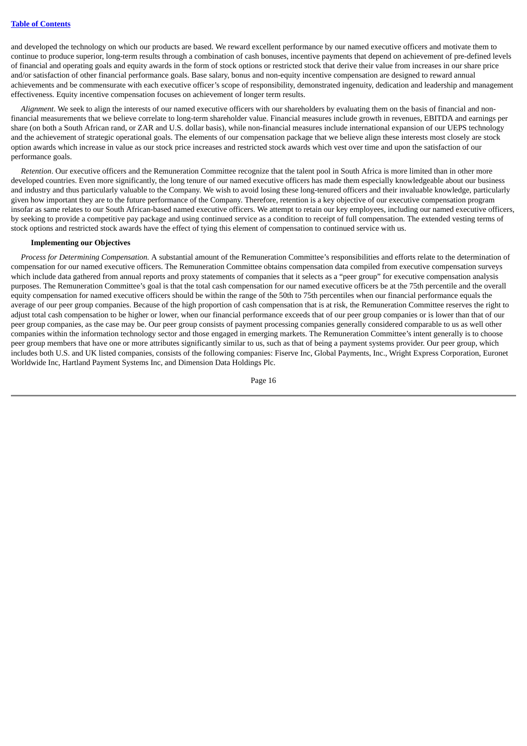and developed the technology on which our products are based. We reward excellent performance by our named executive officers and motivate them to continue to produce superior, long-term results through a combination of cash bonuses, incentive payments that depend on achievement of pre-defined levels of financial and operating goals and equity awards in the form of stock options or restricted stock that derive their value from increases in our share price and/or satisfaction of other financial performance goals. Base salary, bonus and non-equity incentive compensation are designed to reward annual achievements and be commensurate with each executive officer's scope of responsibility, demonstrated ingenuity, dedication and leadership and management effectiveness. Equity incentive compensation focuses on achievement of longer term results.

*Alignment*. We seek to align the interests of our named executive officers with our shareholders by evaluating them on the basis of financial and non-financial measurements that we believe correlate to long-term shareholder value. Financial measures include growth in revenues, EBITDA and earnings per share (on both a South African rand, or ZAR and U.S. dollar basis), while non-financial measures include international expansion of our UEPS technology and the achievement of strategic operational goals. The elements of our compensation package that we believe align these interests most closely are stock option awards which increase in value as our stock price increases and restricted stock awards which vest over time and upon the satisfaction of our performance goals.

*Retention*. Our executive officers and the Remuneration Committee recognize that the talent pool in South Africa is more limited than in other more developed countries. Even more significantly, the long tenure of our named executive officers has made them especially knowledgeable about our business and industry and thus particularly valuable to the Company. We wish to avoid losing these long-tenured officers and their invaluable knowledge, particularly given how important they are to the future performance of the Company. Therefore, retention is a key objective of our executive compensation program insofar as same relates to our South African-based named executive officers. We attempt to retain our key employees, including our named executive officers, by seeking to provide a competitive pay package and using continued service as a condition to receipt of full compensation. The extended vesting terms of stock options and restricted stock awards have the effect of tying this element of compensation to continued service with us.

**Implementing our Objectives**

*Process for Determining Compensation.* A substantial amount of the Remuneration Committee's responsibilities and efforts relate to the determination of compensation for our named executive officers. The Remuneration Committee obtains compensation data compiled from executive compensation surveys which include data gathered from annual reports and proxy statements of companies that it selects as a "peer group" for executive compensation analysis purposes. The Remuneration Committee's goal is that the total cash compensation for our named executive officers be at the 75th percentile and the overall equity compensation for named executive officers should be within the range of the 50th to 75th percentiles when our financial performance equals the average of our peer group companies. Because of the high proportion of cash compensation that is at risk, the Remuneration Committee reserves the right to adjust total cash compensation to be higher or lower, when our financial performance exceeds that of our peer group companies or is lower than that of our peer group companies, as the case may be. Our peer group consists of payment processing companies generally considered comparable to us as well other companies within the information technology sector and those engaged in emerging markets. The Remuneration Committee's intent generally is to choose peer group members that have one or more attributes significantly similar to us, such as that of being a payment systems provider. Our peer group, which includes both U.S. and UK listed companies, consists of the following companies: Fiserve Inc, Global Payments, Inc., Wright Express Corporation, Euronet Worldwide Inc, Hartland Payment Systems Inc, and Dimension Data Holdings Plc.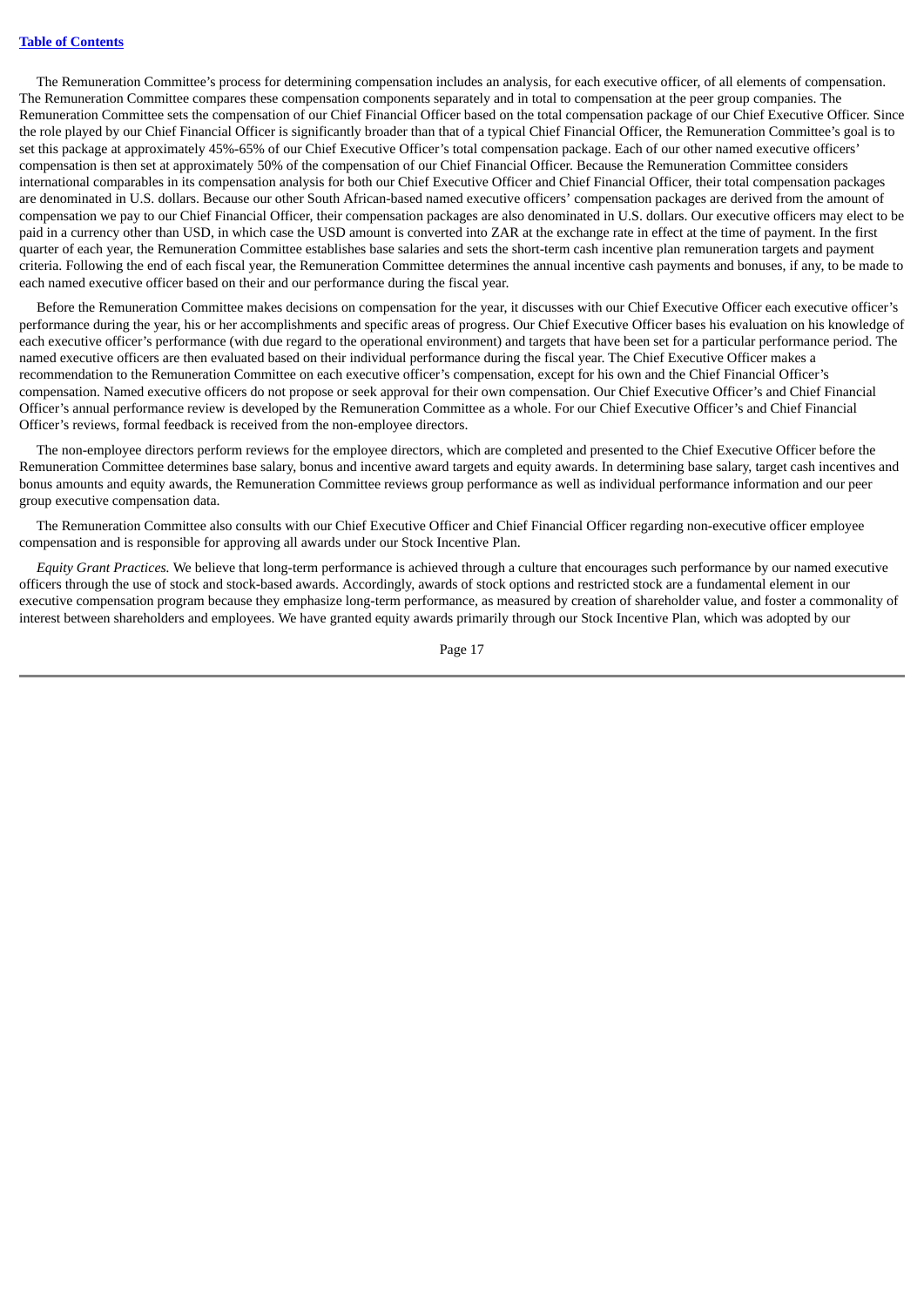The Remuneration Committee's process for determining compensation includes an analysis, for each executive officer, of all elements of compensation. The Remuneration Committee compares these compensation components separately and in total to compensation at the peer group companies. The Remuneration Committee sets the compensation of our Chief Financial Officer based on the total compensation package of our Chief Executive Officer. Since the role played by our Chief Financial Officer is significantly broader than that of a typical Chief Financial Officer, the Remuneration Committee's goal is to set this package at approximately 45%-65% of our Chief Executive Officer's total compensation package. Each of our other named executive officers' compensation is then set at approximately 50% of the compensation of our Chief Financial Officer. Because the Remuneration Committee considers international comparables in its compensation analysis for both our Chief Executive Officer and Chief Financial Officer, their total compensation packages are denominated in U.S. dollars. Because our other South African-based named executive officers' compensation packages are derived from the amount of compensation we pay to our Chief Financial Officer, their compensation packages are also denominated in U.S. dollars. Our executive officers may elect to be paid in a currency other than USD, in which case the USD amount is converted into ZAR at the exchange rate in effect at the time of payment. In the first quarter of each year, the Remuneration Committee establishes base salaries and sets the short-term cash incentive plan remuneration targets and payment criteria. Following the end of each fiscal year, the Remuneration Committee determines the annual incentive cash payments and bonuses, if any, to be made to each named executive officer based on their and our performance during the fiscal year.

Before the Remuneration Committee makes decisions on compensation for the year, it discusses with our Chief Executive Officer each executive officer's performance during the year, his or her accomplishments and specific areas of progress. Our Chief Executive Officer bases his evaluation on his knowledge of each executive officer's performance (with due regard to the operational environment) and targets that have been set for a particular performance period. The named executive officers are then evaluated based on their individual performance during the fiscal year. The Chief Executive Officer makes a recommendation to the Remuneration Committee on each executive officer's compensation, except for his own and the Chief Financial Officer's compensation. Named executive officers do not propose or seek approval for their own compensation. Our Chief Executive Officer's and Chief Financial Officer's annual performance review is developed by the Remuneration Committee as a whole. For our Chief Executive Officer's and Chief Financial Officer's reviews, formal feedback is received from the non-employee directors.

The non-employee directors perform reviews for the employee directors, which are completed and presented to the Chief Executive Officer before the Remuneration Committee determines base salary, bonus and incentive award targets and equity awards. In determining base salary, target cash incentives and bonus amounts and equity awards, the Remuneration Committee reviews group performance as well as individual performance information and our peer group executive compensation data.

The Remuneration Committee also consults with our Chief Executive Officer and Chief Financial Officer regarding non-executive officer employee compensation and is responsible for approving all awards under our Stock Incentive Plan.

*Equity Grant Practices.* We believe that long-term performance is achieved through a culture that encourages such performance by our named executive officers through the use of stock and stock-based awards. Accordingly, awards of stock options and restricted stock are a fundamental element in our executive compensation program because they emphasize long-term performance, as measured by creation of shareholder value, and foster a commonality of interest between shareholders and employees. We have granted equity awards primarily through our Stock Incentive Plan, which was adopted by our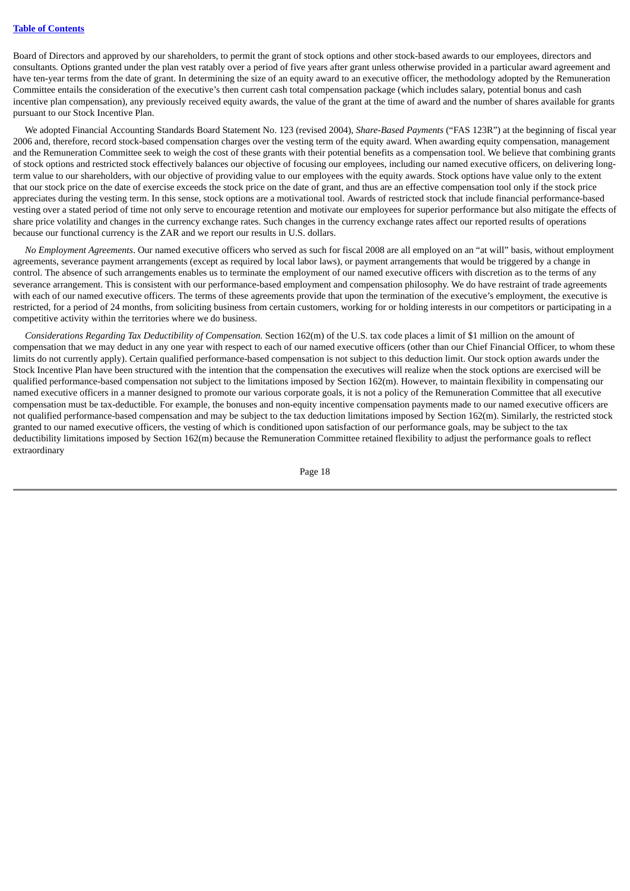Board of Directors and approved by our shareholders, to permit the grant of stock options and other stock-based awards to our employees, directors and consultants. Options granted under the plan vest ratably over a period of five years after grant unless otherwise provided in a particular award agreement and have ten-year terms from the date of grant. In determining the size of an equity award to an executive officer, the methodology adopted by the Remuneration Committee entails the consideration of the executive's then current cash total compensation package (which includes salary, potential bonus and cash incentive plan compensation), any previously received equity awards, the value of the grant at the time of award and the number of shares available for grants pursuant to our Stock Incentive Plan.

We adopted Financial Accounting Standards Board Statement No. 123 (revised 2004), *Share-Based Payments* ("FAS 123R") at the beginning of fiscal year 2006 and, therefore, record stock-based compensation charges over the vesting term of the equity award. When awarding equity compensation, management and the Remuneration Committee seek to weigh the cost of these grants with their potential benefits as a compensation tool. We believe that combining grants of stock options and restricted stock effectively balances our objective of focusing our employees, including our named executive officers, on delivering long-term value to our shareholders, with our objective of providing value to our employees with the equity awards. Stock options have value only to the extent that our stock price on the date of exercise exceeds the stock price on the date of grant, and thus are an effective compensation tool only if the stock price appreciates during the vesting term. In this sense, stock options are a motivational tool. Awards of restricted stock that include financial performance-based vesting over a stated period of time not only serve to encourage retention and motivate our employees for superior performance but also mitigate the effects of share price volatility and changes in the currency exchange rates. Such changes in the currency exchange rates affect our reported results of operations because our functional currency is the ZAR and we report our results in U.S. dollars.

*No Employment Agreements*. Our named executive officers who served as such for fiscal 2008 are all employed on an "at will" basis, without employment agreements, severance payment arrangements (except as required by local labor laws), or payment arrangements that would be triggered by a change in control. The absence of such arrangements enables us to terminate the employment of our named executive officers with discretion as to the terms of any severance arrangement. This is consistent with our performance-based employment and compensation philosophy. We do have restraint of trade agreements with each of our named executive officers. The terms of these agreements provide that upon the termination of the executive's employment, the executive is restricted, for a period of 24 months, from soliciting business from certain customers, working for or holding interests in our competitors or participating in a competitive activity within the territories where we do business.

*Considerations Regarding Tax Deductibility of Compensation.* Section 162(m) of the U.S. tax code places a limit of $1 million on the amount of compensation that we may deduct in any one year with respect to each of our named executive officers (other than our Chief Financial Officer, to whom these limits do not currently apply). Certain qualified performance-based compensation is not subject to this deduction limit. Our stock option awards under the Stock Incentive Plan have been structured with the intention that the compensation the executives will realize when the stock options are exercised will be qualified performance-based compensation not subject to the limitations imposed by Section 162(m). However, to maintain flexibility in compensating our named executive officers in a manner designed to promote our various corporate goals, it is not a policy of the Remuneration Committee that all executive compensation must be tax-deductible. For example, the bonuses and non-equity incentive compensation payments made to our named executive officers are not qualified performance-based compensation and may be subject to the tax deduction limitations imposed by Section 162(m). Similarly, the restricted stock granted to our named executive officers, the vesting of which is conditioned upon satisfaction of our performance goals, may be subject to the tax deductibility limitations imposed by Section 162(m) because the Remuneration Committee retained flexibility to adjust the performance goals to reflect extraordinary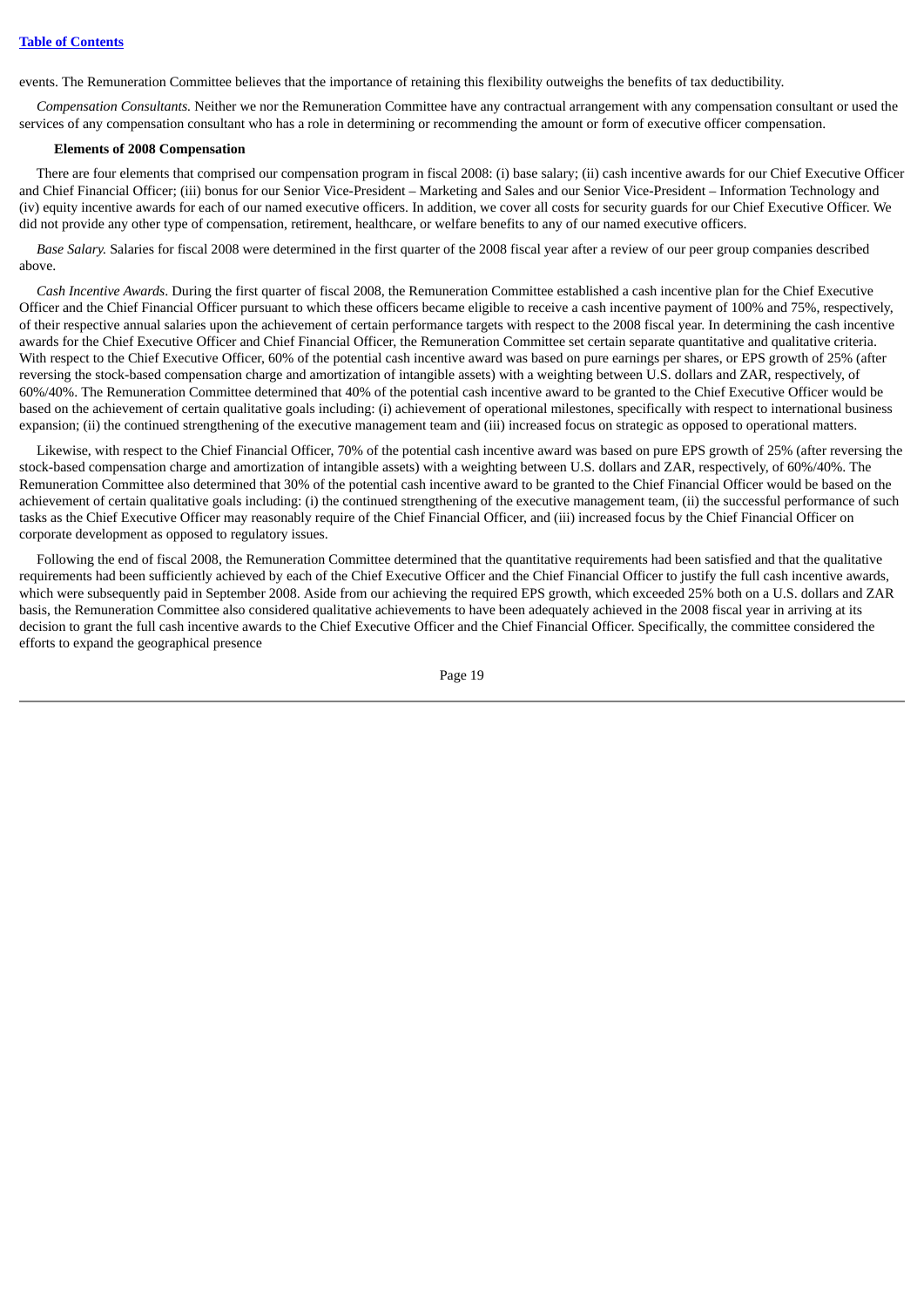events. The Remuneration Committee believes that the importance of retaining this flexibility outweighs the benefits of tax deductibility.

*Compensation Consultants.* Neither we nor the Remuneration Committee have any contractual arrangement with any compensation consultant or used the services of any compensation consultant who has a role in determining or recommending the amount or form of executive officer compensation.

**Elements of 2008 Compensation**

There are four elements that comprised our compensation program in fiscal 2008: (i) base salary; (ii) cash incentive awards for our Chief Executive Officer and Chief Financial Officer; (iii) bonus for our Senior Vice-President – Marketing and Sales and our Senior Vice-President – Information Technology and (iv) equity incentive awards for each of our named executive officers. In addition, we cover all costs for security guards for our Chief Executive Officer. We did not provide any other type of compensation, retirement, healthcare, or welfare benefits to any of our named executive officers.

*Base Salary.* Salaries for fiscal 2008 were determined in the first quarter of the 2008 fiscal year after a review of our peer group companies described above.

*Cash Incentive Awards*. During the first quarter of fiscal 2008, the Remuneration Committee established a cash incentive plan for the Chief Executive Officer and the Chief Financial Officer pursuant to which these officers became eligible to receive a cash incentive payment of 100% and 75%, respectively, of their respective annual salaries upon the achievement of certain performance targets with respect to the 2008 fiscal year. In determining the cash incentive awards for the Chief Executive Officer and Chief Financial Officer, the Remuneration Committee set certain separate quantitative and qualitative criteria. With respect to the Chief Executive Officer, 60% of the potential cash incentive award was based on pure earnings per shares, or EPS growth of 25% (after reversing the stock-based compensation charge and amortization of intangible assets) with a weighting between U.S. dollars and ZAR, respectively, of 60%/40%. The Remuneration Committee determined that 40% of the potential cash incentive award to be granted to the Chief Executive Officer would be based on the achievement of certain qualitative goals including: (i) achievement of operational milestones, specifically with respect to international business expansion; (ii) the continued strengthening of the executive management team and (iii) increased focus on strategic as opposed to operational matters.

Likewise, with respect to the Chief Financial Officer, 70% of the potential cash incentive award was based on pure EPS growth of 25% (after reversing the stock-based compensation charge and amortization of intangible assets) with a weighting between U.S. dollars and ZAR, respectively, of 60%/40%. The Remuneration Committee also determined that 30% of the potential cash incentive award to be granted to the Chief Financial Officer would be based on the achievement of certain qualitative goals including: (i) the continued strengthening of the executive management team, (ii) the successful performance of such tasks as the Chief Executive Officer may reasonably require of the Chief Financial Officer, and (iii) increased focus by the Chief Financial Officer on corporate development as opposed to regulatory issues.

Following the end of fiscal 2008, the Remuneration Committee determined that the quantitative requirements had been satisfied and that the qualitative requirements had been sufficiently achieved by each of the Chief Executive Officer and the Chief Financial Officer to justify the full cash incentive awards, which were subsequently paid in September 2008. Aside from our achieving the required EPS growth, which exceeded 25% both on a U.S. dollars and ZAR basis, the Remuneration Committee also considered qualitative achievements to have been adequately achieved in the 2008 fiscal year in arriving at its decision to grant the full cash incentive awards to the Chief Executive Officer and the Chief Financial Officer. Specifically, the committee considered the efforts to expand the geographical presence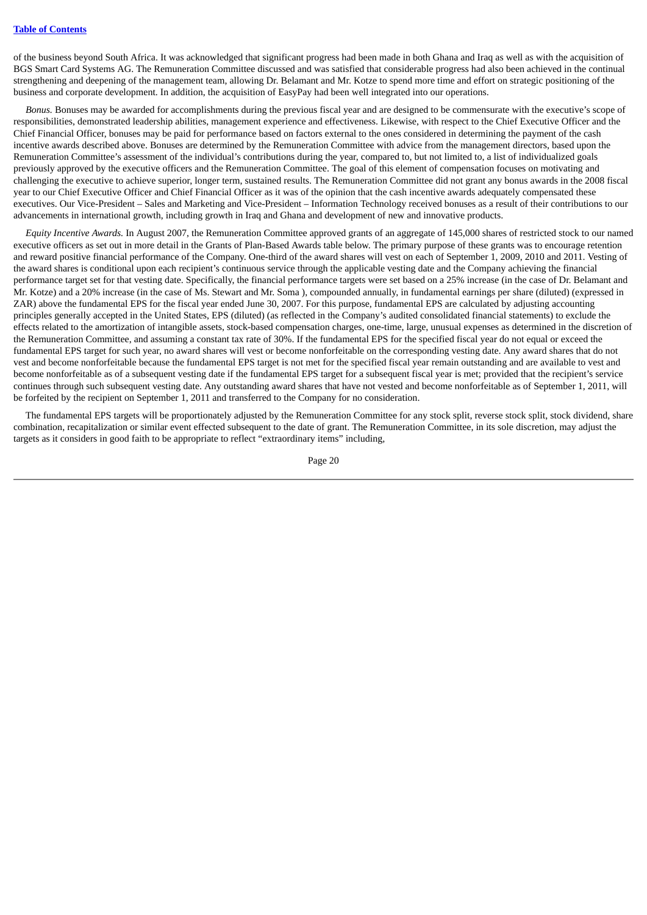of the business beyond South Africa. It was acknowledged that significant progress had been made in both Ghana and Iraq as well as with the acquisition of BGS Smart Card Systems AG. The Remuneration Committee discussed and was satisfied that considerable progress had also been achieved in the continual strengthening and deepening of the management team, allowing Dr. Belamant and Mr. Kotze to spend more time and effort on strategic positioning of the business and corporate development. In addition, the acquisition of EasyPay had been well integrated into our operations.

*Bonus.* Bonuses may be awarded for accomplishments during the previous fiscal year and are designed to be commensurate with the executive's scope of responsibilities, demonstrated leadership abilities, management experience and effectiveness. Likewise, with respect to the Chief Executive Officer and the Chief Financial Officer, bonuses may be paid for performance based on factors external to the ones considered in determining the payment of the cash incentive awards described above. Bonuses are determined by the Remuneration Committee with advice from the management directors, based upon the Remuneration Committee's assessment of the individual's contributions during the year, compared to, but not limited to, a list of individualized goals previously approved by the executive officers and the Remuneration Committee. The goal of this element of compensation focuses on motivating and challenging the executive to achieve superior, longer term, sustained results. The Remuneration Committee did not grant any bonus awards in the 2008 fiscal year to our Chief Executive Officer and Chief Financial Officer as it was of the opinion that the cash incentive awards adequately compensated these executives. Our Vice-President – Sales and Marketing and Vice-President – Information Technology received bonuses as a result of their contributions to our advancements in international growth, including growth in Iraq and Ghana and development of new and innovative products.

*Equity Incentive Awards.* In August 2007, the Remuneration Committee approved grants of an aggregate of 145,000 shares of restricted stock to our named executive officers as set out in more detail in the Grants of Plan-Based Awards table below. The primary purpose of these grants was to encourage retention and reward positive financial performance of the Company. One-third of the award shares will vest on each of September 1, 2009, 2010 and 2011. Vesting of the award shares is conditional upon each recipient's continuous service through the applicable vesting date and the Company achieving the financial performance target set for that vesting date. Specifically, the financial performance targets were set based on a 25% increase (in the case of Dr. Belamant and Mr. Kotze) and a 20% increase (in the case of Ms. Stewart and Mr. Soma ), compounded annually, in fundamental earnings per share (diluted) (expressed in ZAR) above the fundamental EPS for the fiscal year ended June 30, 2007. For this purpose, fundamental EPS are calculated by adjusting accounting principles generally accepted in the United States, EPS (diluted) (as reflected in the Company's audited consolidated financial statements) to exclude the effects related to the amortization of intangible assets, stock-based compensation charges, one-time, large, unusual expenses as determined in the discretion of the Remuneration Committee, and assuming a constant tax rate of 30%. If the fundamental EPS for the specified fiscal year do not equal or exceed the fundamental EPS target for such year, no award shares will vest or become nonforfeitable on the corresponding vesting date. Any award shares that do not vest and become nonforfeitable because the fundamental EPS target is not met for the specified fiscal year remain outstanding and are available to vest and become nonforfeitable as of a subsequent vesting date if the fundamental EPS target for a subsequent fiscal year is met; provided that the recipient's service continues through such subsequent vesting date. Any outstanding award shares that have not vested and become nonforfeitable as of September 1, 2011, will be forfeited by the recipient on September 1, 2011 and transferred to the Company for no consideration.

The fundamental EPS targets will be proportionately adjusted by the Remuneration Committee for any stock split, reverse stock split, stock dividend, share combination, recapitalization or similar event effected subsequent to the date of grant. The Remuneration Committee, in its sole discretion, may adjust the targets as it considers in good faith to be appropriate to reflect "extraordinary items" including,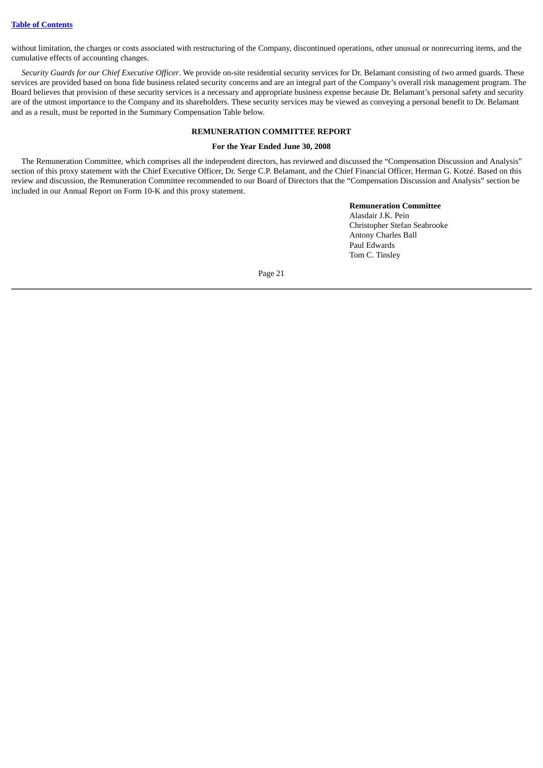without limitation, the charges or costs associated with restructuring of the Company, discontinued operations, other unusual or nonrecurring items, and the cumulative effects of accounting changes.

*Security Guards for our Chief Executive Officer*. We provide on-site residential security services for Dr. Belamant consisting of two armed guards. These services are provided based on bona fide business related security concerns and are an integral part of the Company's overall risk management program. The Board believes that provision of these security services is a necessary and appropriate business expense because Dr. Belamant's personal safety and security are of the utmost importance to the Company and its shareholders. These security services may be viewed as conveying a personal benefit to Dr. Belamant and as a result, must be reported in the Summary Compensation Table below.

## REMUNERATION COMMITTEE REPORT

### For the Year Ended June 30, 2008

The Remuneration Committee, which comprises all the independent directors, has reviewed and discussed the "Compensation Discussion and Analysis" section of this proxy statement with the Chief Executive Officer, Dr. Serge C.P. Belamant, and the Chief Financial Officer, Herman G. Kotzé. Based on this review and discussion, the Remuneration Committee recommended to our Board of Directors that the "Compensation Discussion and Analysis" section be included in our Annual Report on Form 10-K and this proxy statement.

**Remuneration Committee**
Alasdair J.K. Pein
Christopher Stefan Seabrooke
Antony Charles Ball
Paul Edwards
Tom C. Tinsley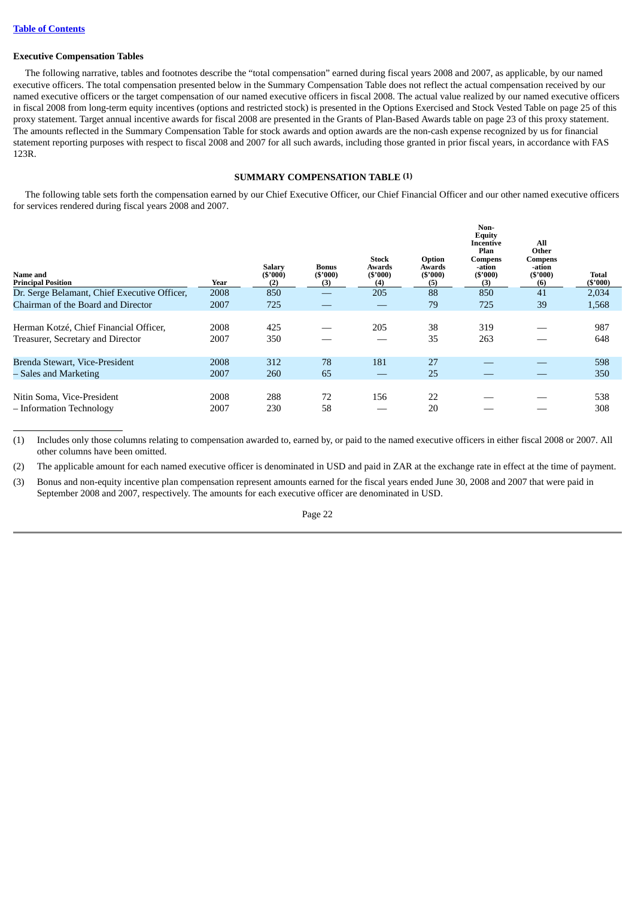[Table of Contents](#)

**Executive Compensation Tables**

The following narrative, tables and footnotes describe the "total compensation" earned during fiscal years 2008 and 2007, as applicable, by our named executive officers. The total compensation presented below in the Summary Compensation Table does not reflect the actual compensation received by our named executive officers or the target compensation of our named executive officers in fiscal 2008. The actual value realized by our named executive officers in fiscal 2008 from long-term equity incentives (options and restricted stock) is presented in the Options Exercised and Stock Vested Table on page 25 of this proxy statement. Target annual incentive awards for fiscal 2008 are presented in the Grants of Plan-Based Awards table on page 23 of this proxy statement. The amounts reflected in the Summary Compensation Table for stock awards and option awards are the non-cash expense recognized by us for financial statement reporting purposes with respect to fiscal 2008 and 2007 for all such awards, including those granted in prior fiscal years, in accordance with FAS 123R.

**SUMMARY COMPENSATION TABLE [1]**

The following table sets forth the compensation earned by our Chief Executive Officer, our Chief Financial Officer and our other named executive officers for services rendered during fiscal years 2008 and 2007.

| Name and Principal Position | Year | Salary ($'000) (2) | Bonus ($'000) (3) | Stock Awards ($'000) (4) | Option Awards ($'000) (5) | Non-Equity Incentive Plan Compensation ($'000) (3) | All Other Compensation ($'000) (6) | Total ($'000) |
|---|---|---|---|---|---|---|---|---|
| Dr. Serge Belamant, Chief Executive Officer, | 2008 | 850 | — | 205 | 88 | 850 | 41 | 2,034 |
| Chairman of the Board and Director | 2007 | 725 | — | — | 79 | 725 | 39 | 1,568 |
| Herman Kotzé, Chief Financial Officer, | 2008 | 425 | — | 205 | 38 | 319 | — | 987 |
| Treasurer, Secretary and Director | 2007 | 350 | — | — | 35 | 263 | — | 648 |
| Brenda Stewart, Vice-President | 2008 | 312 | 78 | 181 | 27 | — | — | 598 |
| – Sales and Marketing | 2007 | 260 | 65 | — | 25 | — | — | 350 |
| Nitin Soma, Vice-President | 2008 | 288 | 72 | 156 | 22 | — | — | 538 |
| – Information Technology | 2007 | 230 | 58 | — | 20 | — | — | 308 |

(1) Includes only those columns relating to compensation awarded to, earned by, or paid to the named executive officers in either fiscal 2008 or 2007. All other columns have been omitted.

(2) The applicable amount for each named executive officer is denominated in USD and paid in ZAR at the exchange rate in effect at the time of payment.

(3) Bonus and non-equity incentive plan compensation represent amounts earned for the fiscal years ended June 30, 2008 and 2007 that were paid in September 2008 and 2007, respectively. The amounts for each executive officer are denominated in USD.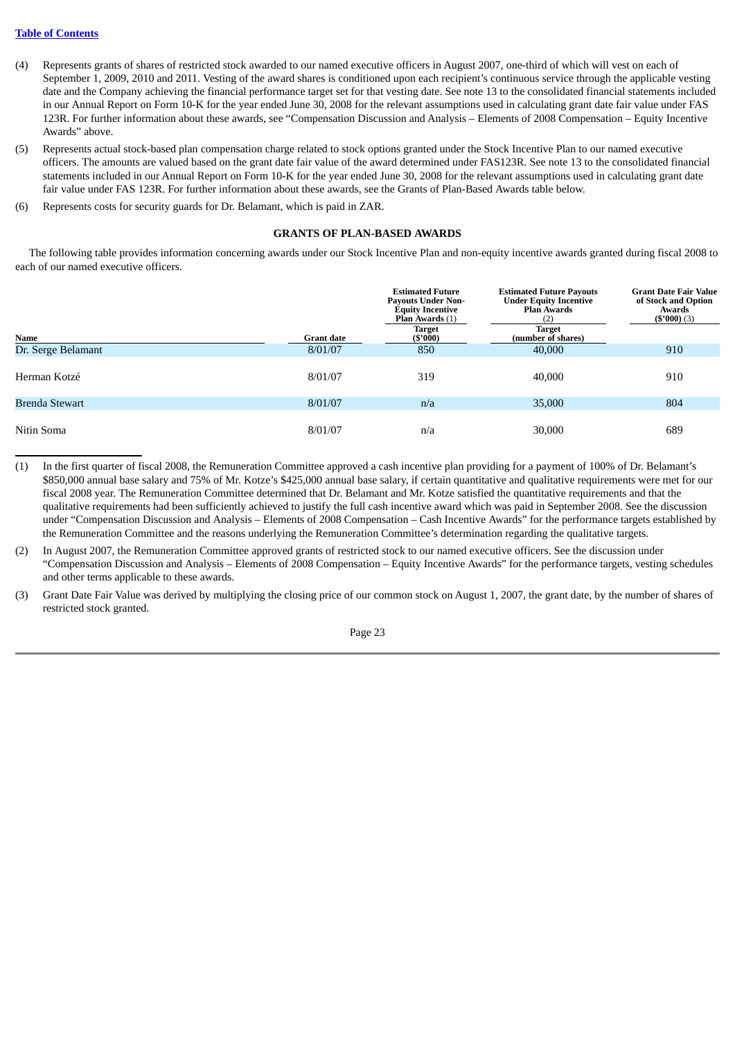(4) Represents grants of shares of restricted stock awarded to our named executive officers in August 2007, one-third of which will vest on each of September 1, 2009, 2010 and 2011. Vesting of the award shares is conditioned upon each recipient's continuous service through the applicable vesting date and the Company achieving the financial performance target set for that vesting date. See note 13 to the consolidated financial statements included in our Annual Report on Form 10-K for the year ended June 30, 2008 for the relevant assumptions used in calculating grant date fair value under FAS 123R. For further information about these awards, see "Compensation Discussion and Analysis – Elements of 2008 Compensation – Equity Incentive Awards" above.

(5) Represents actual stock-based plan compensation charge related to stock options granted under the Stock Incentive Plan to our named executive officers. The amounts are valued based on the grant date fair value of the award determined under FAS123R. See note 13 to the consolidated financial statements included in our Annual Report on Form 10-K for the year ended June 30, 2008 for the relevant assumptions used in calculating grant date fair value under FAS 123R. For further information about these awards, see the Grants of Plan-Based Awards table below.

(6) Represents costs for security guards for Dr. Belamant, which is paid in ZAR.

## GRANTS OF PLAN-BASED AWARDS

The following table provides information concerning awards under our Stock Incentive Plan and non-equity incentive awards granted during fiscal 2008 to each of our named executive officers.

| Name | Grant date | Estimated Future Payouts Under Non-Equity Incentive Plan Awards (1) | Estimated Future Payouts Under Equity Incentive Plan Awards (2) | Grant Date Fair Value of Stock and Option Awards ($'000) (3) |
|---|---|---|---|---|
| | | Target ($'000) | Target (number of shares) | |
| Dr. Serge Belamant | 8/01/07 | 850 | 40,000 | 910 |
| Herman Kotzé | 8/01/07 | 319 | 40,000 | 910 |
| Brenda Stewart | 8/01/07 | n/a | 35,000 | 804 |
| Nitin Soma | 8/01/07 | n/a | 30,000 | 689 |

(1) In the first quarter of fiscal 2008, the Remuneration Committee approved a cash incentive plan providing for a payment of 100% of Dr. Belamant's $850,000 annual base salary and 75% of Mr. Kotze's $425,000 annual base salary, if certain quantitative and qualitative requirements were met for our fiscal 2008 year. The Remuneration Committee determined that Dr. Belamant and Mr. Kotze satisfied the quantitative requirements and that the qualitative requirements had been sufficiently achieved to justify the full cash incentive award which was paid in September 2008. See the discussion under "Compensation Discussion and Analysis – Elements of 2008 Compensation – Cash Incentive Awards" for the performance targets established by the Remuneration Committee and the reasons underlying the Remuneration Committee's determination regarding the qualitative targets.

(2) In August 2007, the Remuneration Committee approved grants of restricted stock to our named executive officers. See the discussion under "Compensation Discussion and Analysis – Elements of 2008 Compensation – Equity Incentive Awards" for the performance targets, vesting schedules and other terms applicable to these awards.

(3) Grant Date Fair Value was derived by multiplying the closing price of our common stock on August 1, 2007, the grant date, by the number of shares of restricted stock granted.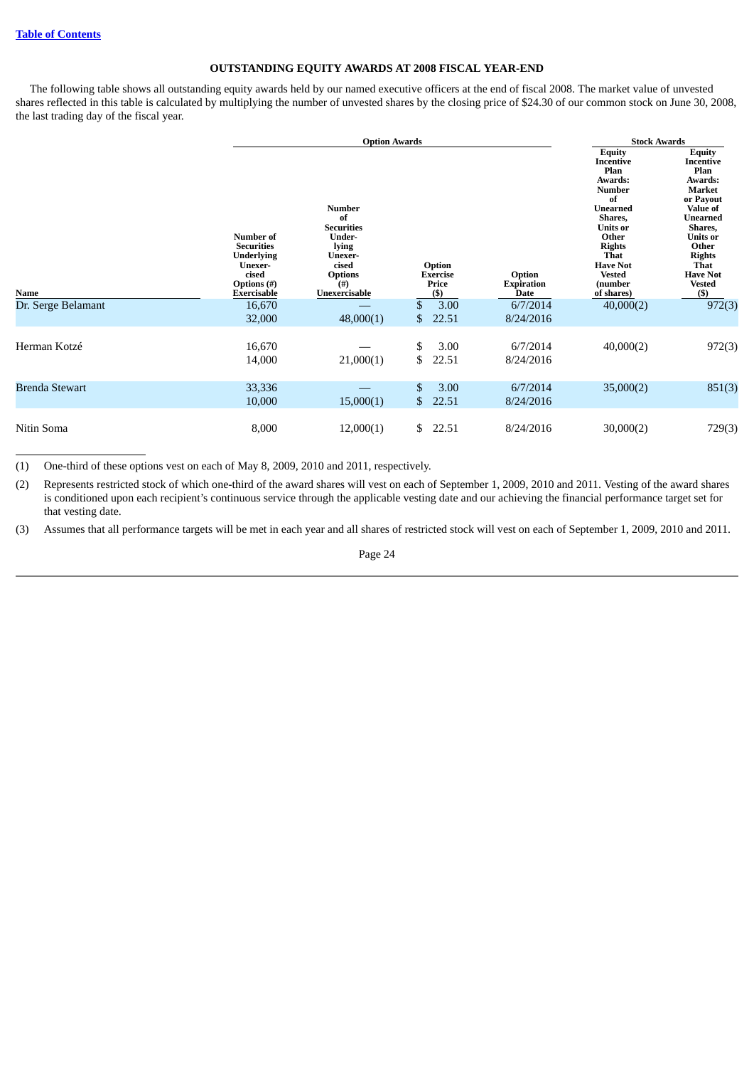**OUTSTANDING EQUITY AWARDS AT 2008 FISCAL YEAR-END**

The following table shows all outstanding equity awards held by our named executive officers at the end of fiscal 2008. The market value of unvested shares reflected in this table is calculated by multiplying the number of unvested shares by the closing price of $24.30 of our common stock on June 30, 2008, the last trading day of the fiscal year.

| | Option Awards | | | | Stock Awards | |
|---|---|---|---|---|---|---|
| Name | Number of Securities Underlying Unexercised Options (#) Exercisable | Number of Securities Underlying Unexercised Options (#) Unexercisable | Option Exercise Price ($) | Option Expiration Date | Equity Incentive Plan Awards: Number of Unearned Shares, Units or Other Rights That Have Not Vested (number of shares) | Equity Incentive Plan Awards: Market or Payout Value of Unearned Shares, Units or Other Rights That Have Not Vested ($) |
| Dr. Serge Belamant | 16,670 | — | $ 3.00 | 6/7/2014 | 40,000(2) | 972(3) |
| | 32,000 | 48,000(1) | $ 22.51 | 8/24/2016 | | |
| Herman Kotzé | 16,670 | — | $ 3.00 | 6/7/2014 | 40,000(2) | 972(3) |
| | 14,000 | 21,000(1) | $ 22.51 | 8/24/2016 | | |
| Brenda Stewart | 33,336 | — | $ 3.00 | 6/7/2014 | 35,000(2) | 851(3) |
| | 10,000 | 15,000(1) | $ 22.51 | 8/24/2016 | | |
| Nitin Soma | 8,000 | 12,000(1) | $ 22.51 | 8/24/2016 | 30,000(2) | 729(3) |

(1) One-third of these options vest on each of May 8, 2009, 2010 and 2011, respectively.

(2) Represents restricted stock of which one-third of the award shares will vest on each of September 1, 2009, 2010 and 2011. Vesting of the award shares is conditioned upon each recipient's continuous service through the applicable vesting date and our achieving the financial performance target set for that vesting date.

(3) Assumes that all performance targets will be met in each year and all shares of restricted stock will vest on each of September 1, 2009, 2010 and 2011.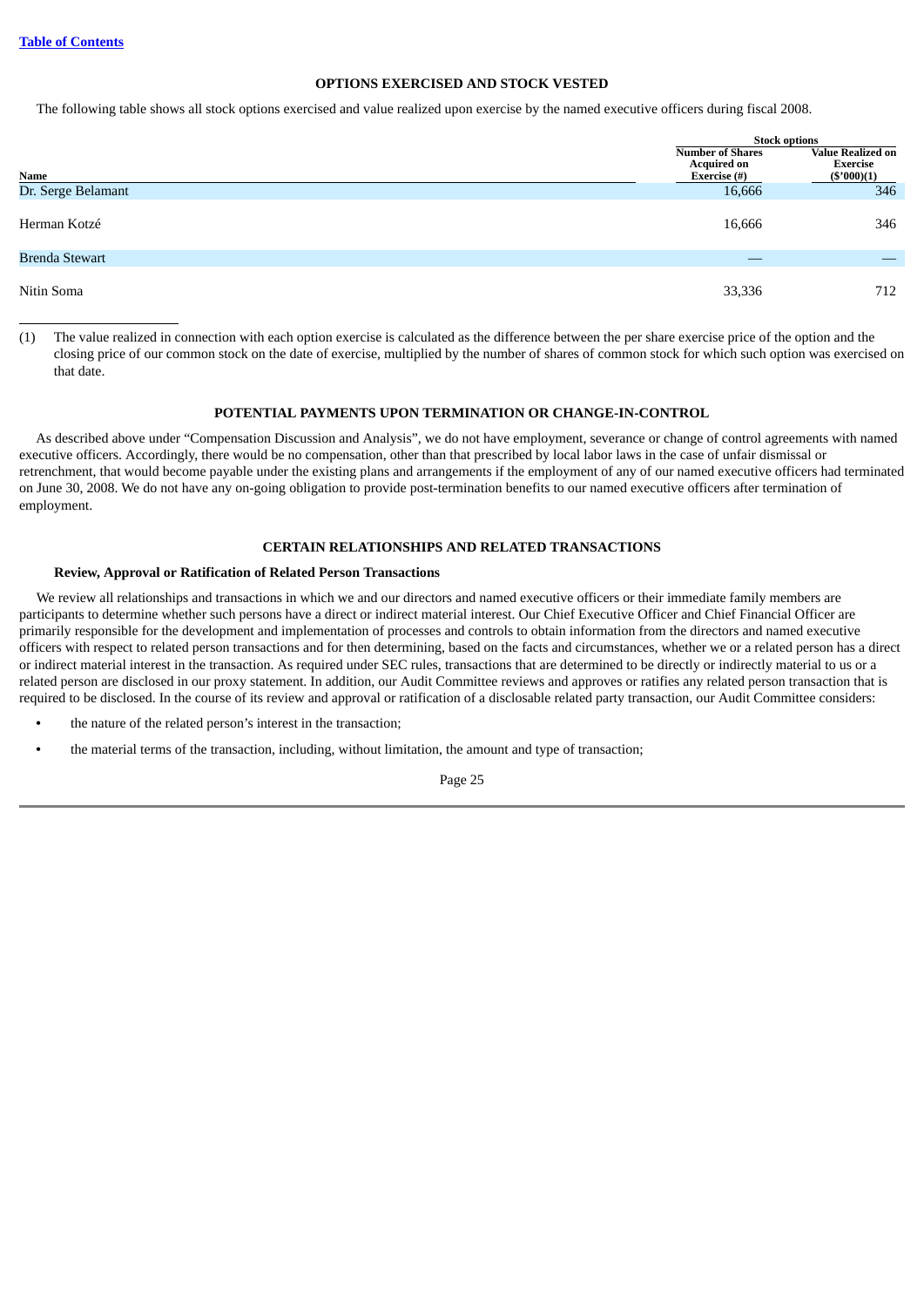## OPTIONS EXERCISED AND STOCK VESTED

The following table shows all stock options exercised and value realized upon exercise by the named executive officers during fiscal 2008.

| Name | Stock options | |
|---|---|---|
| | Number of Shares Acquired on Exercise (#) | Value Realized on Exercise ($'000)(1) |
| Dr. Serge Belamant | 16,666 | 346 |
| Herman Kotzé | 16,666 | 346 |
| Brenda Stewart | — | — |
| Nitin Soma | 33,336 | 712 |

(1) The value realized in connection with each option exercise is calculated as the difference between the per share exercise price of the option and the closing price of our common stock on the date of exercise, multiplied by the number of shares of common stock for which such option was exercised on that date.

## POTENTIAL PAYMENTS UPON TERMINATION OR CHANGE-IN-CONTROL

As described above under "Compensation Discussion and Analysis", we do not have employment, severance or change of control agreements with named executive officers. Accordingly, there would be no compensation, other than that prescribed by local labor laws in the case of unfair dismissal or retrenchment, that would become payable under the existing plans and arrangements if the employment of any of our named executive officers had terminated on June 30, 2008. We do not have any on-going obligation to provide post-termination benefits to our named executive officers after termination of employment.

## CERTAIN RELATIONSHIPS AND RELATED TRANSACTIONS

### Review, Approval or Ratification of Related Person Transactions

We review all relationships and transactions in which we and our directors and named executive officers or their immediate family members are participants to determine whether such persons have a direct or indirect material interest. Our Chief Executive Officer and Chief Financial Officer are primarily responsible for the development and implementation of processes and controls to obtain information from the directors and named executive officers with respect to related person transactions and for then determining, based on the facts and circumstances, whether we or a related person has a direct or indirect material interest in the transaction. As required under SEC rules, transactions that are determined to be directly or indirectly material to us or a related person are disclosed in our proxy statement. In addition, our Audit Committee reviews and approves or ratifies any related person transaction that is required to be disclosed. In the course of its review and approval or ratification of a disclosable related party transaction, our Audit Committee considers:

- the nature of the related person's interest in the transaction;
- the material terms of the transaction, including, without limitation, the amount and type of transaction;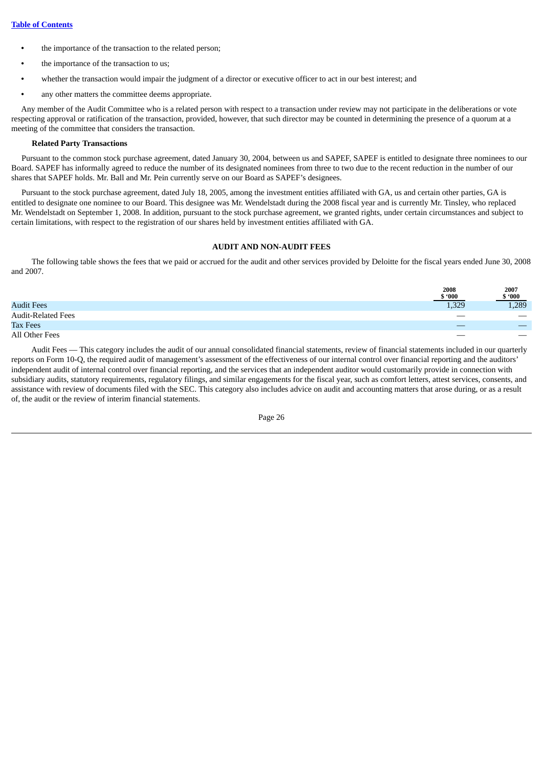- the importance of the transaction to the related person;
- the importance of the transaction to us;
- whether the transaction would impair the judgment of a director or executive officer to act in our best interest; and
- any other matters the committee deems appropriate.

Any member of the Audit Committee who is a related person with respect to a transaction under review may not participate in the deliberations or vote respecting approval or ratification of the transaction, provided, however, that such director may be counted in determining the presence of a quorum at a meeting of the committee that considers the transaction.

**Related Party Transactions**

Pursuant to the common stock purchase agreement, dated January 30, 2004, between us and SAPEF, SAPEF is entitled to designate three nominees to our Board. SAPEF has informally agreed to reduce the number of its designated nominees from three to two due to the recent reduction in the number of our shares that SAPEF holds. Mr. Ball and Mr. Pein currently serve on our Board as SAPEF's designees.

Pursuant to the stock purchase agreement, dated July 18, 2005, among the investment entities affiliated with GA, us and certain other parties, GA is entitled to designate one nominee to our Board. This designee was Mr. Wendelstadt during the 2008 fiscal year and is currently Mr. Tinsley, who replaced Mr. Wendelstadt on September 1, 2008. In addition, pursuant to the stock purchase agreement, we granted rights, under certain circumstances and subject to certain limitations, with respect to the registration of our shares held by investment entities affiliated with GA.

## AUDIT AND NON-AUDIT FEES

The following table shows the fees that we paid or accrued for the audit and other services provided by Deloitte for the fiscal years ended June 30, 2008 and 2007.

| | 2008<br>$ '000 | 2007<br>$ '000 |
|---|---|---|
| Audit Fees | 1,329 | 1,289 |
| Audit-Related Fees | — | — |
| Tax Fees | — | — |
| All Other Fees | — | — |

Audit Fees — This category includes the audit of our annual consolidated financial statements, review of financial statements included in our quarterly reports on Form 10-Q, the required audit of management's assessment of the effectiveness of our internal control over financial reporting and the auditors' independent audit of internal control over financial reporting, and the services that an independent auditor would customarily provide in connection with subsidiary audits, statutory requirements, regulatory filings, and similar engagements for the fiscal year, such as comfort letters, attest services, consents, and assistance with review of documents filed with the SEC. This category also includes advice on audit and accounting matters that arose during, or as a result of, the audit or the review of interim financial statements.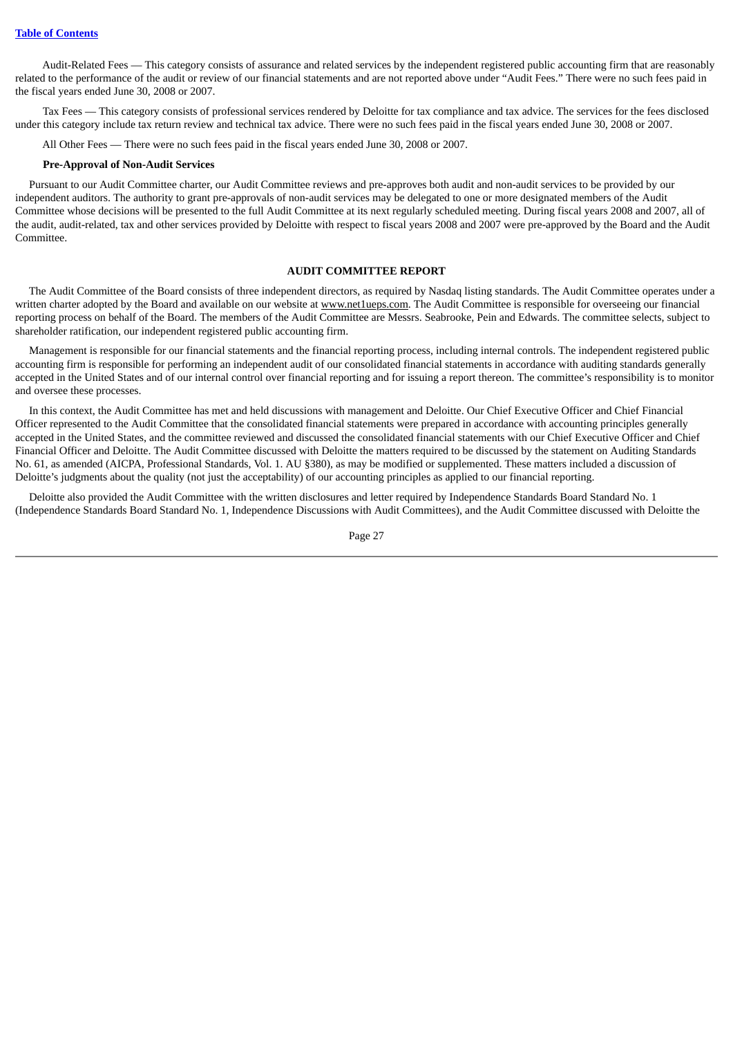Audit-Related Fees — This category consists of assurance and related services by the independent registered public accounting firm that are reasonably related to the performance of the audit or review of our financial statements and are not reported above under "Audit Fees." There were no such fees paid in the fiscal years ended June 30, 2008 or 2007.

Tax Fees — This category consists of professional services rendered by Deloitte for tax compliance and tax advice. The services for the fees disclosed under this category include tax return review and technical tax advice. There were no such fees paid in the fiscal years ended June 30, 2008 or 2007.

All Other Fees — There were no such fees paid in the fiscal years ended June 30, 2008 or 2007.

**Pre-Approval of Non-Audit Services**

Pursuant to our Audit Committee charter, our Audit Committee reviews and pre-approves both audit and non-audit services to be provided by our independent auditors. The authority to grant pre-approvals of non-audit services may be delegated to one or more designated members of the Audit Committee whose decisions will be presented to the full Audit Committee at its next regularly scheduled meeting. During fiscal years 2008 and 2007, all of the audit, audit-related, tax and other services provided by Deloitte with respect to fiscal years 2008 and 2007 were pre-approved by the Board and the Audit Committee.

## AUDIT COMMITTEE REPORT

The Audit Committee of the Board consists of three independent directors, as required by Nasdaq listing standards. The Audit Committee operates under a written charter adopted by the Board and available on our website at www.net1ueps.com. The Audit Committee is responsible for overseeing our financial reporting process on behalf of the Board. The members of the Audit Committee are Messrs. Seabrooke, Pein and Edwards. The committee selects, subject to shareholder ratification, our independent registered public accounting firm.

Management is responsible for our financial statements and the financial reporting process, including internal controls. The independent registered public accounting firm is responsible for performing an independent audit of our consolidated financial statements in accordance with auditing standards generally accepted in the United States and of our internal control over financial reporting and for issuing a report thereon. The committee's responsibility is to monitor and oversee these processes.

In this context, the Audit Committee has met and held discussions with management and Deloitte. Our Chief Executive Officer and Chief Financial Officer represented to the Audit Committee that the consolidated financial statements were prepared in accordance with accounting principles generally accepted in the United States, and the committee reviewed and discussed the consolidated financial statements with our Chief Executive Officer and Chief Financial Officer and Deloitte. The Audit Committee discussed with Deloitte the matters required to be discussed by the statement on Auditing Standards No. 61, as amended (AICPA, Professional Standards, Vol. 1. AU §380), as may be modified or supplemented. These matters included a discussion of Deloitte's judgments about the quality (not just the acceptability) of our accounting principles as applied to our financial reporting.

Deloitte also provided the Audit Committee with the written disclosures and letter required by Independence Standards Board Standard No. 1 (Independence Standards Board Standard No. 1, Independence Discussions with Audit Committees), and the Audit Committee discussed with Deloitte the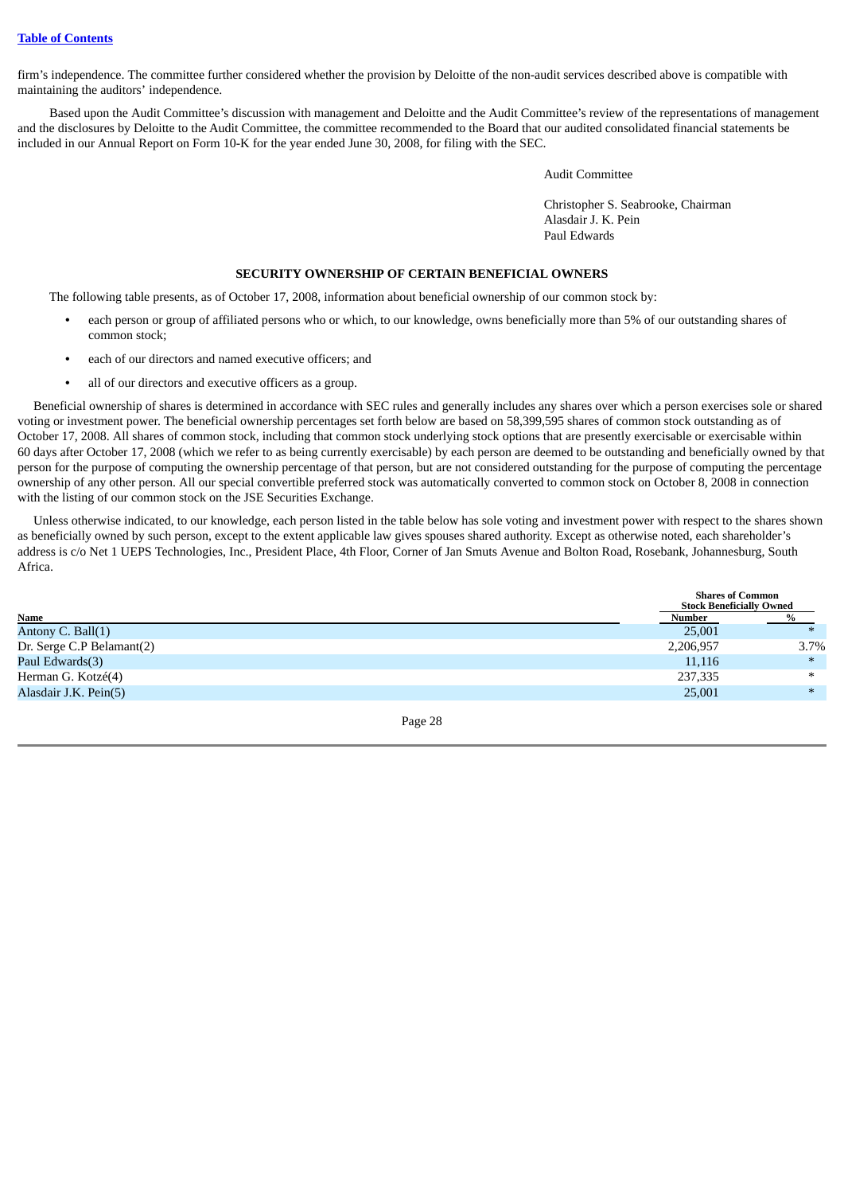firm's independence. The committee further considered whether the provision by Deloitte of the non-audit services described above is compatible with maintaining the auditors' independence.

Based upon the Audit Committee's discussion with management and Deloitte and the Audit Committee's review of the representations of management and the disclosures by Deloitte to the Audit Committee, the committee recommended to the Board that our audited consolidated financial statements be included in our Annual Report on Form 10-K for the year ended June 30, 2008, for filing with the SEC.

Audit Committee

Christopher S. Seabrooke, Chairman
Alasdair J. K. Pein
Paul Edwards

## SECURITY OWNERSHIP OF CERTAIN BENEFICIAL OWNERS

The following table presents, as of October 17, 2008, information about beneficial ownership of our common stock by:

- each person or group of affiliated persons who or which, to our knowledge, owns beneficially more than 5% of our outstanding shares of common stock;
- each of our directors and named executive officers; and
- all of our directors and executive officers as a group.

Beneficial ownership of shares is determined in accordance with SEC rules and generally includes any shares over which a person exercises sole or shared voting or investment power. The beneficial ownership percentages set forth below are based on 58,399,595 shares of common stock outstanding as of October 17, 2008. All shares of common stock, including that common stock underlying stock options that are presently exercisable or exercisable within 60 days after October 17, 2008 (which we refer to as being currently exercisable) by each person are deemed to be outstanding and beneficially owned by that person for the purpose of computing the ownership percentage of that person, but are not considered outstanding for the purpose of computing the percentage ownership of any other person. All our special convertible preferred stock was automatically converted to common stock on October 8, 2008 in connection with the listing of our common stock on the JSE Securities Exchange.

Unless otherwise indicated, to our knowledge, each person listed in the table below has sole voting and investment power with respect to the shares shown as beneficially owned by such person, except to the extent applicable law gives spouses shared authority. Except as otherwise noted, each shareholder's address is c/o Net 1 UEPS Technologies, Inc., President Place, 4th Floor, Corner of Jan Smuts Avenue and Bolton Road, Rosebank, Johannesburg, South Africa.

| | Shares of Common Stock Beneficially Owned | |
|---|---|---|
| **Name** | **Number** | **%** |
| Antony C. Ball(1) | 25,001 | * |
| Dr. Serge C.P Belamant(2) | 2,206,957 | 3.7% |
| Paul Edwards(3) | 11,116 | * |
| Herman G. Kotzé(4) | 237,335 | * |
| Alasdair J.K. Pein(5) | 25,001 | * |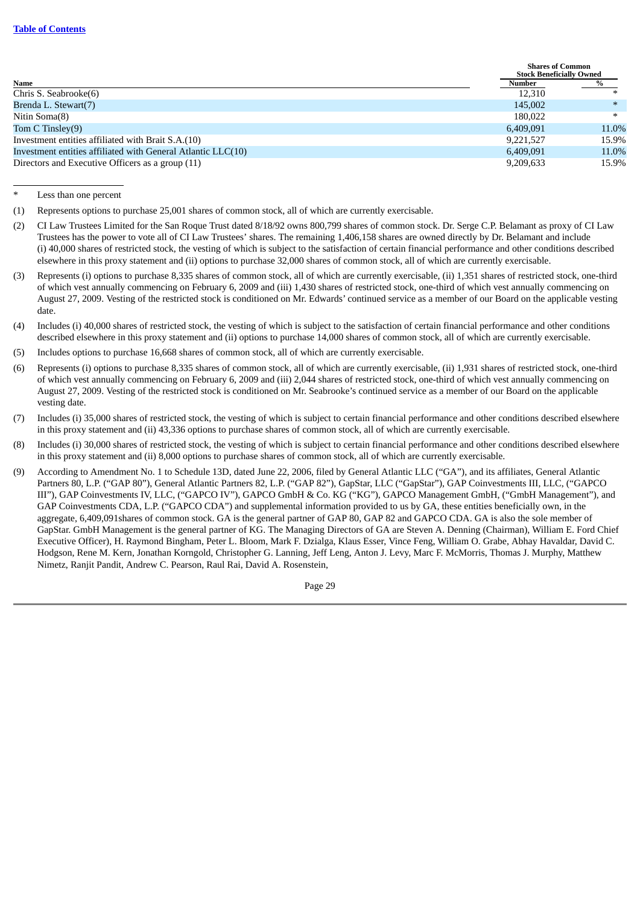| Name | Shares of Common Stock Beneficially Owned | |
|---|---|---|
| | Number | % |
| Chris S. Seabrooke(6) | 12,310 | * |
| Brenda L. Stewart(7) | 145,002 | * |
| Nitin Soma(8) | 180,022 | * |
| Tom C Tinsley(9) | 6,409,091 | 11.0% |
| Investment entities affiliated with Brait S.A.(10) | 9,221,527 | 15.9% |
| Investment entities affiliated with General Atlantic LLC(10) | 6,409,091 | 11.0% |
| Directors and Executive Officers as a group (11) | 9,209,633 | 15.9% |

\* Less than one percent

(1) Represents options to purchase 25,001 shares of common stock, all of which are currently exercisable.

(2) CI Law Trustees Limited for the San Roque Trust dated 8/18/92 owns 800,799 shares of common stock. Dr. Serge C.P. Belamant as proxy of CI Law Trustees has the power to vote all of CI Law Trustees' shares. The remaining 1,406,158 shares are owned directly by Dr. Belamant and include (i) 40,000 shares of restricted stock, the vesting of which is subject to the satisfaction of certain financial performance and other conditions described elsewhere in this proxy statement and (ii) options to purchase 32,000 shares of common stock, all of which are currently exercisable.

(3) Represents (i) options to purchase 8,335 shares of common stock, all of which are currently exercisable, (ii) 1,351 shares of restricted stock, one-third of which vest annually commencing on February 6, 2009 and (iii) 1,430 shares of restricted stock, one-third of which vest annually commencing on August 27, 2009. Vesting of the restricted stock is conditioned on Mr. Edwards' continued service as a member of our Board on the applicable vesting date.

(4) Includes (i) 40,000 shares of restricted stock, the vesting of which is subject to the satisfaction of certain financial performance and other conditions described elsewhere in this proxy statement and (ii) options to purchase 14,000 shares of common stock, all of which are currently exercisable.

(5) Includes options to purchase 16,668 shares of common stock, all of which are currently exercisable.

(6) Represents (i) options to purchase 8,335 shares of common stock, all of which are currently exercisable, (ii) 1,931 shares of restricted stock, one-third of which vest annually commencing on February 6, 2009 and (iii) 2,044 shares of restricted stock, one-third of which vest annually commencing on August 27, 2009. Vesting of the restricted stock is conditioned on Mr. Seabrooke's continued service as a member of our Board on the applicable vesting date.

(7) Includes (i) 35,000 shares of restricted stock, the vesting of which is subject to certain financial performance and other conditions described elsewhere in this proxy statement and (ii) 43,336 options to purchase shares of common stock, all of which are currently exercisable.

(8) Includes (i) 30,000 shares of restricted stock, the vesting of which is subject to certain financial performance and other conditions described elsewhere in this proxy statement and (ii) 8,000 options to purchase shares of common stock, all of which are currently exercisable.

(9) According to Amendment No. 1 to Schedule 13D, dated June 22, 2006, filed by General Atlantic LLC ("GA"), and its affiliates, General Atlantic Partners 80, L.P. ("GAP 80"), General Atlantic Partners 82, L.P. ("GAP 82"), GapStar, LLC ("GapStar"), GAP Coinvestments III, LLC, ("GAPCO III"), GAP Coinvestments IV, LLC, ("GAPCO IV"), GAPCO GmbH & Co. KG ("KG"), GAPCO Management GmbH, ("GmbH Management"), and GAP Coinvestments CDA, L.P. ("GAPCO CDA") and supplemental information provided to us by GA, these entities beneficially own, in the aggregate, 6,409,091shares of common stock. GA is the general partner of GAP 80, GAP 82 and GAPCO CDA. GA is also the sole member of GapStar. GmbH Management is the general partner of KG. The Managing Directors of GA are Steven A. Denning (Chairman), William E. Ford Chief Executive Officer), H. Raymond Bingham, Peter L. Bloom, Mark F. Dzialga, Klaus Esser, Vince Feng, William O. Grabe, Abhay Havaldar, David C. Hodgson, Rene M. Kern, Jonathan Korngold, Christopher G. Lanning, Jeff Leng, Anton J. Levy, Marc F. McMorris, Thomas J. Murphy, Matthew Nimetz, Ranjit Pandit, Andrew C. Pearson, Raul Rai, David A. Rosenstein,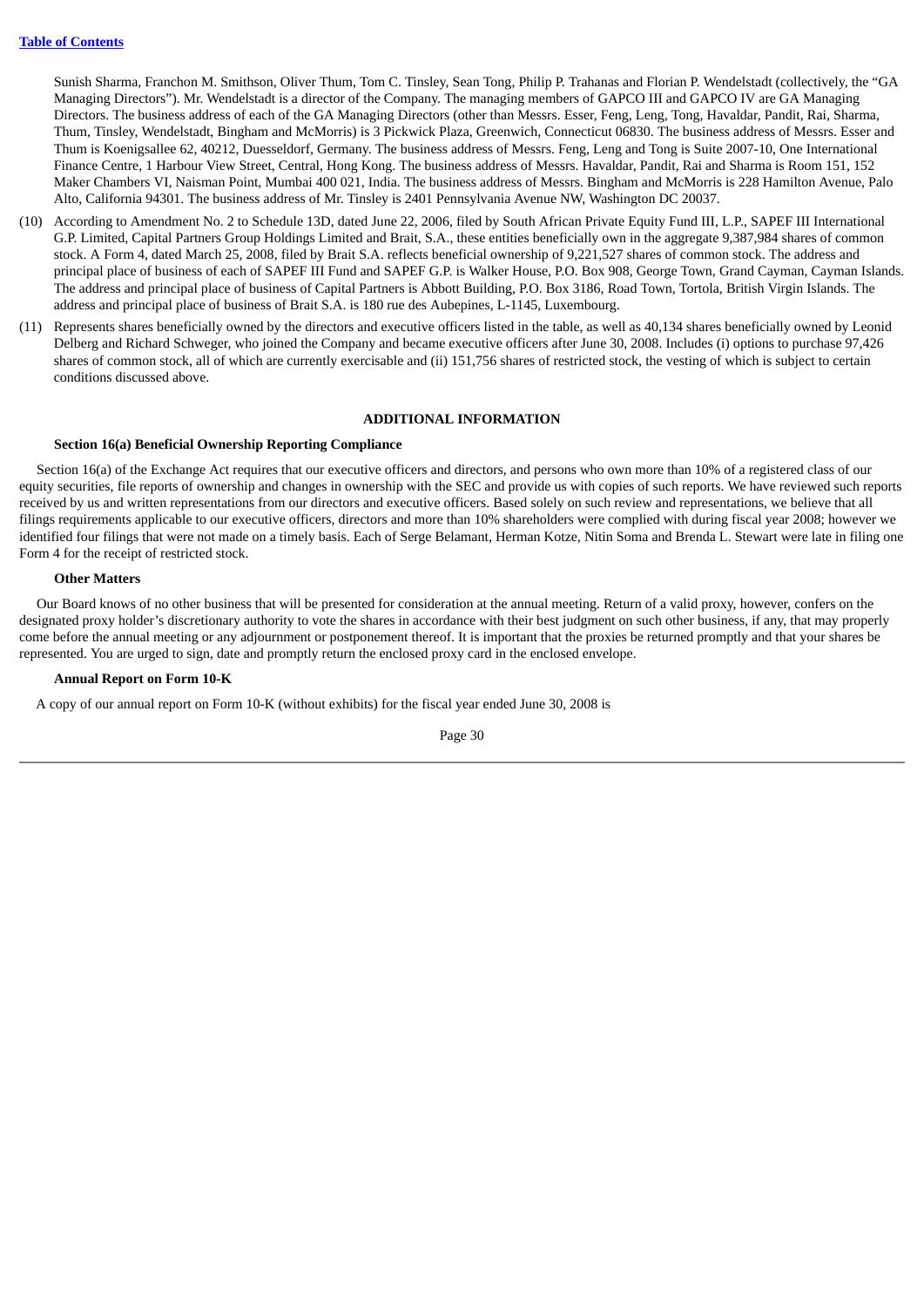Sunish Sharma, Franchon M. Smithson, Oliver Thum, Tom C. Tinsley, Sean Tong, Philip P. Trahanas and Florian P. Wendelstadt (collectively, the "GA Managing Directors"). Mr. Wendelstadt is a director of the Company. The managing members of GAPCO III and GAPCO IV are GA Managing Directors. The business address of each of the GA Managing Directors (other than Messrs. Esser, Feng, Leng, Tong, Havaldar, Pandit, Rai, Sharma, Thum, Tinsley, Wendelstadt, Bingham and McMorris) is 3 Pickwick Plaza, Greenwich, Connecticut 06830. The business address of Messrs. Esser and Thum is Koenigsallee 62, 40212, Duesseldorf, Germany. The business address of Messrs. Feng, Leng and Tong is Suite 2007-10, One International Finance Centre, 1 Harbour View Street, Central, Hong Kong. The business address of Messrs. Havaldar, Pandit, Rai and Sharma is Room 151, 152 Maker Chambers VI, Naisman Point, Mumbai 400 021, India. The business address of Messrs. Bingham and McMorris is 228 Hamilton Avenue, Palo Alto, California 94301. The business address of Mr. Tinsley is 2401 Pennsylvania Avenue NW, Washington DC 20037.

(10) According to Amendment No. 2 to Schedule 13D, dated June 22, 2006, filed by South African Private Equity Fund III, L.P., SAPEF III International G.P. Limited, Capital Partners Group Holdings Limited and Brait, S.A., these entities beneficially own in the aggregate 9,387,984 shares of common stock. A Form 4, dated March 25, 2008, filed by Brait S.A. reflects beneficial ownership of 9,221,527 shares of common stock. The address and principal place of business of each of SAPEF III Fund and SAPEF G.P. is Walker House, P.O. Box 908, George Town, Grand Cayman, Cayman Islands. The address and principal place of business of Capital Partners is Abbott Building, P.O. Box 3186, Road Town, Tortola, British Virgin Islands. The address and principal place of business of Brait S.A. is 180 rue des Aubepines, L-1145, Luxembourg.

(11) Represents shares beneficially owned by the directors and executive officers listed in the table, as well as 40,134 shares beneficially owned by Leonid Delberg and Richard Schweger, who joined the Company and became executive officers after June 30, 2008. Includes (i) options to purchase 97,426 shares of common stock, all of which are currently exercisable and (ii) 151,756 shares of restricted stock, the vesting of which is subject to certain conditions discussed above.

## ADDITIONAL INFORMATION

### Section 16(a) Beneficial Ownership Reporting Compliance

Section 16(a) of the Exchange Act requires that our executive officers and directors, and persons who own more than 10% of a registered class of our equity securities, file reports of ownership and changes in ownership with the SEC and provide us with copies of such reports. We have reviewed such reports received by us and written representations from our directors and executive officers. Based solely on such review and representations, we believe that all filings requirements applicable to our executive officers, directors and more than 10% shareholders were complied with during fiscal year 2008; however we identified four filings that were not made on a timely basis. Each of Serge Belamant, Herman Kotze, Nitin Soma and Brenda L. Stewart were late in filing one Form 4 for the receipt of restricted stock.

### Other Matters

Our Board knows of no other business that will be presented for consideration at the annual meeting. Return of a valid proxy, however, confers on the designated proxy holder's discretionary authority to vote the shares in accordance with their best judgment on such other business, if any, that may properly come before the annual meeting or any adjournment or postponement thereof. It is important that the proxies be returned promptly and that your shares be represented. You are urged to sign, date and promptly return the enclosed proxy card in the enclosed envelope.

### Annual Report on Form 10-K

A copy of our annual report on Form 10-K (without exhibits) for the fiscal year ended June 30, 2008 is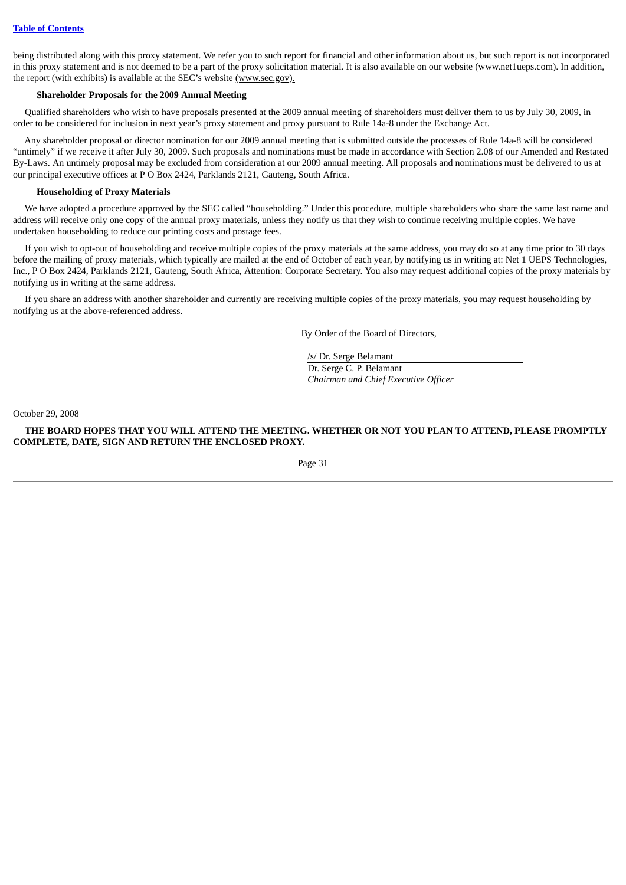being distributed along with this proxy statement. We refer you to such report for financial and other information about us, but such report is not incorporated in this proxy statement and is not deemed to be a part of the proxy solicitation material. It is also available on our website (www.net1ueps.com). In addition, the report (with exhibits) is available at the SEC's website (www.sec.gov).

**Shareholder Proposals for the 2009 Annual Meeting**

Qualified shareholders who wish to have proposals presented at the 2009 annual meeting of shareholders must deliver them to us by July 30, 2009, in order to be considered for inclusion in next year's proxy statement and proxy pursuant to Rule 14a-8 under the Exchange Act.

Any shareholder proposal or director nomination for our 2009 annual meeting that is submitted outside the processes of Rule 14a-8 will be considered "untimely" if we receive it after July 30, 2009. Such proposals and nominations must be made in accordance with Section 2.08 of our Amended and Restated By-Laws. An untimely proposal may be excluded from consideration at our 2009 annual meeting. All proposals and nominations must be delivered to us at our principal executive offices at P O Box 2424, Parklands 2121, Gauteng, South Africa.

**Householding of Proxy Materials**

We have adopted a procedure approved by the SEC called "householding." Under this procedure, multiple shareholders who share the same last name and address will receive only one copy of the annual proxy materials, unless they notify us that they wish to continue receiving multiple copies. We have undertaken householding to reduce our printing costs and postage fees.

If you wish to opt-out of householding and receive multiple copies of the proxy materials at the same address, you may do so at any time prior to 30 days before the mailing of proxy materials, which typically are mailed at the end of October of each year, by notifying us in writing at: Net 1 UEPS Technologies, Inc., P O Box 2424, Parklands 2121, Gauteng, South Africa, Attention: Corporate Secretary. You also may request additional copies of the proxy materials by notifying us in writing at the same address.

If you share an address with another shareholder and currently are receiving multiple copies of the proxy materials, you may request householding by notifying us at the above-referenced address.

By Order of the Board of Directors,

/s/ Dr. Serge Belamant

Dr. Serge C. P. Belamant
*Chairman and Chief Executive Officer*

October 29, 2008

**THE BOARD HOPES THAT YOU WILL ATTEND THE MEETING. WHETHER OR NOT YOU PLAN TO ATTEND, PLEASE PROMPTLY COMPLETE, DATE, SIGN AND RETURN THE ENCLOSED PROXY.**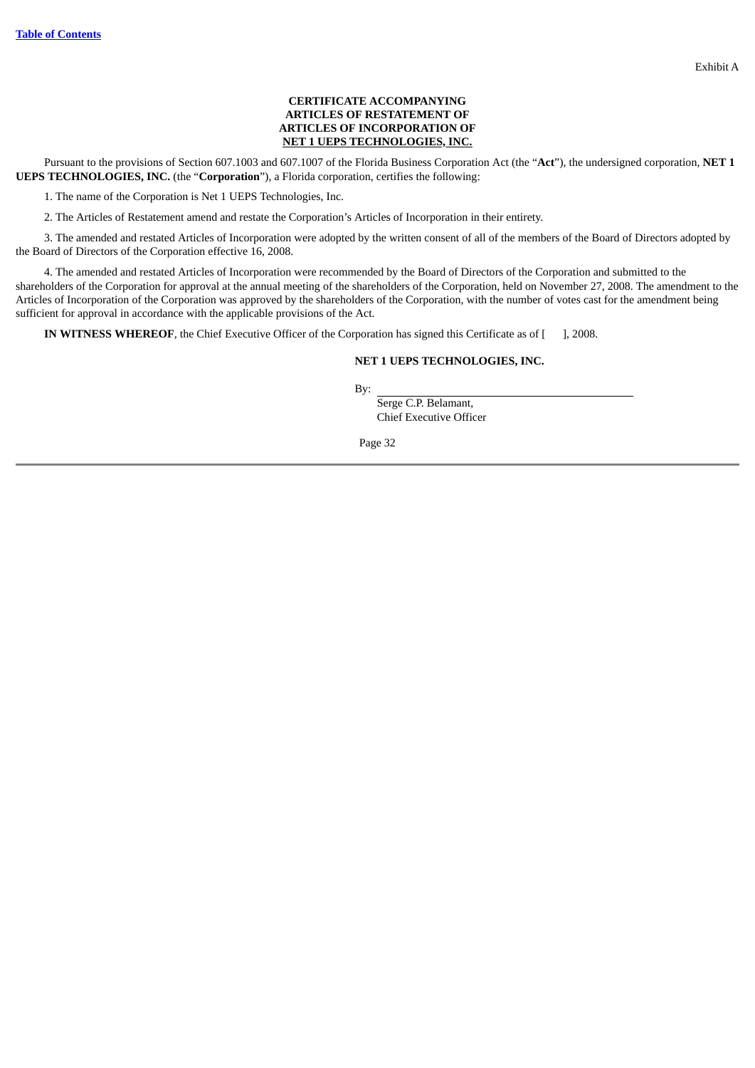Exhibit A

**CERTIFICATE ACCOMPANYING
ARTICLES OF RESTATEMENT OF
ARTICLES OF INCORPORATION OF
NET 1 UEPS TECHNOLOGIES, INC.**

Pursuant to the provisions of Section 607.1003 and 607.1007 of the Florida Business Corporation Act (the "**Act**"), the undersigned corporation, **NET 1 UEPS TECHNOLOGIES, INC.** (the "**Corporation**"), a Florida corporation, certifies the following:

1. The name of the Corporation is Net 1 UEPS Technologies, Inc.

2. The Articles of Restatement amend and restate the Corporation's Articles of Incorporation in their entirety.

3. The amended and restated Articles of Incorporation were adopted by the written consent of all of the members of the Board of Directors adopted by the Board of Directors of the Corporation effective 16, 2008.

4. The amended and restated Articles of Incorporation were recommended by the Board of Directors of the Corporation and submitted to the shareholders of the Corporation for approval at the annual meeting of the shareholders of the Corporation, held on November 27, 2008. The amendment to the Articles of Incorporation of the Corporation was approved by the shareholders of the Corporation, with the number of votes cast for the amendment being sufficient for approval in accordance with the applicable provisions of the Act.

**IN WITNESS WHEREOF**, the Chief Executive Officer of the Corporation has signed this Certificate as of [ ], 2008.

**NET 1 UEPS TECHNOLOGIES, INC.**

By: ______________________________
Serge C.P. Belamant,
Chief Executive Officer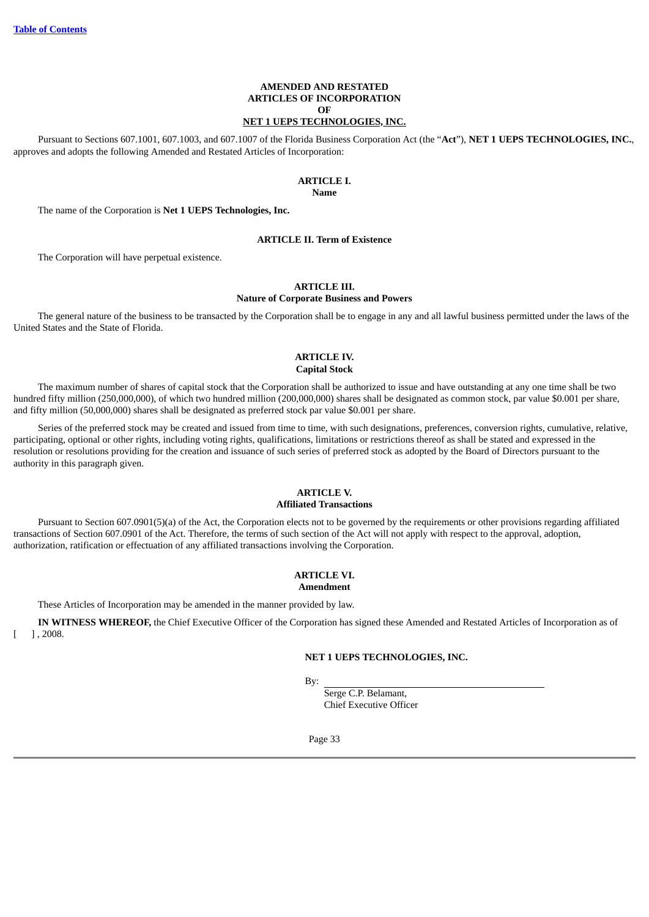**AMENDED AND RESTATED**
**ARTICLES OF INCORPORATION**
**OF**
**NET 1 UEPS TECHNOLOGIES, INC.**

Pursuant to Sections 607.1001, 607.1003, and 607.1007 of the Florida Business Corporation Act (the "**Act**"), **NET 1 UEPS TECHNOLOGIES, INC.**, approves and adopts the following Amended and Restated Articles of Incorporation:

**ARTICLE I.**
**Name**

The name of the Corporation is **Net 1 UEPS Technologies, Inc.**

**ARTICLE II. Term of Existence**

The Corporation will have perpetual existence.

**ARTICLE III.**
**Nature of Corporate Business and Powers**

The general nature of the business to be transacted by the Corporation shall be to engage in any and all lawful business permitted under the laws of the United States and the State of Florida.

**ARTICLE IV.**
**Capital Stock**

The maximum number of shares of capital stock that the Corporation shall be authorized to issue and have outstanding at any one time shall be two hundred fifty million (250,000,000), of which two hundred million (200,000,000) shares shall be designated as common stock, par value $0.001 per share, and fifty million (50,000,000) shares shall be designated as preferred stock par value $0.001 per share.

Series of the preferred stock may be created and issued from time to time, with such designations, preferences, conversion rights, cumulative, relative, participating, optional or other rights, including voting rights, qualifications, limitations or restrictions thereof as shall be stated and expressed in the resolution or resolutions providing for the creation and issuance of such series of preferred stock as adopted by the Board of Directors pursuant to the authority in this paragraph given.

**ARTICLE V.**
**Affiliated Transactions**

Pursuant to Section 607.0901(5)(a) of the Act, the Corporation elects not to be governed by the requirements or other provisions regarding affiliated transactions of Section 607.0901 of the Act. Therefore, the terms of such section of the Act will not apply with respect to the approval, adoption, authorization, ratification or effectuation of any affiliated transactions involving the Corporation.

**ARTICLE VI.**
**Amendment**

These Articles of Incorporation may be amended in the manner provided by law.

**IN WITNESS WHEREOF,** the Chief Executive Officer of the Corporation has signed these Amended and Restated Articles of Incorporation as of [ ] , 2008.

**NET 1 UEPS TECHNOLOGIES, INC.**

By: ______________________________
Serge C.P. Belamant,
Chief Executive Officer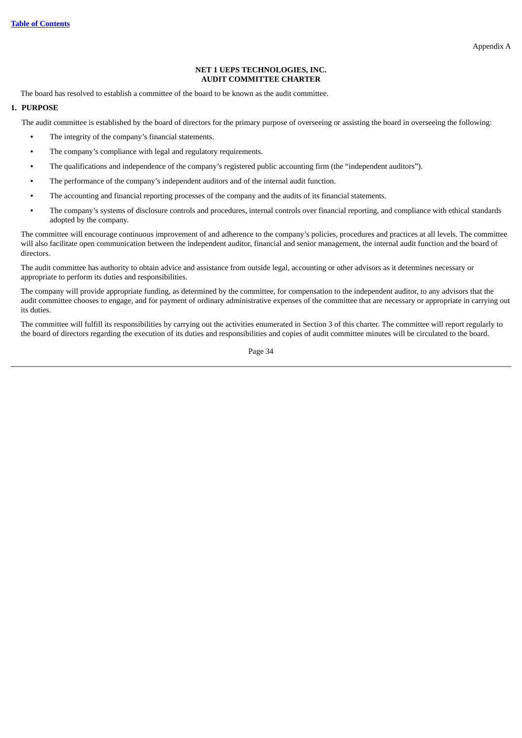Appendix A

# NET 1 UEPS TECHNOLOGIES, INC.
# AUDIT COMMITTEE CHARTER

The board has resolved to establish a committee of the board to be known as the audit committee.

## 1. PURPOSE

The audit committee is established by the board of directors for the primary purpose of overseeing or assisting the board in overseeing the following:

- The integrity of the company's financial statements.
- The company's compliance with legal and regulatory requirements.
- The qualifications and independence of the company's registered public accounting firm (the "independent auditors").
- The performance of the company's independent auditors and of the internal audit function.
- The accounting and financial reporting processes of the company and the audits of its financial statements.
- The company's systems of disclosure controls and procedures, internal controls over financial reporting, and compliance with ethical standards adopted by the company.

The committee will encourage continuous improvement of and adherence to the company's policies, procedures and practices at all levels. The committee will also facilitate open communication between the independent auditor, financial and senior management, the internal audit function and the board of directors.

The audit committee has authority to obtain advice and assistance from outside legal, accounting or other advisors as it determines necessary or appropriate to perform its duties and responsibilities.

The company will provide appropriate funding, as determined by the committee, for compensation to the independent auditor, to any advisors that the audit committee chooses to engage, and for payment of ordinary administrative expenses of the committee that are necessary or appropriate in carrying out its duties.

The committee will fulfill its responsibilities by carrying out the activities enumerated in Section 3 of this charter. The committee will report regularly to the board of directors regarding the execution of its duties and responsibilities and copies of audit committee minutes will be circulated to the board.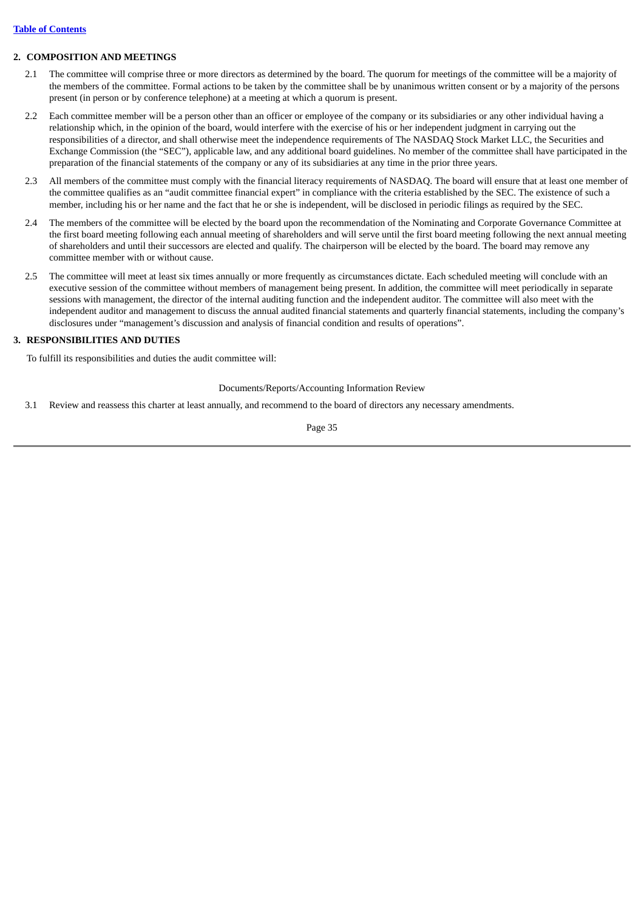## 2. COMPOSITION AND MEETINGS

2.1 The committee will comprise three or more directors as determined by the board. The quorum for meetings of the committee will be a majority of the members of the committee. Formal actions to be taken by the committee shall be by unanimous written consent or by a majority of the persons present (in person or by conference telephone) at a meeting at which a quorum is present.

2.2 Each committee member will be a person other than an officer or employee of the company or its subsidiaries or any other individual having a relationship which, in the opinion of the board, would interfere with the exercise of his or her independent judgment in carrying out the responsibilities of a director, and shall otherwise meet the independence requirements of The NASDAQ Stock Market LLC, the Securities and Exchange Commission (the "SEC"), applicable law, and any additional board guidelines. No member of the committee shall have participated in the preparation of the financial statements of the company or any of its subsidiaries at any time in the prior three years.

2.3 All members of the committee must comply with the financial literacy requirements of NASDAQ. The board will ensure that at least one member of the committee qualifies as an "audit committee financial expert" in compliance with the criteria established by the SEC. The existence of such a member, including his or her name and the fact that he or she is independent, will be disclosed in periodic filings as required by the SEC.

2.4 The members of the committee will be elected by the board upon the recommendation of the Nominating and Corporate Governance Committee at the first board meeting following each annual meeting of shareholders and will serve until the first board meeting following the next annual meeting of shareholders and until their successors are elected and qualify. The chairperson will be elected by the board. The board may remove any committee member with or without cause.

2.5 The committee will meet at least six times annually or more frequently as circumstances dictate. Each scheduled meeting will conclude with an executive session of the committee without members of management being present. In addition, the committee will meet periodically in separate sessions with management, the director of the internal auditing function and the independent auditor. The committee will also meet with the independent auditor and management to discuss the annual audited financial statements and quarterly financial statements, including the company's disclosures under "management's discussion and analysis of financial condition and results of operations".

## 3. RESPONSIBILITIES AND DUTIES

To fulfill its responsibilities and duties the audit committee will:

Documents/Reports/Accounting Information Review

3.1 Review and reassess this charter at least annually, and recommend to the board of directors any necessary amendments.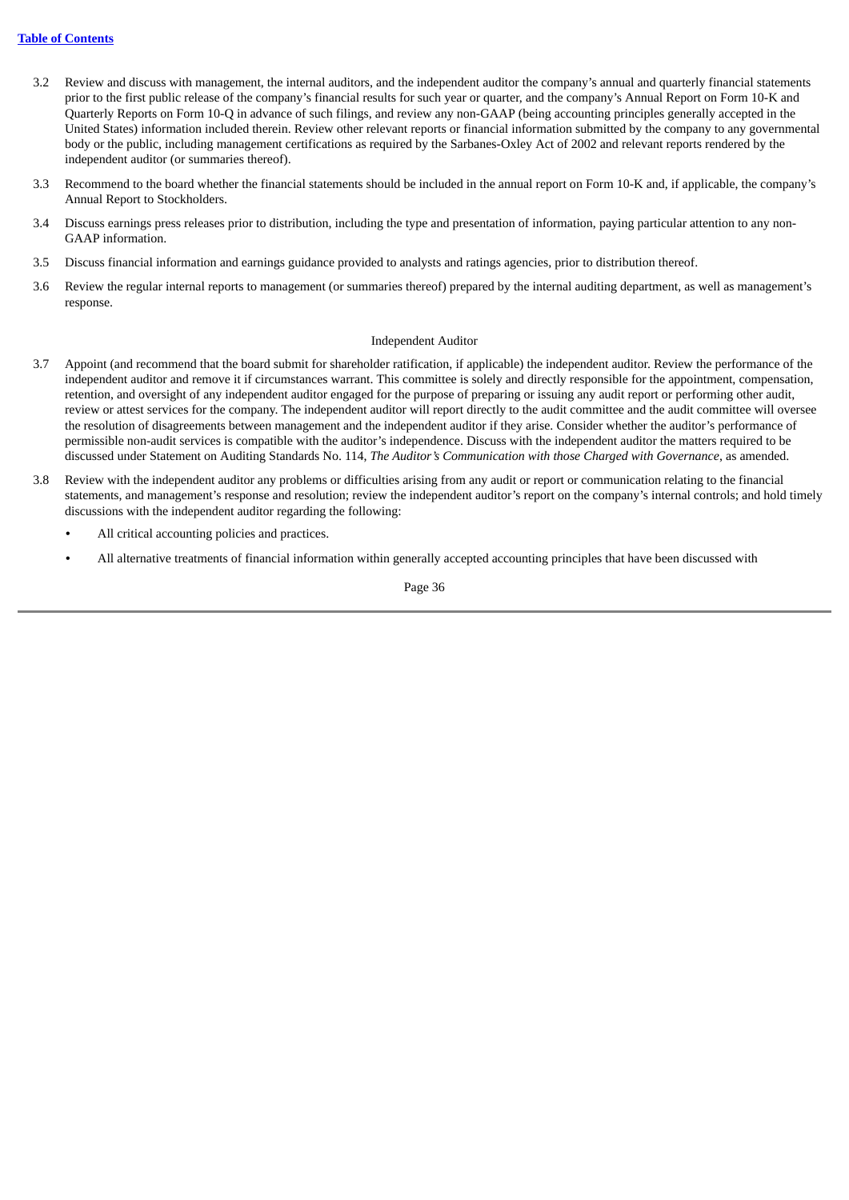3.2 Review and discuss with management, the internal auditors, and the independent auditor the company's annual and quarterly financial statements prior to the first public release of the company's financial results for such year or quarter, and the company's Annual Report on Form 10-K and Quarterly Reports on Form 10-Q in advance of such filings, and review any non-GAAP (being accounting principles generally accepted in the United States) information included therein. Review other relevant reports or financial information submitted by the company to any governmental body or the public, including management certifications as required by the Sarbanes-Oxley Act of 2002 and relevant reports rendered by the independent auditor (or summaries thereof).

3.3 Recommend to the board whether the financial statements should be included in the annual report on Form 10-K and, if applicable, the company's Annual Report to Stockholders.

3.4 Discuss earnings press releases prior to distribution, including the type and presentation of information, paying particular attention to any non-GAAP information.

3.5 Discuss financial information and earnings guidance provided to analysts and ratings agencies, prior to distribution thereof.

3.6 Review the regular internal reports to management (or summaries thereof) prepared by the internal auditing department, as well as management's response.

Independent Auditor

3.7 Appoint (and recommend that the board submit for shareholder ratification, if applicable) the independent auditor. Review the performance of the independent auditor and remove it if circumstances warrant. This committee is solely and directly responsible for the appointment, compensation, retention, and oversight of any independent auditor engaged for the purpose of preparing or issuing any audit report or performing other audit, review or attest services for the company. The independent auditor will report directly to the audit committee and the audit committee will oversee the resolution of disagreements between management and the independent auditor if they arise. Consider whether the auditor's performance of permissible non-audit services is compatible with the auditor's independence. Discuss with the independent auditor the matters required to be discussed under Statement on Auditing Standards No. 114, *The Auditor's Communication with those Charged with Governance*, as amended.

3.8 Review with the independent auditor any problems or difficulties arising from any audit or report or communication relating to the financial statements, and management's response and resolution; review the independent auditor's report on the company's internal controls; and hold timely discussions with the independent auditor regarding the following:

- All critical accounting policies and practices.
- All alternative treatments of financial information within generally accepted accounting principles that have been discussed with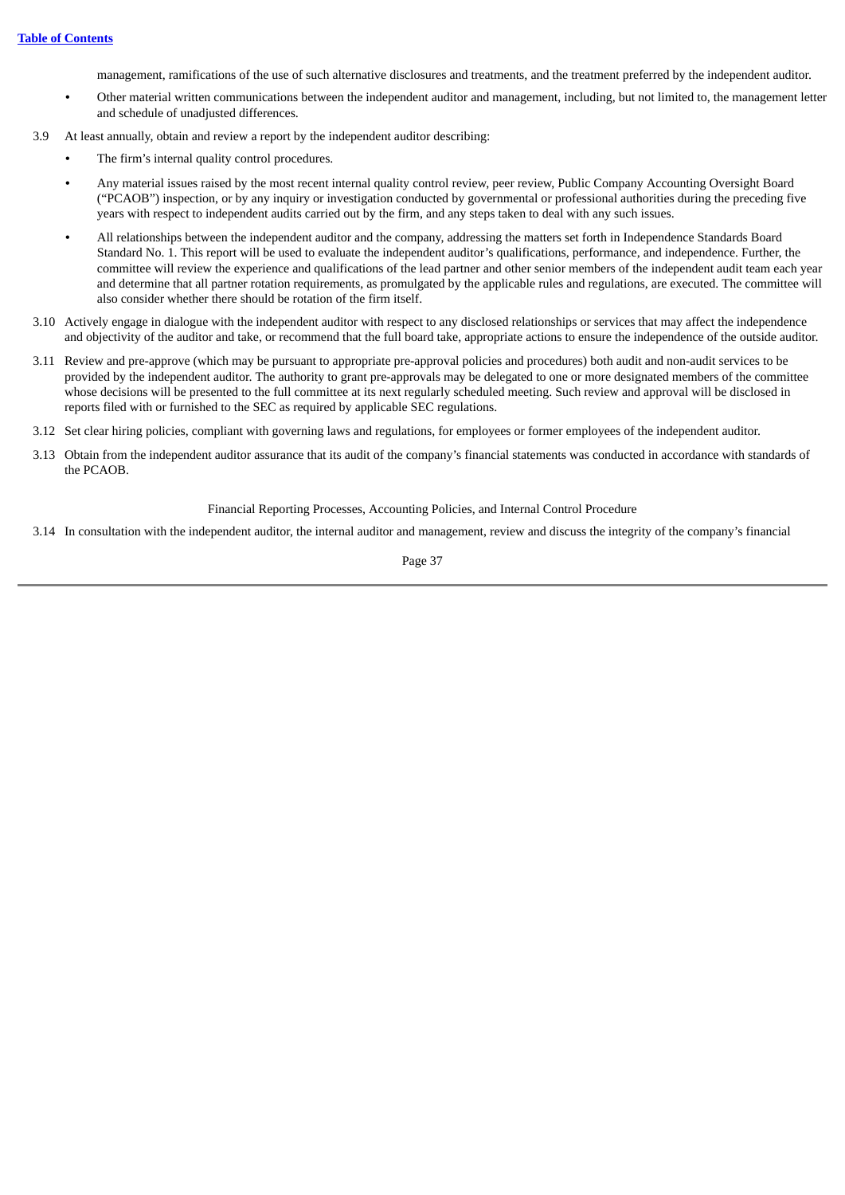management, ramifications of the use of such alternative disclosures and treatments, and the treatment preferred by the independent auditor.

- Other material written communications between the independent auditor and management, including, but not limited to, the management letter and schedule of unadjusted differences.

3.9 At least annually, obtain and review a report by the independent auditor describing:

- The firm's internal quality control procedures.
- Any material issues raised by the most recent internal quality control review, peer review, Public Company Accounting Oversight Board ("PCAOB") inspection, or by any inquiry or investigation conducted by governmental or professional authorities during the preceding five years with respect to independent audits carried out by the firm, and any steps taken to deal with any such issues.
- All relationships between the independent auditor and the company, addressing the matters set forth in Independence Standards Board Standard No. 1. This report will be used to evaluate the independent auditor's qualifications, performance, and independence. Further, the committee will review the experience and qualifications of the lead partner and other senior members of the independent audit team each year and determine that all partner rotation requirements, as promulgated by the applicable rules and regulations, are executed. The committee will also consider whether there should be rotation of the firm itself.

3.10 Actively engage in dialogue with the independent auditor with respect to any disclosed relationships or services that may affect the independence and objectivity of the auditor and take, or recommend that the full board take, appropriate actions to ensure the independence of the outside auditor.

3.11 Review and pre-approve (which may be pursuant to appropriate pre-approval policies and procedures) both audit and non-audit services to be provided by the independent auditor. The authority to grant pre-approvals may be delegated to one or more designated members of the committee whose decisions will be presented to the full committee at its next regularly scheduled meeting. Such review and approval will be disclosed in reports filed with or furnished to the SEC as required by applicable SEC regulations.

3.12 Set clear hiring policies, compliant with governing laws and regulations, for employees or former employees of the independent auditor.

3.13 Obtain from the independent auditor assurance that its audit of the company's financial statements was conducted in accordance with standards of the PCAOB.

Financial Reporting Processes, Accounting Policies, and Internal Control Procedure

3.14 In consultation with the independent auditor, the internal auditor and management, review and discuss the integrity of the company's financial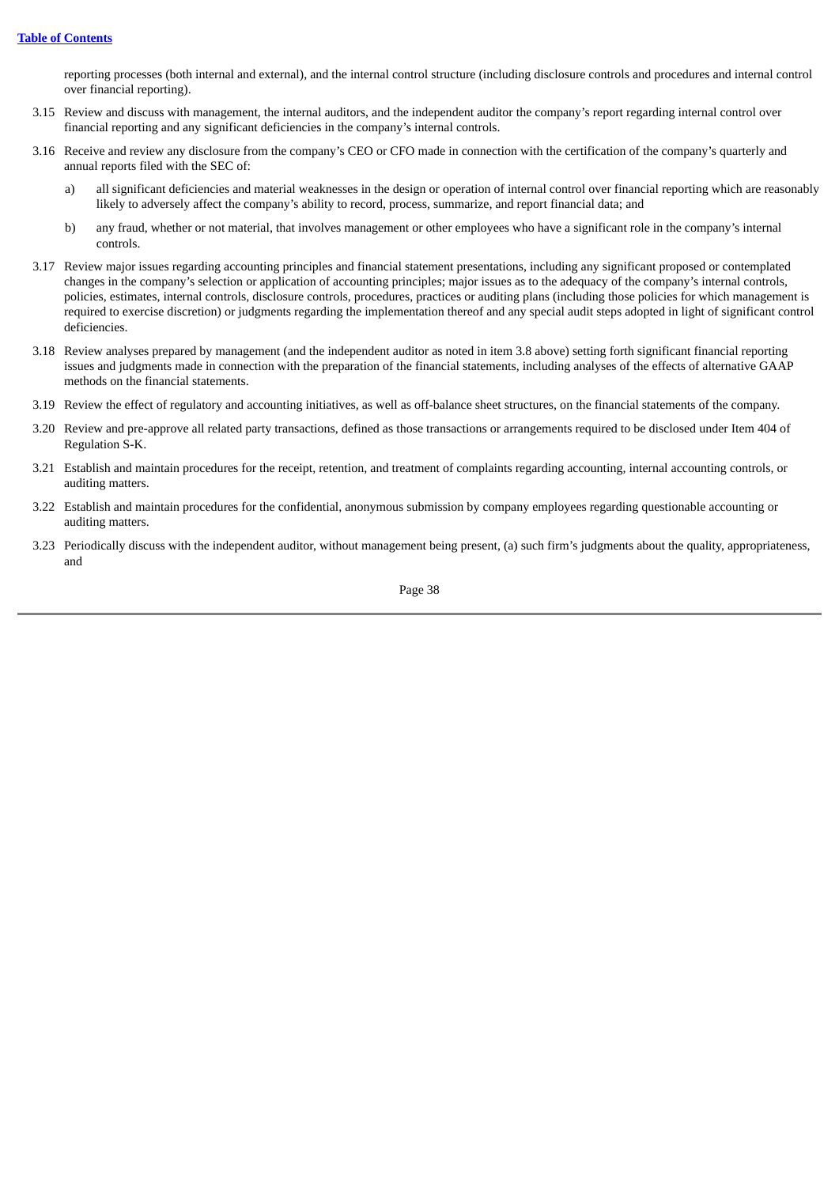reporting processes (both internal and external), and the internal control structure (including disclosure controls and procedures and internal control over financial reporting).

3.15 Review and discuss with management, the internal auditors, and the independent auditor the company's report regarding internal control over financial reporting and any significant deficiencies in the company's internal controls.

3.16 Receive and review any disclosure from the company's CEO or CFO made in connection with the certification of the company's quarterly and annual reports filed with the SEC of:

   a) all significant deficiencies and material weaknesses in the design or operation of internal control over financial reporting which are reasonably likely to adversely affect the company's ability to record, process, summarize, and report financial data; and

   b) any fraud, whether or not material, that involves management or other employees who have a significant role in the company's internal controls.

3.17 Review major issues regarding accounting principles and financial statement presentations, including any significant proposed or contemplated changes in the company's selection or application of accounting principles; major issues as to the adequacy of the company's internal controls, policies, estimates, internal controls, disclosure controls, procedures, practices or auditing plans (including those policies for which management is required to exercise discretion) or judgments regarding the implementation thereof and any special audit steps adopted in light of significant control deficiencies.

3.18 Review analyses prepared by management (and the independent auditor as noted in item 3.8 above) setting forth significant financial reporting issues and judgments made in connection with the preparation of the financial statements, including analyses of the effects of alternative GAAP methods on the financial statements.

3.19 Review the effect of regulatory and accounting initiatives, as well as off-balance sheet structures, on the financial statements of the company.

3.20 Review and pre-approve all related party transactions, defined as those transactions or arrangements required to be disclosed under Item 404 of Regulation S-K.

3.21 Establish and maintain procedures for the receipt, retention, and treatment of complaints regarding accounting, internal accounting controls, or auditing matters.

3.22 Establish and maintain procedures for the confidential, anonymous submission by company employees regarding questionable accounting or auditing matters.

3.23 Periodically discuss with the independent auditor, without management being present, (a) such firm's judgments about the quality, appropriateness, and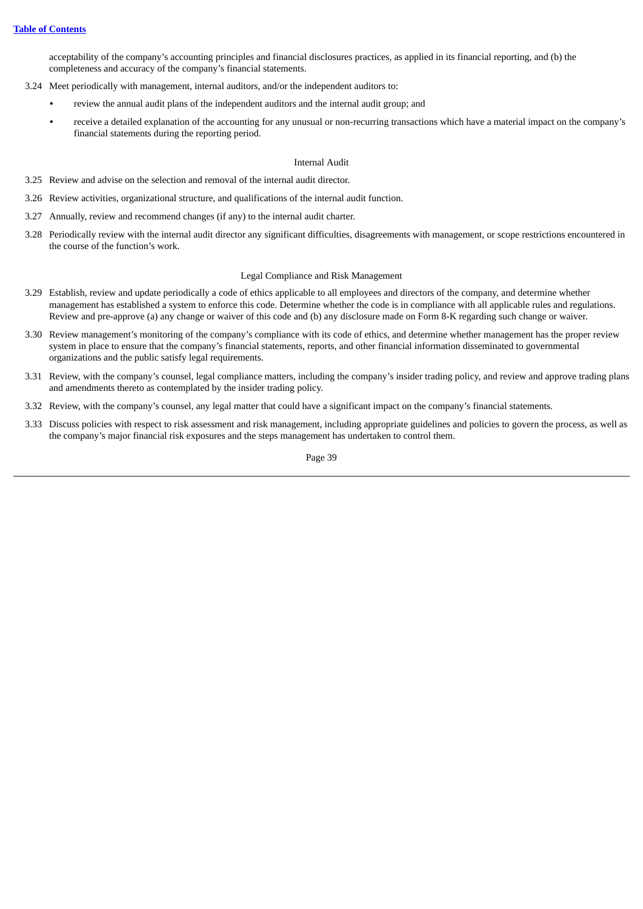acceptability of the company's accounting principles and financial disclosures practices, as applied in its financial reporting, and (b) the completeness and accuracy of the company's financial statements.

3.24 Meet periodically with management, internal auditors, and/or the independent auditors to:

- review the annual audit plans of the independent auditors and the internal audit group; and
- receive a detailed explanation of the accounting for any unusual or non-recurring transactions which have a material impact on the company's financial statements during the reporting period.

Internal Audit

3.25 Review and advise on the selection and removal of the internal audit director.

3.26 Review activities, organizational structure, and qualifications of the internal audit function.

3.27 Annually, review and recommend changes (if any) to the internal audit charter.

3.28 Periodically review with the internal audit director any significant difficulties, disagreements with management, or scope restrictions encountered in the course of the function's work.

Legal Compliance and Risk Management

3.29 Establish, review and update periodically a code of ethics applicable to all employees and directors of the company, and determine whether management has established a system to enforce this code. Determine whether the code is in compliance with all applicable rules and regulations. Review and pre-approve (a) any change or waiver of this code and (b) any disclosure made on Form 8-K regarding such change or waiver.

3.30 Review management's monitoring of the company's compliance with its code of ethics, and determine whether management has the proper review system in place to ensure that the company's financial statements, reports, and other financial information disseminated to governmental organizations and the public satisfy legal requirements.

3.31 Review, with the company's counsel, legal compliance matters, including the company's insider trading policy, and review and approve trading plans and amendments thereto as contemplated by the insider trading policy.

3.32 Review, with the company's counsel, any legal matter that could have a significant impact on the company's financial statements.

3.33 Discuss policies with respect to risk assessment and risk management, including appropriate guidelines and policies to govern the process, as well as the company's major financial risk exposures and the steps management has undertaken to control them.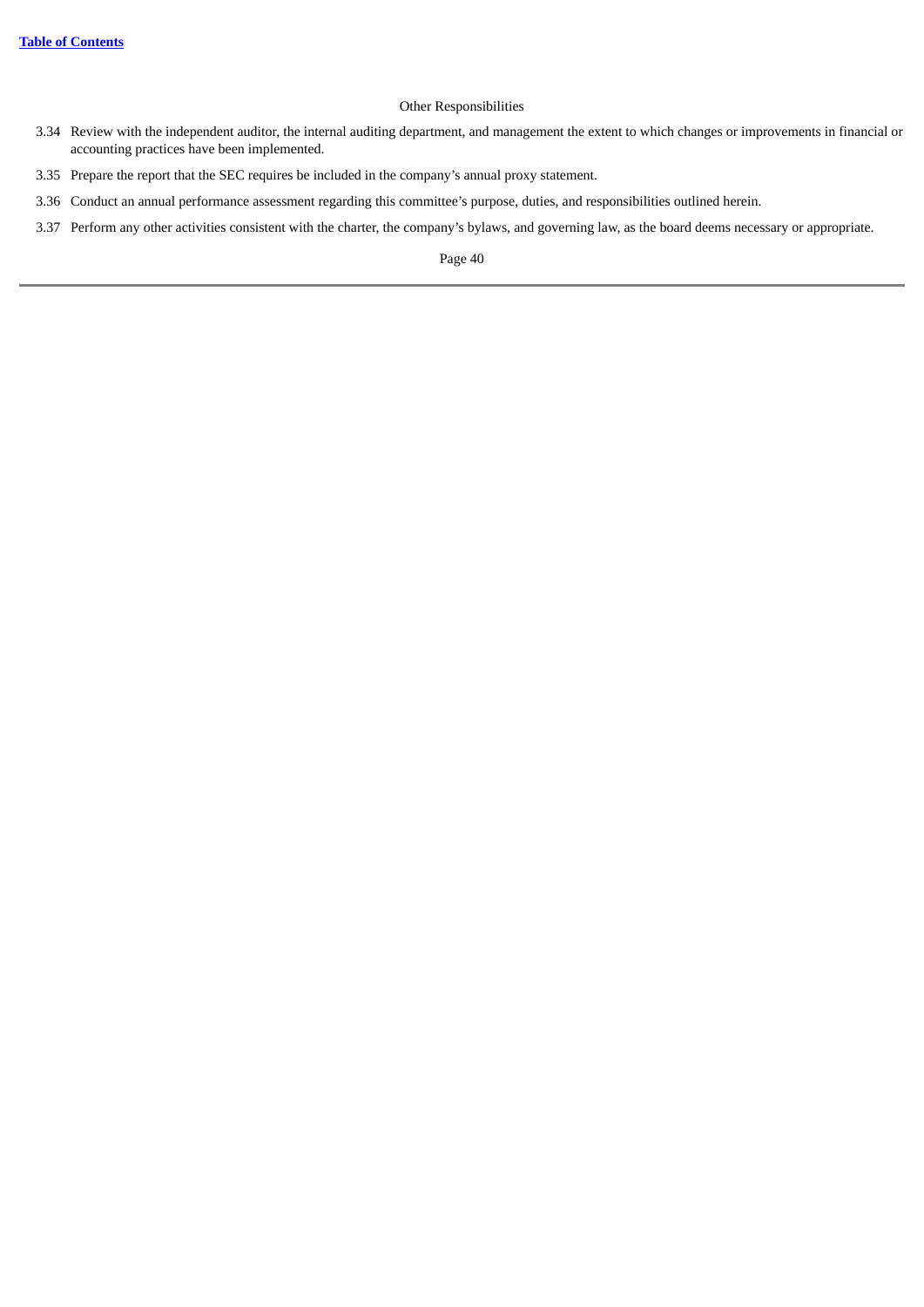Other Responsibilities

3.34 Review with the independent auditor, the internal auditing department, and management the extent to which changes or improvements in financial or accounting practices have been implemented.

3.35 Prepare the report that the SEC requires be included in the company's annual proxy statement.

3.36 Conduct an annual performance assessment regarding this committee's purpose, duties, and responsibilities outlined herein.

3.37 Perform any other activities consistent with the charter, the company's bylaws, and governing law, as the board deems necessary or appropriate.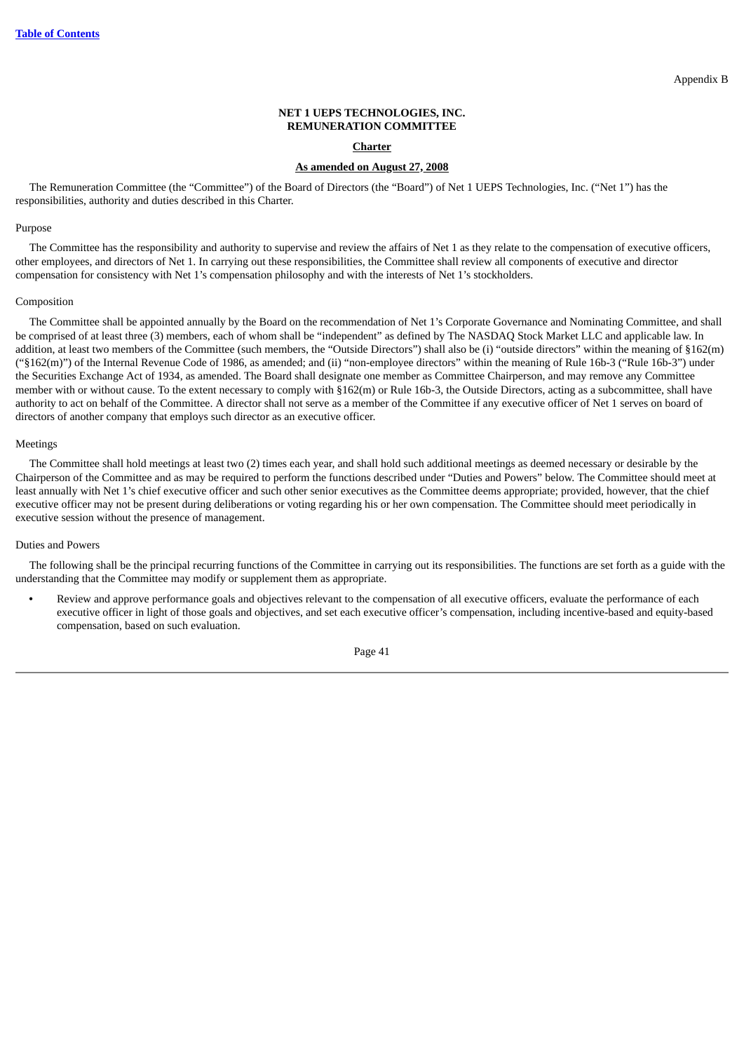Appendix B

**NET 1 UEPS TECHNOLOGIES, INC.**
**REMUNERATION COMMITTEE**

**Charter**

**As amended on August 27, 2008**

The Remuneration Committee (the "Committee") of the Board of Directors (the "Board") of Net 1 UEPS Technologies, Inc. ("Net 1") has the responsibilities, authority and duties described in this Charter.

Purpose

The Committee has the responsibility and authority to supervise and review the affairs of Net 1 as they relate to the compensation of executive officers, other employees, and directors of Net 1. In carrying out these responsibilities, the Committee shall review all components of executive and director compensation for consistency with Net 1's compensation philosophy and with the interests of Net 1's stockholders.

Composition

The Committee shall be appointed annually by the Board on the recommendation of Net 1's Corporate Governance and Nominating Committee, and shall be comprised of at least three (3) members, each of whom shall be "independent" as defined by The NASDAQ Stock Market LLC and applicable law. In addition, at least two members of the Committee (such members, the "Outside Directors") shall also be (i) "outside directors" within the meaning of §162(m) ("§162(m)") of the Internal Revenue Code of 1986, as amended; and (ii) "non-employee directors" within the meaning of Rule 16b-3 ("Rule 16b-3") under the Securities Exchange Act of 1934, as amended. The Board shall designate one member as Committee Chairperson, and may remove any Committee member with or without cause. To the extent necessary to comply with §162(m) or Rule 16b-3, the Outside Directors, acting as a subcommittee, shall have authority to act on behalf of the Committee. A director shall not serve as a member of the Committee if any executive officer of Net 1 serves on board of directors of another company that employs such director as an executive officer.

Meetings

The Committee shall hold meetings at least two (2) times each year, and shall hold such additional meetings as deemed necessary or desirable by the Chairperson of the Committee and as may be required to perform the functions described under "Duties and Powers" below. The Committee should meet at least annually with Net 1's chief executive officer and such other senior executives as the Committee deems appropriate; provided, however, that the chief executive officer may not be present during deliberations or voting regarding his or her own compensation. The Committee should meet periodically in executive session without the presence of management.

Duties and Powers

The following shall be the principal recurring functions of the Committee in carrying out its responsibilities. The functions are set forth as a guide with the understanding that the Committee may modify or supplement them as appropriate.

- Review and approve performance goals and objectives relevant to the compensation of all executive officers, evaluate the performance of each executive officer in light of those goals and objectives, and set each executive officer's compensation, including incentive-based and equity-based compensation, based on such evaluation.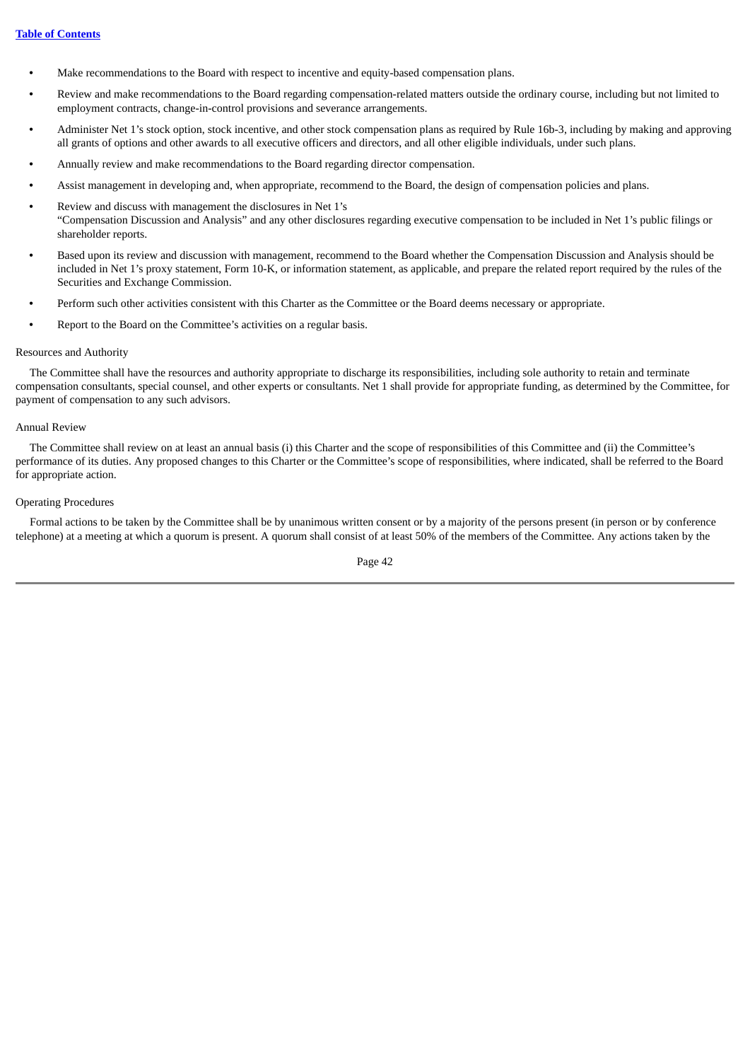- Make recommendations to the Board with respect to incentive and equity-based compensation plans.
- Review and make recommendations to the Board regarding compensation-related matters outside the ordinary course, including but not limited to employment contracts, change-in-control provisions and severance arrangements.
- Administer Net 1's stock option, stock incentive, and other stock compensation plans as required by Rule 16b-3, including by making and approving all grants of options and other awards to all executive officers and directors, and all other eligible individuals, under such plans.
- Annually review and make recommendations to the Board regarding director compensation.
- Assist management in developing and, when appropriate, recommend to the Board, the design of compensation policies and plans.
- Review and discuss with management the disclosures in Net 1's "Compensation Discussion and Analysis" and any other disclosures regarding executive compensation to be included in Net 1's public filings or shareholder reports.
- Based upon its review and discussion with management, recommend to the Board whether the Compensation Discussion and Analysis should be included in Net 1's proxy statement, Form 10-K, or information statement, as applicable, and prepare the related report required by the rules of the Securities and Exchange Commission.
- Perform such other activities consistent with this Charter as the Committee or the Board deems necessary or appropriate.
- Report to the Board on the Committee's activities on a regular basis.

Resources and Authority

The Committee shall have the resources and authority appropriate to discharge its responsibilities, including sole authority to retain and terminate compensation consultants, special counsel, and other experts or consultants. Net 1 shall provide for appropriate funding, as determined by the Committee, for payment of compensation to any such advisors.

Annual Review

The Committee shall review on at least an annual basis (i) this Charter and the scope of responsibilities of this Committee and (ii) the Committee's performance of its duties. Any proposed changes to this Charter or the Committee's scope of responsibilities, where indicated, shall be referred to the Board for appropriate action.

Operating Procedures

Formal actions to be taken by the Committee shall be by unanimous written consent or by a majority of the persons present (in person or by conference telephone) at a meeting at which a quorum is present. A quorum shall consist of at least 50% of the members of the Committee. Any actions taken by the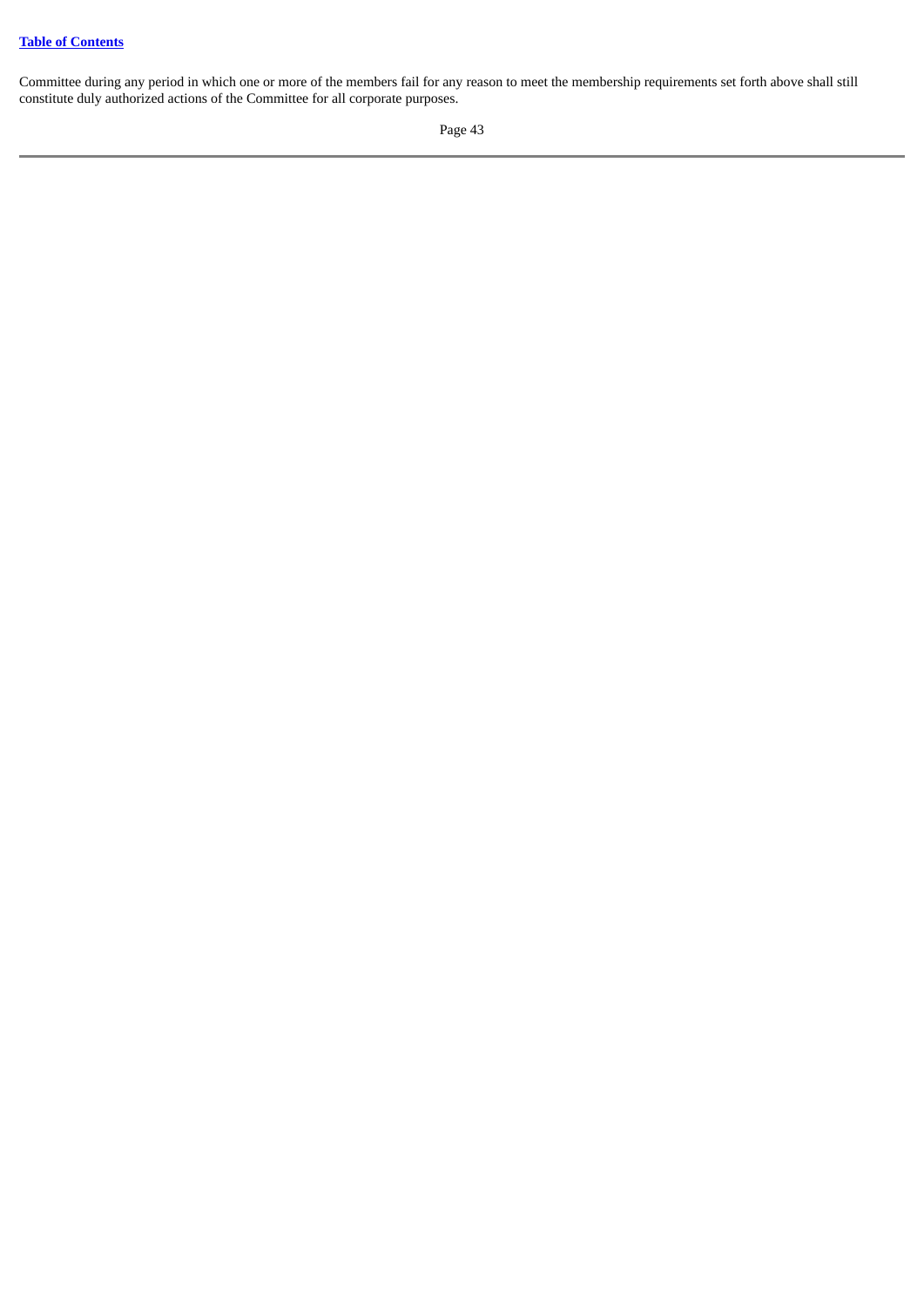Committee during any period in which one or more of the members fail for any reason to meet the membership requirements set forth above shall still constitute duly authorized actions of the Committee for all corporate purposes.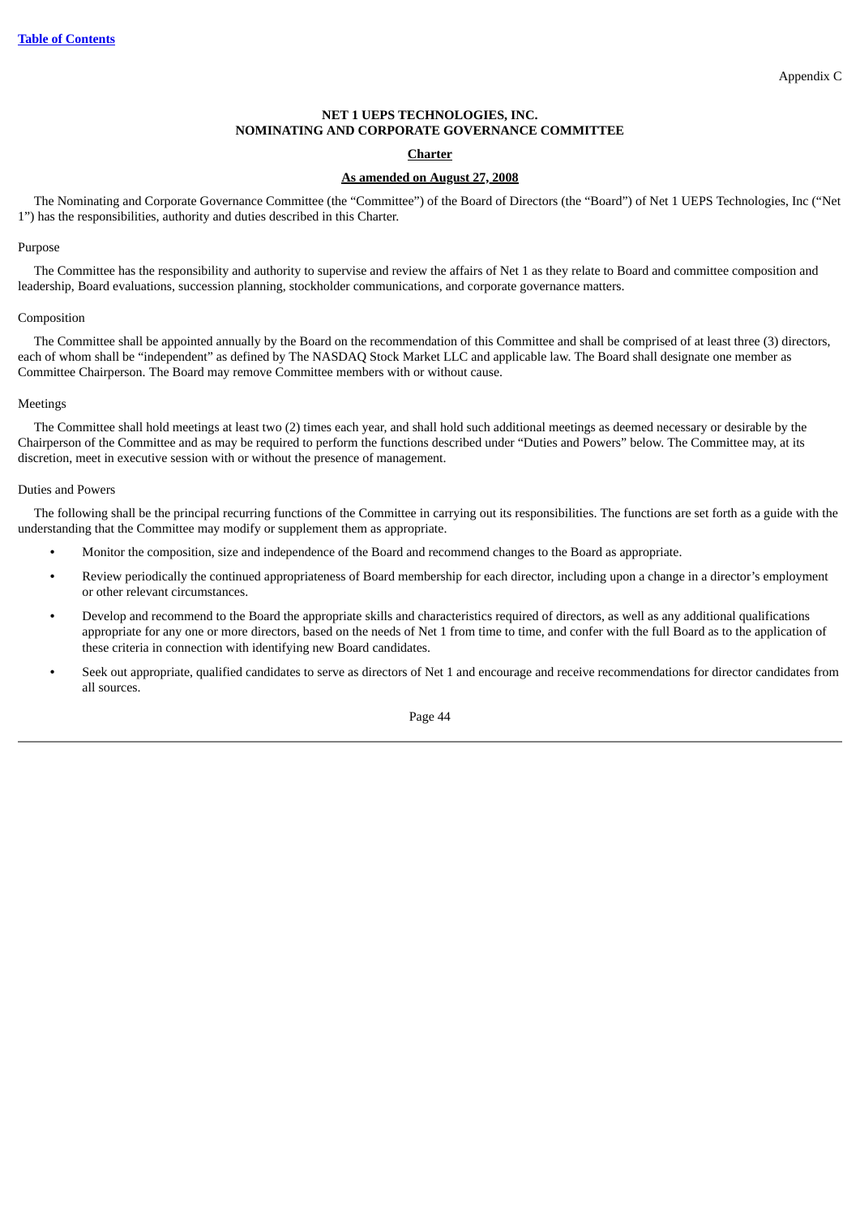Appendix C

**NET 1 UEPS TECHNOLOGIES, INC.**
**NOMINATING AND CORPORATE GOVERNANCE COMMITTEE**

**Charter**

**As amended on August 27, 2008**

The Nominating and Corporate Governance Committee (the "Committee") of the Board of Directors (the "Board") of Net 1 UEPS Technologies, Inc ("Net 1") has the responsibilities, authority and duties described in this Charter.

Purpose

The Committee has the responsibility and authority to supervise and review the affairs of Net 1 as they relate to Board and committee composition and leadership, Board evaluations, succession planning, stockholder communications, and corporate governance matters.

Composition

The Committee shall be appointed annually by the Board on the recommendation of this Committee and shall be comprised of at least three (3) directors, each of whom shall be "independent" as defined by The NASDAQ Stock Market LLC and applicable law. The Board shall designate one member as Committee Chairperson. The Board may remove Committee members with or without cause.

Meetings

The Committee shall hold meetings at least two (2) times each year, and shall hold such additional meetings as deemed necessary or desirable by the Chairperson of the Committee and as may be required to perform the functions described under "Duties and Powers" below. The Committee may, at its discretion, meet in executive session with or without the presence of management.

Duties and Powers

The following shall be the principal recurring functions of the Committee in carrying out its responsibilities. The functions are set forth as a guide with the understanding that the Committee may modify or supplement them as appropriate.

- Monitor the composition, size and independence of the Board and recommend changes to the Board as appropriate.
- Review periodically the continued appropriateness of Board membership for each director, including upon a change in a director's employment or other relevant circumstances.
- Develop and recommend to the Board the appropriate skills and characteristics required of directors, as well as any additional qualifications appropriate for any one or more directors, based on the needs of Net 1 from time to time, and confer with the full Board as to the application of these criteria in connection with identifying new Board candidates.
- Seek out appropriate, qualified candidates to serve as directors of Net 1 and encourage and receive recommendations for director candidates from all sources.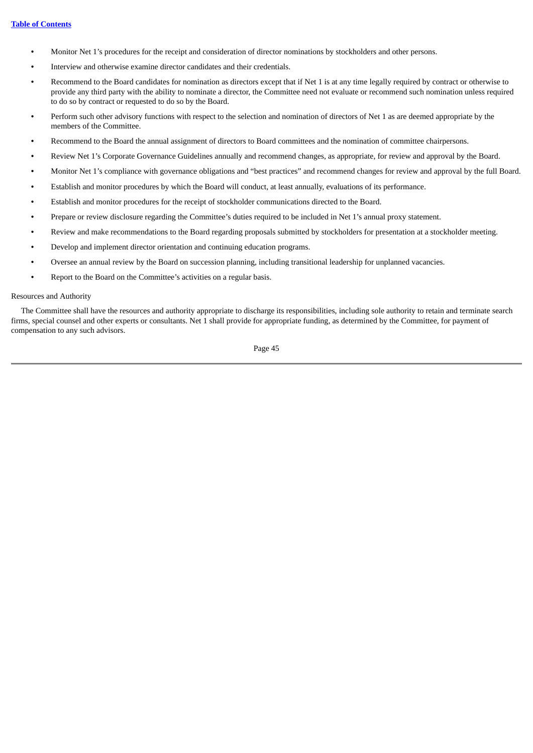- Monitor Net 1's procedures for the receipt and consideration of director nominations by stockholders and other persons.
- Interview and otherwise examine director candidates and their credentials.
- Recommend to the Board candidates for nomination as directors except that if Net 1 is at any time legally required by contract or otherwise to provide any third party with the ability to nominate a director, the Committee need not evaluate or recommend such nomination unless required to do so by contract or requested to do so by the Board.
- Perform such other advisory functions with respect to the selection and nomination of directors of Net 1 as are deemed appropriate by the members of the Committee.
- Recommend to the Board the annual assignment of directors to Board committees and the nomination of committee chairpersons.
- Review Net 1's Corporate Governance Guidelines annually and recommend changes, as appropriate, for review and approval by the Board.
- Monitor Net 1's compliance with governance obligations and "best practices" and recommend changes for review and approval by the full Board.
- Establish and monitor procedures by which the Board will conduct, at least annually, evaluations of its performance.
- Establish and monitor procedures for the receipt of stockholder communications directed to the Board.
- Prepare or review disclosure regarding the Committee's duties required to be included in Net 1's annual proxy statement.
- Review and make recommendations to the Board regarding proposals submitted by stockholders for presentation at a stockholder meeting.
- Develop and implement director orientation and continuing education programs.
- Oversee an annual review by the Board on succession planning, including transitional leadership for unplanned vacancies.
- Report to the Board on the Committee's activities on a regular basis.

Resources and Authority

The Committee shall have the resources and authority appropriate to discharge its responsibilities, including sole authority to retain and terminate search firms, special counsel and other experts or consultants. Net 1 shall provide for appropriate funding, as determined by the Committee, for payment of compensation to any such advisors.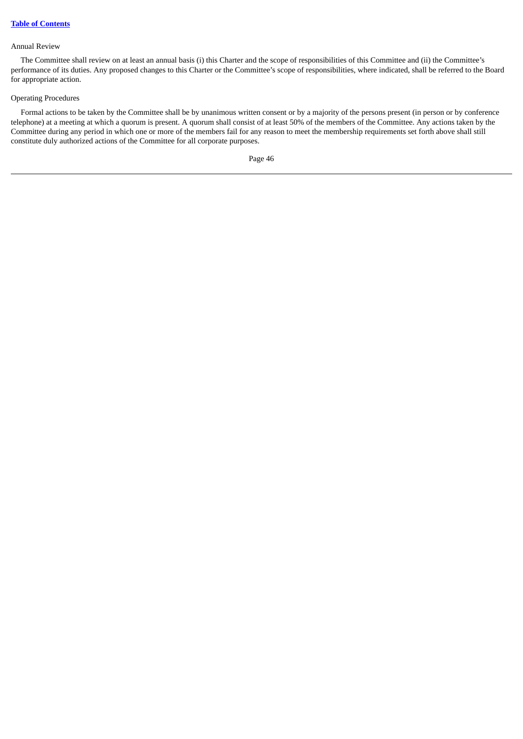Annual Review

The Committee shall review on at least an annual basis (i) this Charter and the scope of responsibilities of this Committee and (ii) the Committee's performance of its duties. Any proposed changes to this Charter or the Committee's scope of responsibilities, where indicated, shall be referred to the Board for appropriate action.

Operating Procedures

Formal actions to be taken by the Committee shall be by unanimous written consent or by a majority of the persons present (in person or by conference telephone) at a meeting at which a quorum is present. A quorum shall consist of at least 50% of the members of the Committee. Any actions taken by the Committee during any period in which one or more of the members fail for any reason to meet the membership requirements set forth above shall still constitute duly authorized actions of the Committee for all corporate purposes.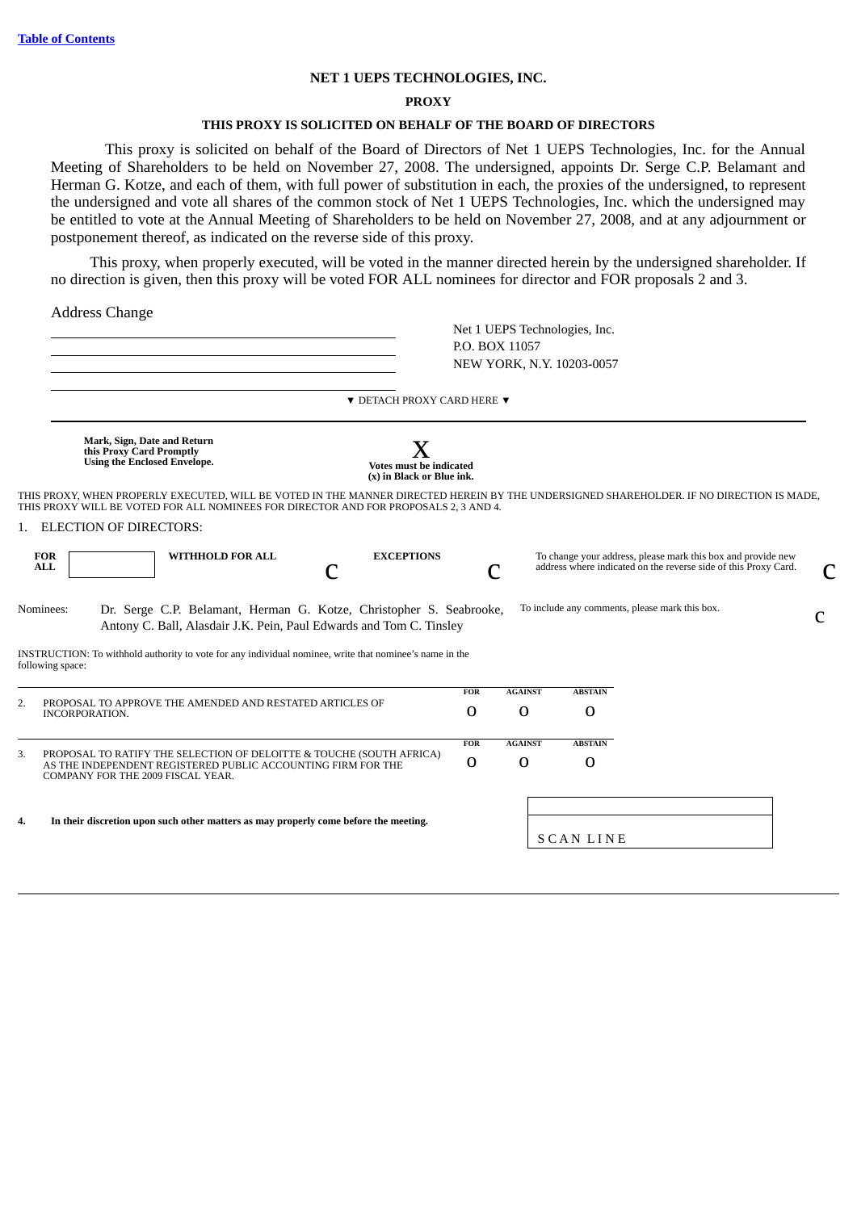[Table of Contents](#)

**NET 1 UEPS TECHNOLOGIES, INC.**

**PROXY**

**THIS PROXY IS SOLICITED ON BEHALF OF THE BOARD OF DIRECTORS**

This proxy is solicited on behalf of the Board of Directors of Net 1 UEPS Technologies, Inc. for the Annual Meeting of Shareholders to be held on November 27, 2008. The undersigned, appoints Dr. Serge C.P. Belamant and Herman G. Kotze, and each of them, with full power of substitution in each, the proxies of the undersigned, to represent the undersigned and vote all shares of the common stock of Net 1 UEPS Technologies, Inc. which the undersigned may be entitled to vote at the Annual Meeting of Shareholders to be held on November 27, 2008, and at any adjournment or postponement thereof, as indicated on the reverse side of this proxy.

This proxy, when properly executed, will be voted in the manner directed herein by the undersigned shareholder. If no direction is given, then this proxy will be voted FOR ALL nominees for director and FOR proposals 2 and 3.

Address Change

\_\_\_\_\_\_\_\_\_\_\_\_\_\_\_\_\_\_\_\_\_\_\_\_\_\_\_\_\_\_\_\_\_\_\_\_\_\_\_\_

\_\_\_\_\_\_\_\_\_\_\_\_\_\_\_\_\_\_\_\_\_\_\_\_\_\_\_\_\_\_\_\_\_\_\_\_\_\_\_\_

\_\_\_\_\_\_\_\_\_\_\_\_\_\_\_\_\_\_\_\_\_\_\_\_\_\_\_\_\_\_\_\_\_\_\_\_\_\_\_\_

Net 1 UEPS Technologies, Inc.
P.O. BOX 11057
NEW YORK, N.Y. 10203-0057

▼ DETACH PROXY CARD HERE ▼

---

**Mark, Sign, Date and Return this Proxy Card Promptly Using the Enclosed Envelope.**

X
**Votes must be indicated (x) in Black or Blue ink.**

THIS PROXY, WHEN PROPERLY EXECUTED, WILL BE VOTED IN THE MANNER DIRECTED HEREIN BY THE UNDERSIGNED SHAREHOLDER. IF NO DIRECTION IS MADE, THIS PROXY WILL BE VOTED FOR ALL NOMINEES FOR DIRECTOR AND FOR PROPOSALS 2, 3 AND 4.

1. ELECTION OF DIRECTORS:

**FOR ALL** ☐ **WITHHOLD FOR ALL** C **EXCEPTIONS** C

To change your address, please mark this box and provide new address where indicated on the reverse side of this Proxy Card. C

Nominees: Dr. Serge C.P. Belamant, Herman G. Kotze, Christopher S. Seabrooke, Antony C. Ball, Alasdair J.K. Pein, Paul Edwards and Tom C. Tinsley

To include any comments, please mark this box. C

INSTRUCTION: To withhold authority to vote for any individual nominee, write that nominee's name in the following space:

| | | FOR | AGAINST | ABSTAIN |
|---|---|---|---|---|
| 2. | PROPOSAL TO APPROVE THE AMENDED AND RESTATED ARTICLES OF INCORPORATION. | o | o | o |
| 3. | PROPOSAL TO RATIFY THE SELECTION OF DELOITTE & TOUCHE (SOUTH AFRICA) AS THE INDEPENDENT REGISTERED PUBLIC ACCOUNTING FIRM FOR THE COMPANY FOR THE 2009 FISCAL YEAR. | o | o | o |

**4. In their discretion upon such other matters as may properly come before the meeting.**

SCAN LINE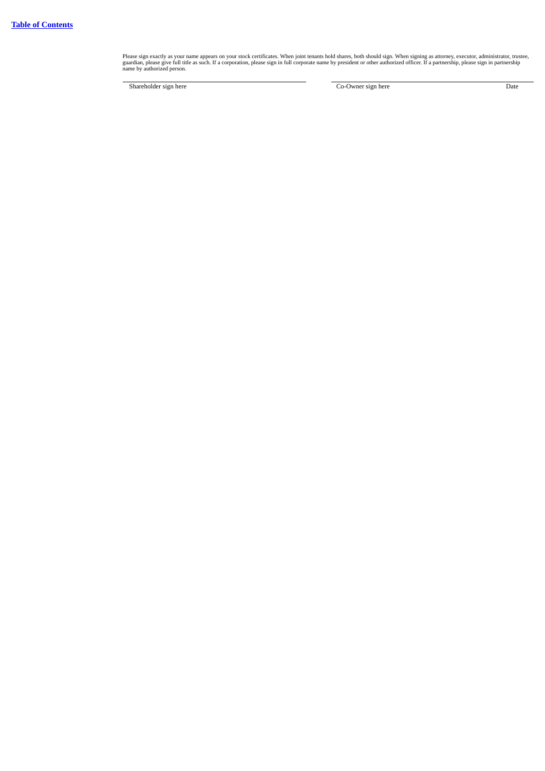[Table of Contents]

Please sign exactly as your name appears on your stock certificates. When joint tenants hold shares, both should sign. When signing as attorney, executor, administrator, trustee, guardian, please give full title as such. If a corporation, please sign in full corporate name by president or other authorized officer. If a partnership, please sign in partnership name by authorized person.

| | | |
|---|---|---|
| Shareholder sign here | Co-Owner sign here | Date |